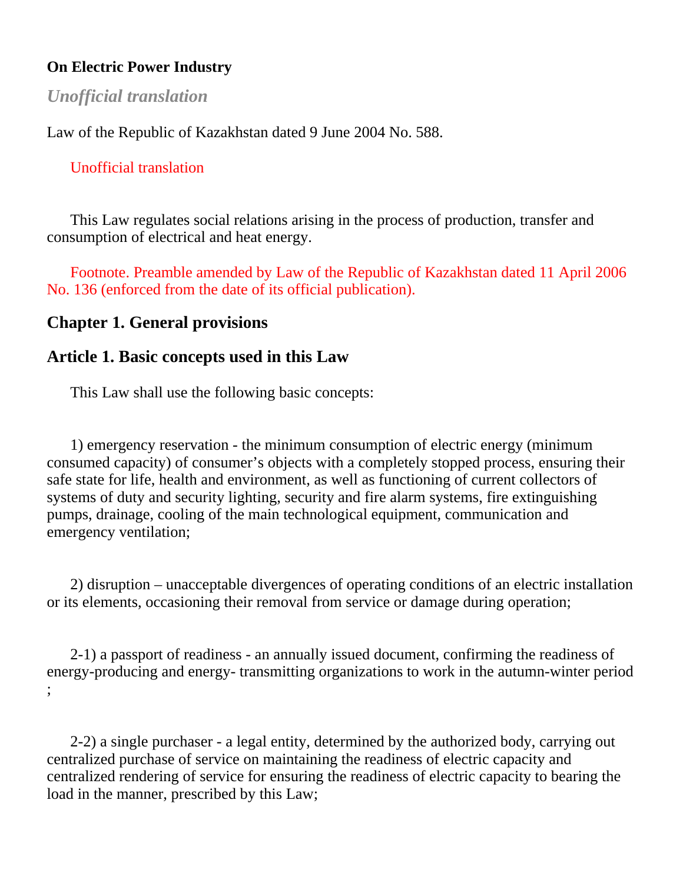**On Electric Power Industry**

***Unofficial translation***

Law of the Republic of Kazakhstan dated 9 June 2004 No. 588.

Unofficial translation

This Law regulates social relations arising in the process of production, transfer and consumption of electrical and heat energy.

Footnote. Preamble amended by Law of the Republic of Kazakhstan dated 11 April 2006 No. 136 (enforced from the date of its official publication).

## Chapter 1. General provisions

## Article 1. Basic concepts used in this Law

This Law shall use the following basic concepts:

1) emergency reservation - the minimum consumption of electric energy (minimum consumed capacity) of consumer's objects with a completely stopped process, ensuring their safe state for life, health and environment, as well as functioning of current collectors of systems of duty and security lighting, security and fire alarm systems, fire extinguishing pumps, drainage, cooling of the main technological equipment, communication and emergency ventilation;

2) disruption – unacceptable divergences of operating conditions of an electric installation or its elements, occasioning their removal from service or damage during operation;

2-1) a passport of readiness - an annually issued document, confirming the readiness of energy-producing and energy- transmitting organizations to work in the autumn-winter period ;

2-2) a single purchaser - a legal entity, determined by the authorized body, carrying out centralized purchase of service on maintaining the readiness of electric capacity and centralized rendering of service for ensuring the readiness of electric capacity to bearing the load in the manner, prescribed by this Law;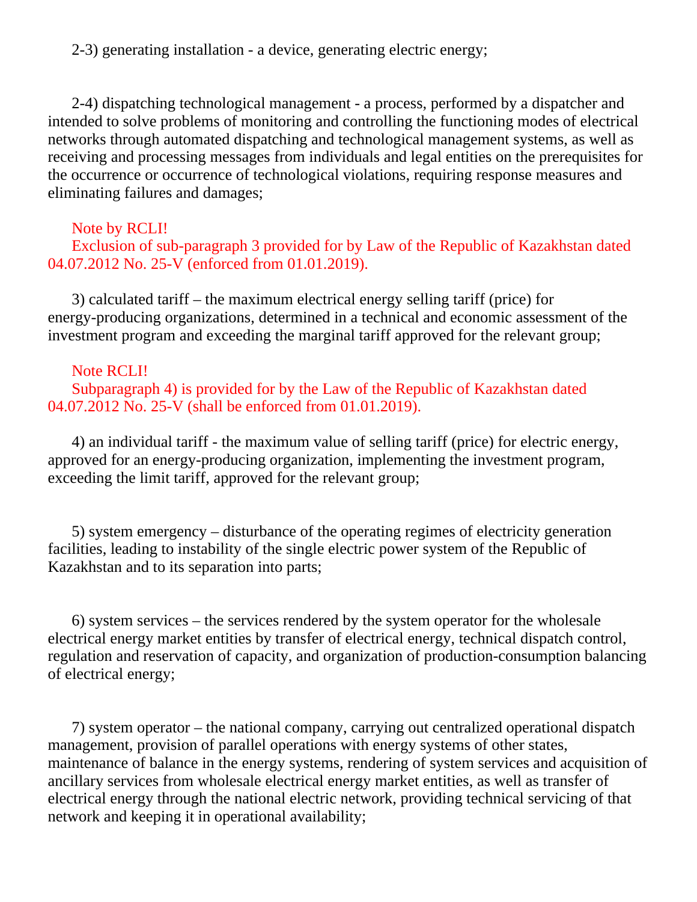2-3) generating installation - a device, generating electric energy;

2-4) dispatching technological management - a process, performed by a dispatcher and intended to solve problems of monitoring and controlling the functioning modes of electrical networks through automated dispatching and technological management systems, as well as receiving and processing messages from individuals and legal entities on the prerequisites for the occurrence or occurrence of technological violations, requiring response measures and eliminating failures and damages;

Note by RCLI!
Exclusion of sub-paragraph 3 provided for by Law of the Republic of Kazakhstan dated 04.07.2012 No. 25-V (enforced from 01.01.2019).

3) calculated tariff – the maximum electrical energy selling tariff (price) for energy-producing organizations, determined in a technical and economic assessment of the investment program and exceeding the marginal tariff approved for the relevant group;

Note RCLI!
Subparagraph 4) is provided for by the Law of the Republic of Kazakhstan dated 04.07.2012 No. 25-V (shall be enforced from 01.01.2019).

4) an individual tariff - the maximum value of selling tariff (price) for electric energy, approved for an energy-producing organization, implementing the investment program, exceeding the limit tariff, approved for the relevant group;

5) system emergency – disturbance of the operating regimes of electricity generation facilities, leading to instability of the single electric power system of the Republic of Kazakhstan and to its separation into parts;

6) system services – the services rendered by the system operator for the wholesale electrical energy market entities by transfer of electrical energy, technical dispatch control, regulation and reservation of capacity, and organization of production-consumption balancing of electrical energy;

7) system operator – the national company, carrying out centralized operational dispatch management, provision of parallel operations with energy systems of other states, maintenance of balance in the energy systems, rendering of system services and acquisition of ancillary services from wholesale electrical energy market entities, as well as transfer of electrical energy through the national electric network, providing technical servicing of that network and keeping it in operational availability;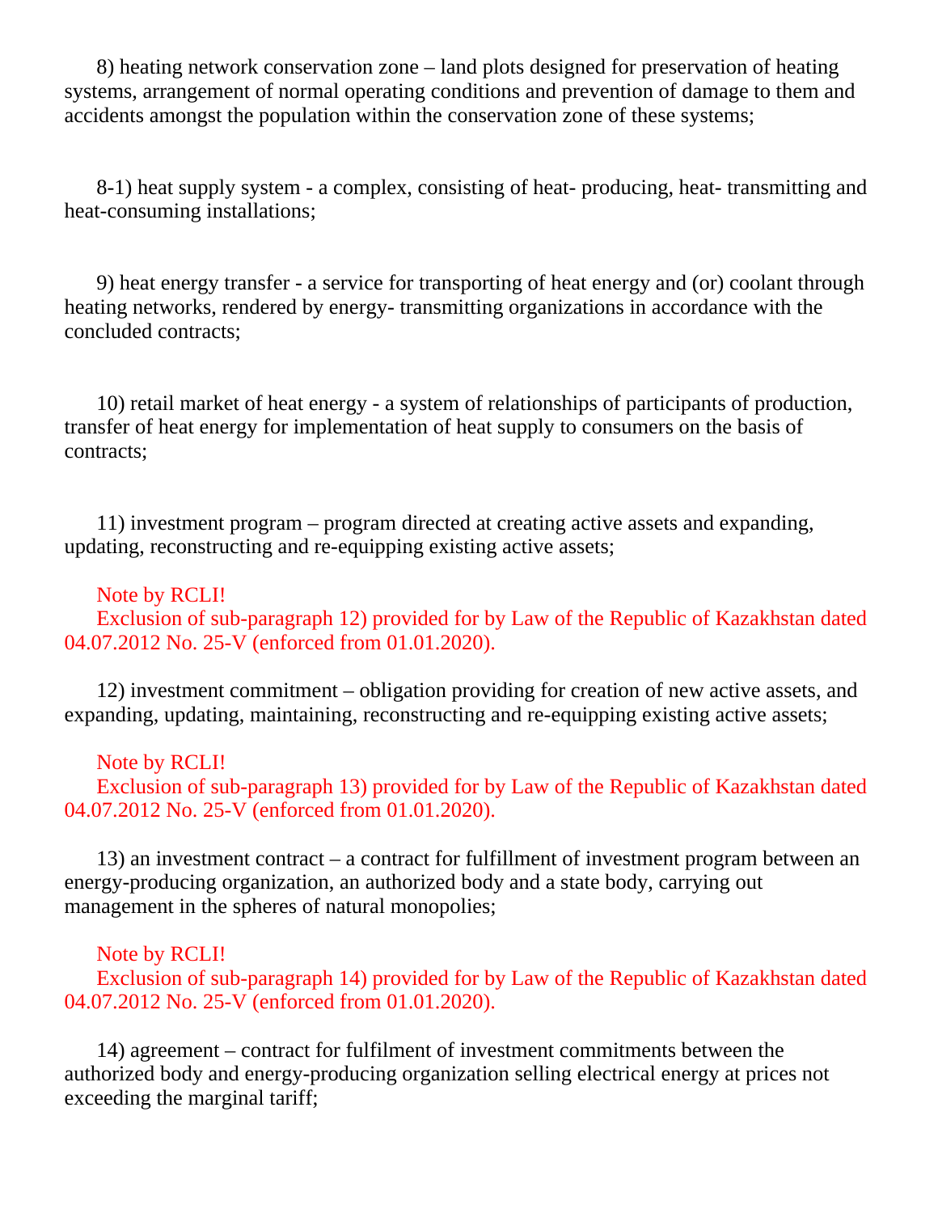8) heating network conservation zone – land plots designed for preservation of heating systems, arrangement of normal operating conditions and prevention of damage to them and accidents amongst the population within the conservation zone of these systems;

8-1) heat supply system - a complex, consisting of heat- producing, heat- transmitting and heat-consuming installations;

9) heat energy transfer - a service for transporting of heat energy and (or) coolant through heating networks, rendered by energy- transmitting organizations in accordance with the concluded contracts;

10) retail market of heat energy - a system of relationships of participants of production, transfer of heat energy for implementation of heat supply to consumers on the basis of contracts;

11) investment program – program directed at creating active assets and expanding, updating, reconstructing and re-equipping existing active assets;

Note by RCLI!
Exclusion of sub-paragraph 12) provided for by Law of the Republic of Kazakhstan dated 04.07.2012 No. 25-V (enforced from 01.01.2020).

12) investment commitment – obligation providing for creation of new active assets, and expanding, updating, maintaining, reconstructing and re-equipping existing active assets;

Note by RCLI!
Exclusion of sub-paragraph 13) provided for by Law of the Republic of Kazakhstan dated 04.07.2012 No. 25-V (enforced from 01.01.2020).

13) an investment contract – a contract for fulfillment of investment program between an energy-producing organization, an authorized body and a state body, carrying out management in the spheres of natural monopolies;

Note by RCLI!
Exclusion of sub-paragraph 14) provided for by Law of the Republic of Kazakhstan dated 04.07.2012 No. 25-V (enforced from 01.01.2020).

14) agreement – contract for fulfilment of investment commitments between the authorized body and energy-producing organization selling electrical energy at prices not exceeding the marginal tariff;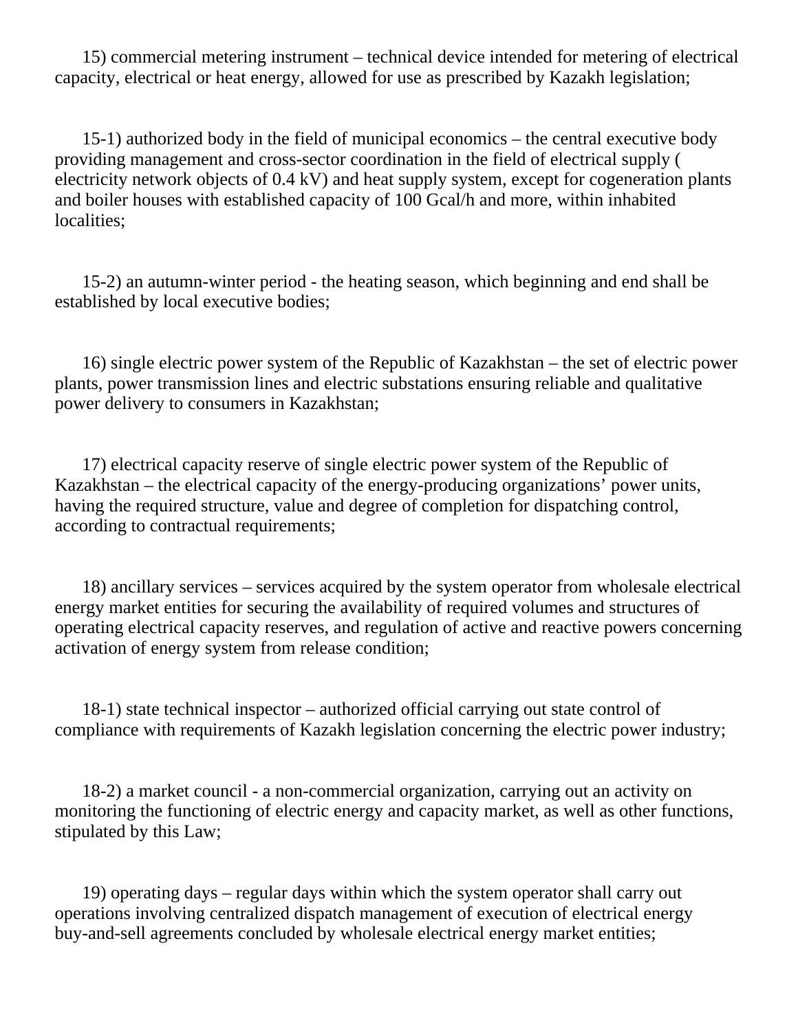15) commercial metering instrument – technical device intended for metering of electrical capacity, electrical or heat energy, allowed for use as prescribed by Kazakh legislation;

15-1) authorized body in the field of municipal economics – the central executive body providing management and cross-sector coordination in the field of electrical supply ( electricity network objects of 0.4 kV) and heat supply system, except for cogeneration plants and boiler houses with established capacity of 100 Gcal/h and more, within inhabited localities;

15-2) an autumn-winter period - the heating season, which beginning and end shall be established by local executive bodies;

16) single electric power system of the Republic of Kazakhstan – the set of electric power plants, power transmission lines and electric substations ensuring reliable and qualitative power delivery to consumers in Kazakhstan;

17) electrical capacity reserve of single electric power system of the Republic of Kazakhstan – the electrical capacity of the energy-producing organizations' power units, having the required structure, value and degree of completion for dispatching control, according to contractual requirements;

18) ancillary services – services acquired by the system operator from wholesale electrical energy market entities for securing the availability of required volumes and structures of operating electrical capacity reserves, and regulation of active and reactive powers concerning activation of energy system from release condition;

18-1) state technical inspector – authorized official carrying out state control of compliance with requirements of Kazakh legislation concerning the electric power industry;

18-2) a market council - a non-commercial organization, carrying out an activity on monitoring the functioning of electric energy and capacity market, as well as other functions, stipulated by this Law;

19) operating days – regular days within which the system operator shall carry out operations involving centralized dispatch management of execution of electrical energy buy-and-sell agreements concluded by wholesale electrical energy market entities;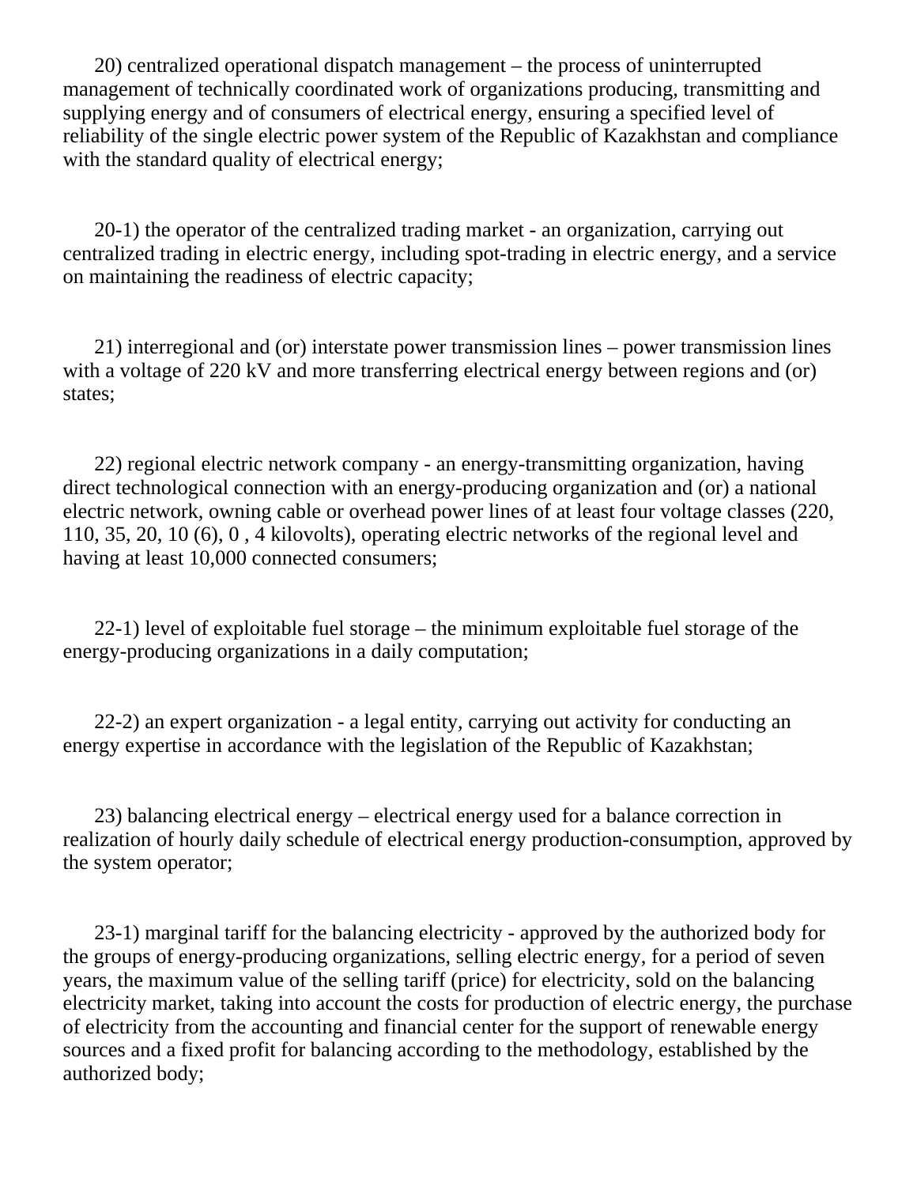20) centralized operational dispatch management – the process of uninterrupted management of technically coordinated work of organizations producing, transmitting and supplying energy and of consumers of electrical energy, ensuring a specified level of reliability of the single electric power system of the Republic of Kazakhstan and compliance with the standard quality of electrical energy;

20-1) the operator of the centralized trading market - an organization, carrying out centralized trading in electric energy, including spot-trading in electric energy, and a service on maintaining the readiness of electric capacity;

21) interregional and (or) interstate power transmission lines – power transmission lines with a voltage of 220 kV and more transferring electrical energy between regions and (or) states;

22) regional electric network company - an energy-transmitting organization, having direct technological connection with an energy-producing organization and (or) a national electric network, owning cable or overhead power lines of at least four voltage classes (220, 110, 35, 20, 10 (6), 0 , 4 kilovolts), operating electric networks of the regional level and having at least 10,000 connected consumers;

22-1) level of exploitable fuel storage – the minimum exploitable fuel storage of the energy-producing organizations in a daily computation;

22-2) an expert organization - a legal entity, carrying out activity for conducting an energy expertise in accordance with the legislation of the Republic of Kazakhstan;

23) balancing electrical energy – electrical energy used for a balance correction in realization of hourly daily schedule of electrical energy production-consumption, approved by the system operator;

23-1) marginal tariff for the balancing electricity - approved by the authorized body for the groups of energy-producing organizations, selling electric energy, for a period of seven years, the maximum value of the selling tariff (price) for electricity, sold on the balancing electricity market, taking into account the costs for production of electric energy, the purchase of electricity from the accounting and financial center for the support of renewable energy sources and a fixed profit for balancing according to the methodology, established by the authorized body;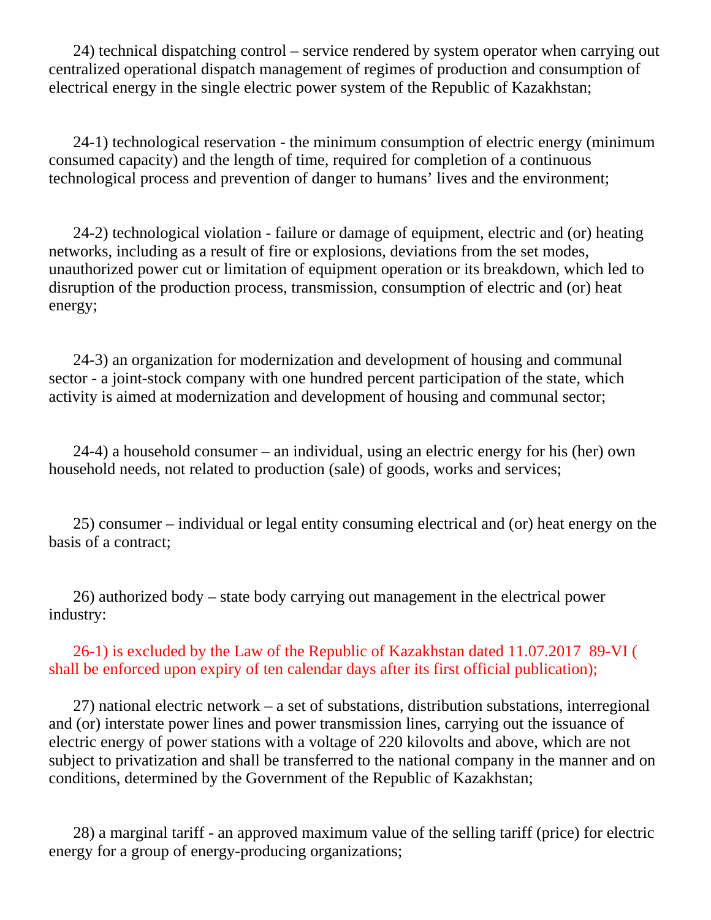24) technical dispatching control – service rendered by system operator when carrying out centralized operational dispatch management of regimes of production and consumption of electrical energy in the single electric power system of the Republic of Kazakhstan;

24-1) technological reservation - the minimum consumption of electric energy (minimum consumed capacity) and the length of time, required for completion of a continuous technological process and prevention of danger to humans' lives and the environment;

24-2) technological violation - failure or damage of equipment, electric and (or) heating networks, including as a result of fire or explosions, deviations from the set modes, unauthorized power cut or limitation of equipment operation or its breakdown, which led to disruption of the production process, transmission, consumption of electric and (or) heat energy;

24-3) an organization for modernization and development of housing and communal sector - a joint-stock company with one hundred percent participation of the state, which activity is aimed at modernization and development of housing and communal sector;

24-4) a household consumer – an individual, using an electric energy for his (her) own household needs, not related to production (sale) of goods, works and services;

25) consumer – individual or legal entity consuming electrical and (or) heat energy on the basis of a contract;

26) authorized body – state body carrying out management in the electrical power industry:

26-1) is excluded by the Law of the Republic of Kazakhstan dated 11.07.2017 89-VI ( shall be enforced upon expiry of ten calendar days after its first official publication);

27) national electric network – a set of substations, distribution substations, interregional and (or) interstate power lines and power transmission lines, carrying out the issuance of electric energy of power stations with a voltage of 220 kilovolts and above, which are not subject to privatization and shall be transferred to the national company in the manner and on conditions, determined by the Government of the Republic of Kazakhstan;

28) a marginal tariff - an approved maximum value of the selling tariff (price) for electric energy for a group of energy-producing organizations;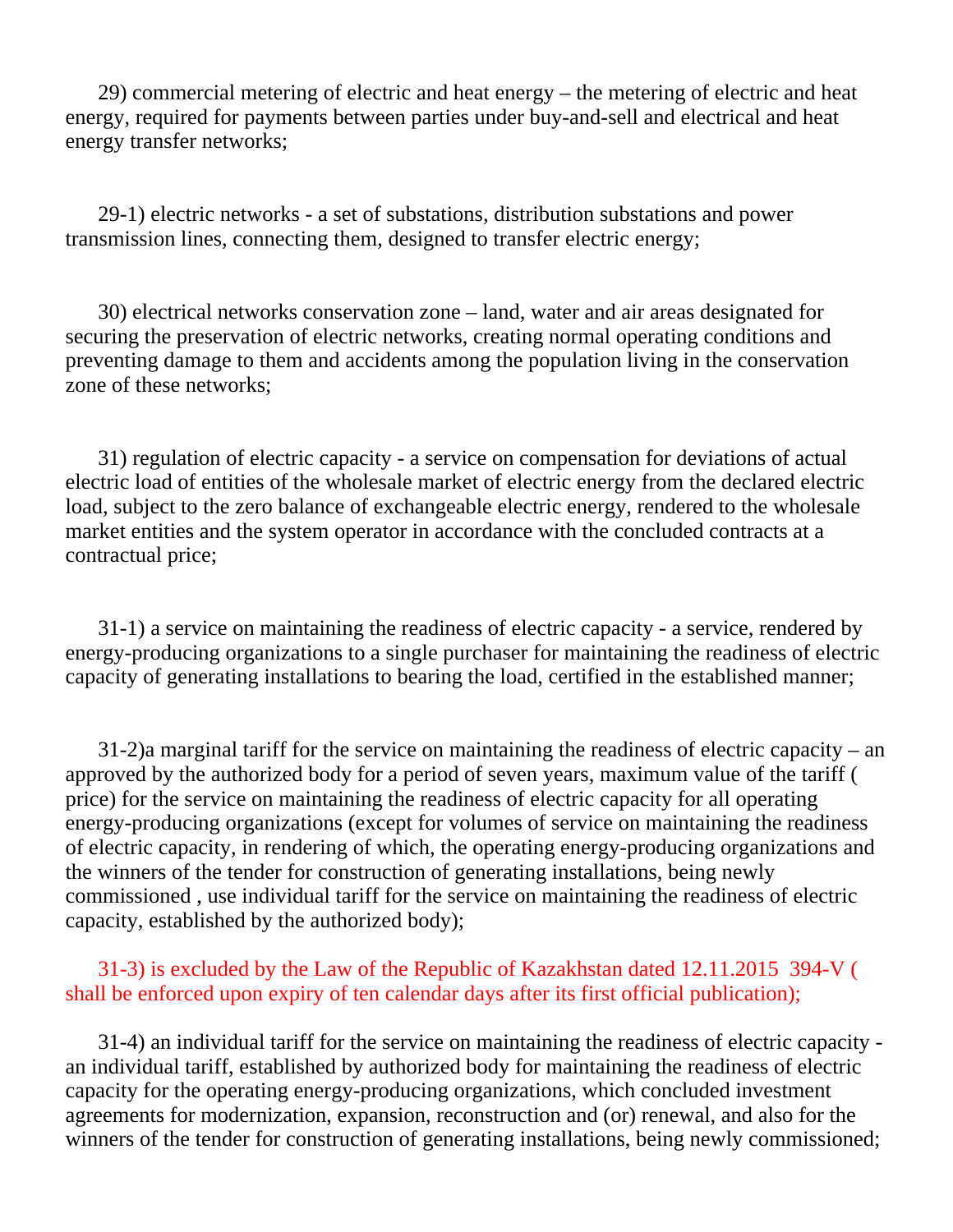29) commercial metering of electric and heat energy – the metering of electric and heat energy, required for payments between parties under buy-and-sell and electrical and heat energy transfer networks;

29-1) electric networks - a set of substations, distribution substations and power transmission lines, connecting them, designed to transfer electric energy;

30) electrical networks conservation zone – land, water and air areas designated for securing the preservation of electric networks, creating normal operating conditions and preventing damage to them and accidents among the population living in the conservation zone of these networks;

31) regulation of electric capacity - a service on compensation for deviations of actual electric load of entities of the wholesale market of electric energy from the declared electric load, subject to the zero balance of exchangeable electric energy, rendered to the wholesale market entities and the system operator in accordance with the concluded contracts at a contractual price;

31-1) a service on maintaining the readiness of electric capacity - a service, rendered by energy-producing organizations to a single purchaser for maintaining the readiness of electric capacity of generating installations to bearing the load, certified in the established manner;

31-2)a marginal tariff for the service on maintaining the readiness of electric capacity – an approved by the authorized body for a period of seven years, maximum value of the tariff ( price) for the service on maintaining the readiness of electric capacity for all operating energy-producing organizations (except for volumes of service on maintaining the readiness of electric capacity, in rendering of which, the operating energy-producing organizations and the winners of the tender for construction of generating installations, being newly commissioned , use individual tariff for the service on maintaining the readiness of electric capacity, established by the authorized body);

31-3) is excluded by the Law of the Republic of Kazakhstan dated 12.11.2015 394-V ( shall be enforced upon expiry of ten calendar days after its first official publication);

31-4) an individual tariff for the service on maintaining the readiness of electric capacity - an individual tariff, established by authorized body for maintaining the readiness of electric capacity for the operating energy-producing organizations, which concluded investment agreements for modernization, expansion, reconstruction and (or) renewal, and also for the winners of the tender for construction of generating installations, being newly commissioned;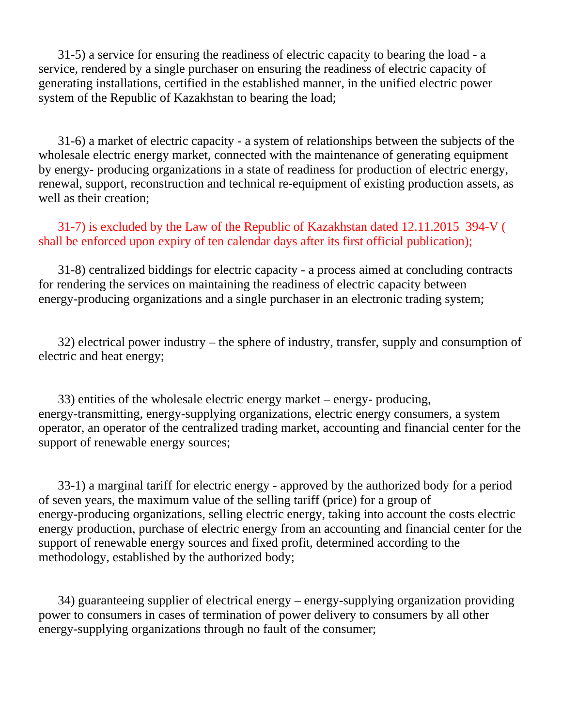31-5) a service for ensuring the readiness of electric capacity to bearing the load - a service, rendered by a single purchaser on ensuring the readiness of electric capacity of generating installations, certified in the established manner, in the unified electric power system of the Republic of Kazakhstan to bearing the load;

31-6) a market of electric capacity - a system of relationships between the subjects of the wholesale electric energy market, connected with the maintenance of generating equipment by energy- producing organizations in a state of readiness for production of electric energy, renewal, support, reconstruction and technical re-equipment of existing production assets, as well as their creation;

31-7) is excluded by the Law of the Republic of Kazakhstan dated 12.11.2015 394-V ( shall be enforced upon expiry of ten calendar days after its first official publication);

31-8) centralized biddings for electric capacity - a process aimed at concluding contracts for rendering the services on maintaining the readiness of electric capacity between energy-producing organizations and a single purchaser in an electronic trading system;

32) electrical power industry – the sphere of industry, transfer, supply and consumption of electric and heat energy;

33) entities of the wholesale electric energy market – energy- producing, energy-transmitting, energy-supplying organizations, electric energy consumers, a system operator, an operator of the centralized trading market, accounting and financial center for the support of renewable energy sources;

33-1) a marginal tariff for electric energy - approved by the authorized body for a period of seven years, the maximum value of the selling tariff (price) for a group of energy-producing organizations, selling electric energy, taking into account the costs electric energy production, purchase of electric energy from an accounting and financial center for the support of renewable energy sources and fixed profit, determined according to the methodology, established by the authorized body;

34) guaranteeing supplier of electrical energy – energy-supplying organization providing power to consumers in cases of termination of power delivery to consumers by all other energy-supplying organizations through no fault of the consumer;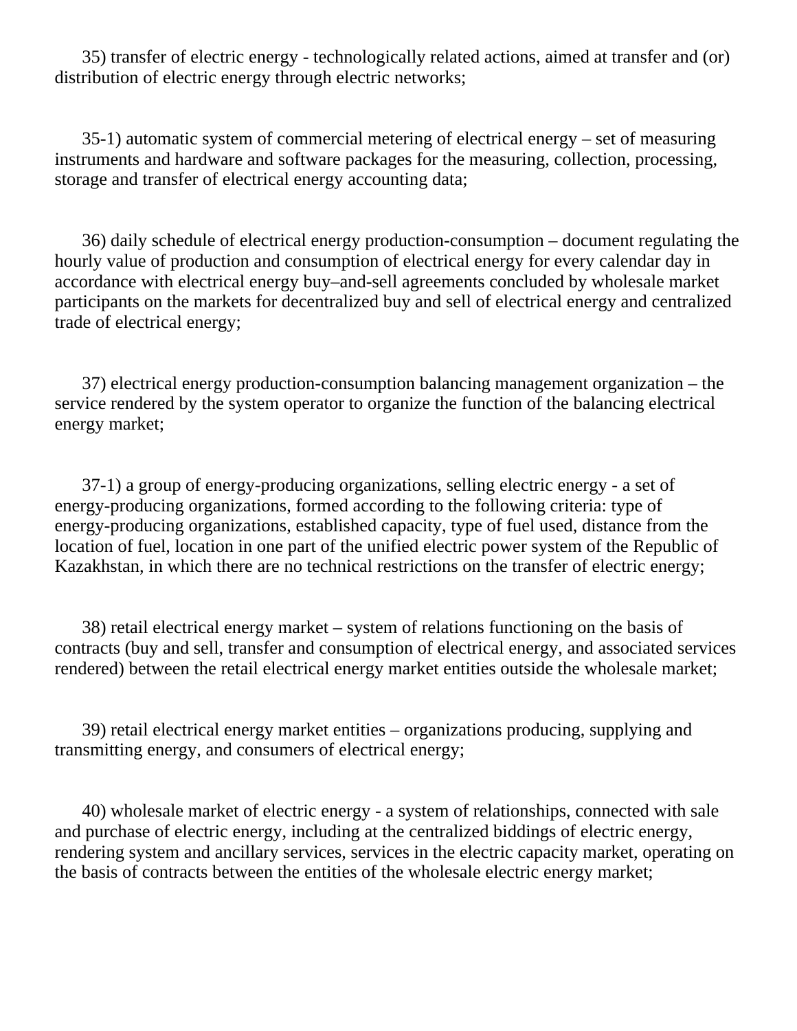35) transfer of electric energy - technologically related actions, aimed at transfer and (or) distribution of electric energy through electric networks;

35-1) automatic system of commercial metering of electrical energy – set of measuring instruments and hardware and software packages for the measuring, collection, processing, storage and transfer of electrical energy accounting data;

36) daily schedule of electrical energy production-consumption – document regulating the hourly value of production and consumption of electrical energy for every calendar day in accordance with electrical energy buy–and-sell agreements concluded by wholesale market participants on the markets for decentralized buy and sell of electrical energy and centralized trade of electrical energy;

37) electrical energy production-consumption balancing management organization – the service rendered by the system operator to organize the function of the balancing electrical energy market;

37-1) a group of energy-producing organizations, selling electric energy - a set of energy-producing organizations, formed according to the following criteria: type of energy-producing organizations, established capacity, type of fuel used, distance from the location of fuel, location in one part of the unified electric power system of the Republic of Kazakhstan, in which there are no technical restrictions on the transfer of electric energy;

38) retail electrical energy market – system of relations functioning on the basis of contracts (buy and sell, transfer and consumption of electrical energy, and associated services rendered) between the retail electrical energy market entities outside the wholesale market;

39) retail electrical energy market entities – organizations producing, supplying and transmitting energy, and consumers of electrical energy;

40) wholesale market of electric energy - a system of relationships, connected with sale and purchase of electric energy, including at the centralized biddings of electric energy, rendering system and ancillary services, services in the electric capacity market, operating on the basis of contracts between the entities of the wholesale electric energy market;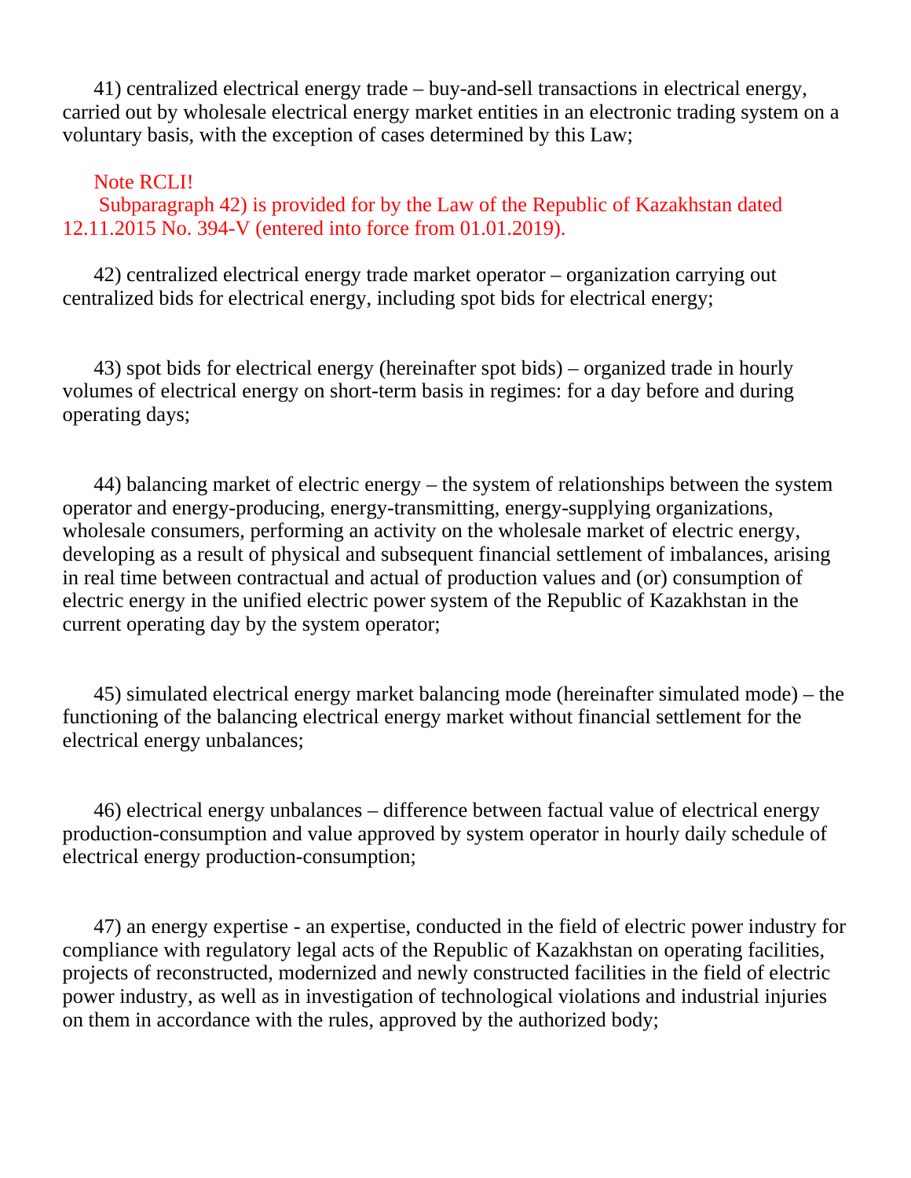41) centralized electrical energy trade – buy-and-sell transactions in electrical energy, carried out by wholesale electrical energy market entities in an electronic trading system on a voluntary basis, with the exception of cases determined by this Law;

Note RCLI!
Subparagraph 42) is provided for by the Law of the Republic of Kazakhstan dated 12.11.2015 No. 394-V (entered into force from 01.01.2019).

42) centralized electrical energy trade market operator – organization carrying out centralized bids for electrical energy, including spot bids for electrical energy;

43) spot bids for electrical energy (hereinafter spot bids) – organized trade in hourly volumes of electrical energy on short-term basis in regimes: for a day before and during operating days;

44) balancing market of electric energy – the system of relationships between the system operator and energy-producing, energy-transmitting, energy-supplying organizations, wholesale consumers, performing an activity on the wholesale market of electric energy, developing as a result of physical and subsequent financial settlement of imbalances, arising in real time between contractual and actual of production values and (or) consumption of electric energy in the unified electric power system of the Republic of Kazakhstan in the current operating day by the system operator;

45) simulated electrical energy market balancing mode (hereinafter simulated mode) – the functioning of the balancing electrical energy market without financial settlement for the electrical energy unbalances;

46) electrical energy unbalances – difference between factual value of electrical energy production-consumption and value approved by system operator in hourly daily schedule of electrical energy production-consumption;

47) an energy expertise - an expertise, conducted in the field of electric power industry for compliance with regulatory legal acts of the Republic of Kazakhstan on operating facilities, projects of reconstructed, modernized and newly constructed facilities in the field of electric power industry, as well as in investigation of technological violations and industrial injuries on them in accordance with the rules, approved by the authorized body;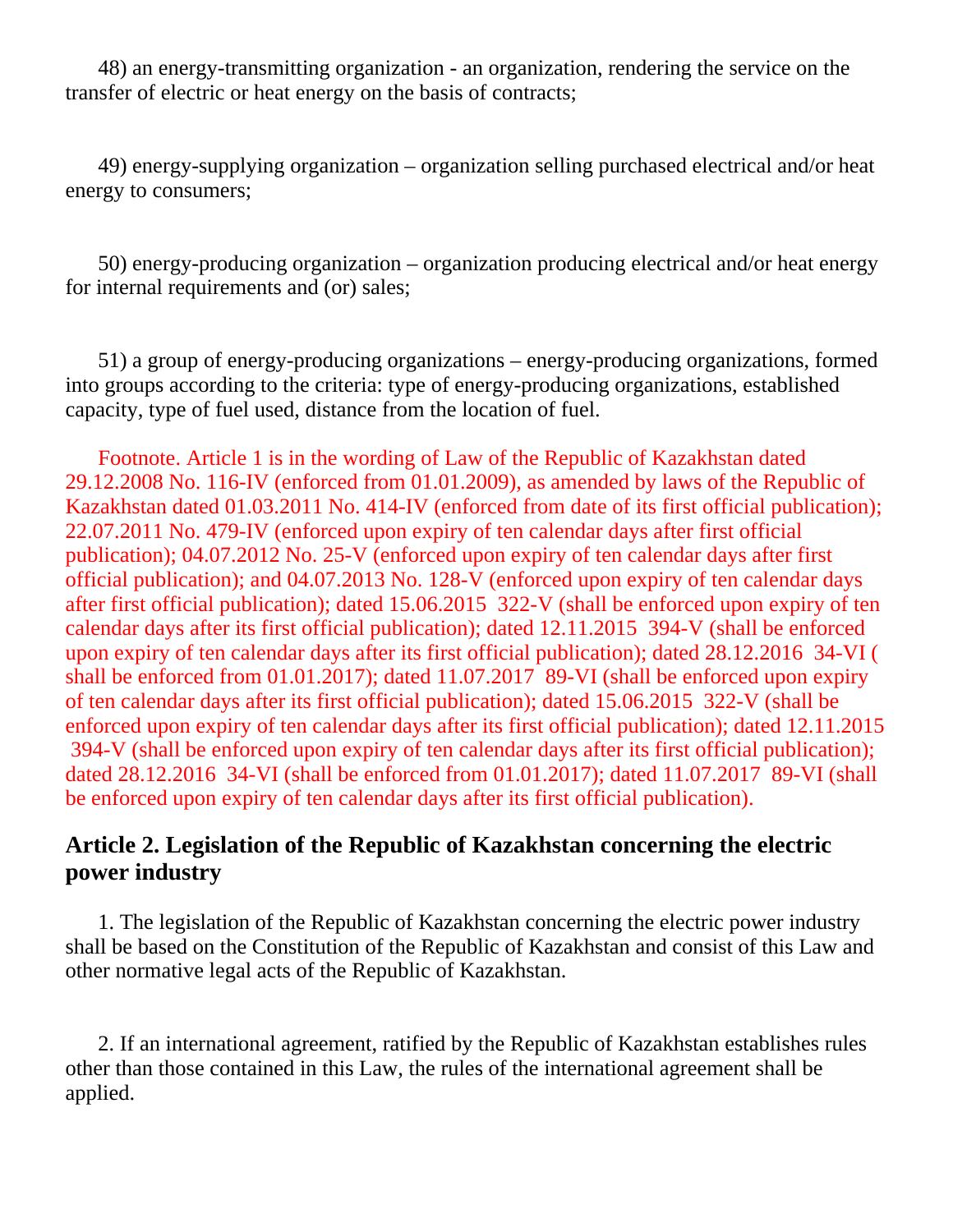48) an energy-transmitting organization - an organization, rendering the service on the transfer of electric or heat energy on the basis of contracts;

49) energy-supplying organization – organization selling purchased electrical and/or heat energy to consumers;

50) energy-producing organization – organization producing electrical and/or heat energy for internal requirements and (or) sales;

51) a group of energy-producing organizations – energy-producing organizations, formed into groups according to the criteria: type of energy-producing organizations, established capacity, type of fuel used, distance from the location of fuel.

Footnote. Article 1 is in the wording of Law of the Republic of Kazakhstan dated 29.12.2008 No. 116-IV (enforced from 01.01.2009), as amended by laws of the Republic of Kazakhstan dated 01.03.2011 No. 414-IV (enforced from date of its first official publication); 22.07.2011 No. 479-IV (enforced upon expiry of ten calendar days after first official publication); 04.07.2012 No. 25-V (enforced upon expiry of ten calendar days after first official publication); and 04.07.2013 No. 128-V (enforced upon expiry of ten calendar days after first official publication); dated 15.06.2015 322-V (shall be enforced upon expiry of ten calendar days after its first official publication); dated 12.11.2015 394-V (shall be enforced upon expiry of ten calendar days after its first official publication); dated 28.12.2016 34-VI ( shall be enforced from 01.01.2017); dated 11.07.2017 89-VI (shall be enforced upon expiry of ten calendar days after its first official publication); dated 15.06.2015 322-V (shall be enforced upon expiry of ten calendar days after its first official publication); dated 12.11.2015 394-V (shall be enforced upon expiry of ten calendar days after its first official publication); dated 28.12.2016 34-VI (shall be enforced from 01.01.2017); dated 11.07.2017 89-VI (shall be enforced upon expiry of ten calendar days after its first official publication).

### Article 2. Legislation of the Republic of Kazakhstan concerning the electric power industry

1. The legislation of the Republic of Kazakhstan concerning the electric power industry shall be based on the Constitution of the Republic of Kazakhstan and consist of this Law and other normative legal acts of the Republic of Kazakhstan.

2. If an international agreement, ratified by the Republic of Kazakhstan establishes rules other than those contained in this Law, the rules of the international agreement shall be applied.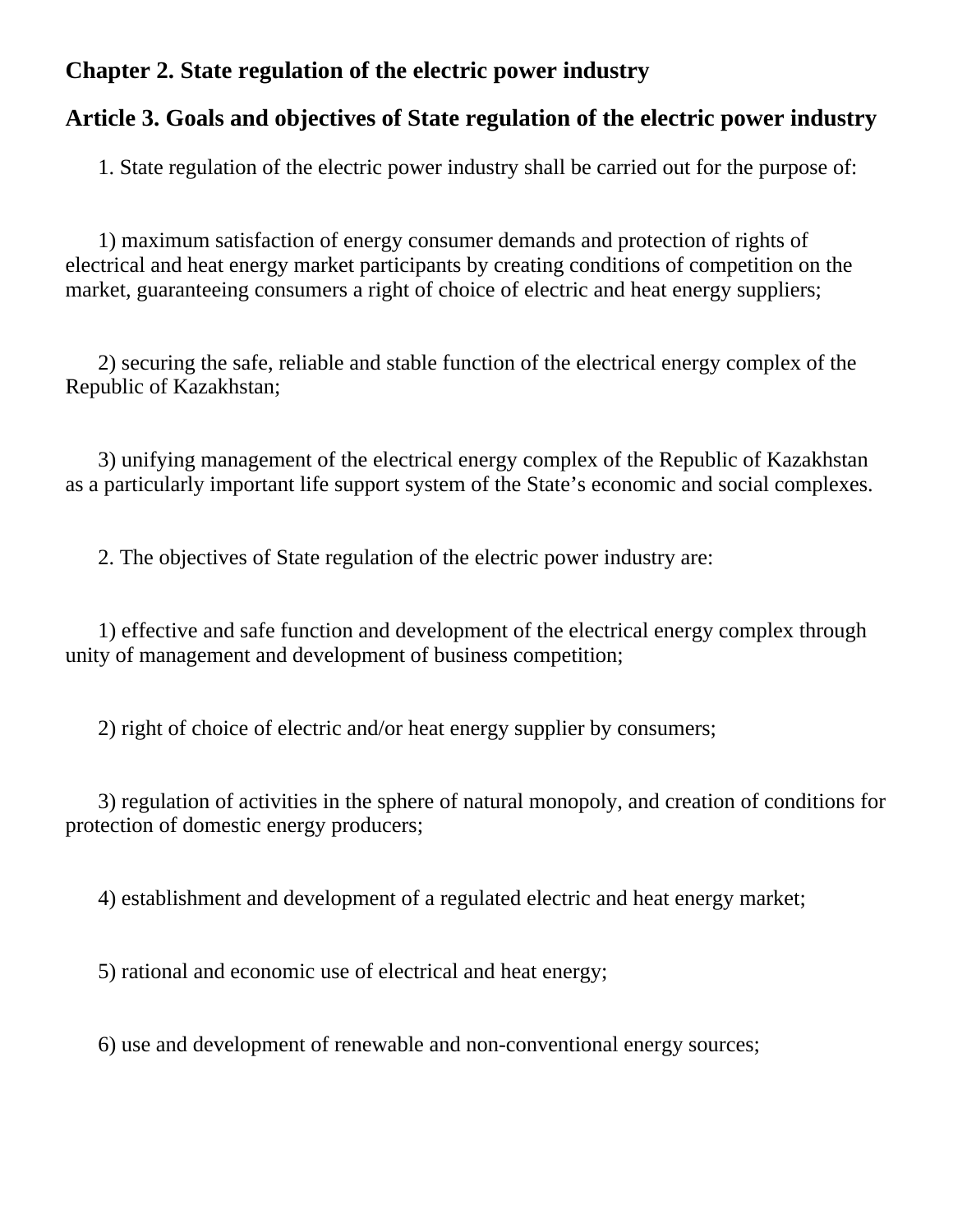## Chapter 2. State regulation of the electric power industry

## Article 3. Goals and objectives of State regulation of the electric power industry

1. State regulation of the electric power industry shall be carried out for the purpose of:

1) maximum satisfaction of energy consumer demands and protection of rights of electrical and heat energy market participants by creating conditions of competition on the market, guaranteeing consumers a right of choice of electric and heat energy suppliers;

2) securing the safe, reliable and stable function of the electrical energy complex of the Republic of Kazakhstan;

3) unifying management of the electrical energy complex of the Republic of Kazakhstan as a particularly important life support system of the State's economic and social complexes.

2. The objectives of State regulation of the electric power industry are:

1) effective and safe function and development of the electrical energy complex through unity of management and development of business competition;

2) right of choice of electric and/or heat energy supplier by consumers;

3) regulation of activities in the sphere of natural monopoly, and creation of conditions for protection of domestic energy producers;

4) establishment and development of a regulated electric and heat energy market;

5) rational and economic use of electrical and heat energy;

6) use and development of renewable and non-conventional energy sources;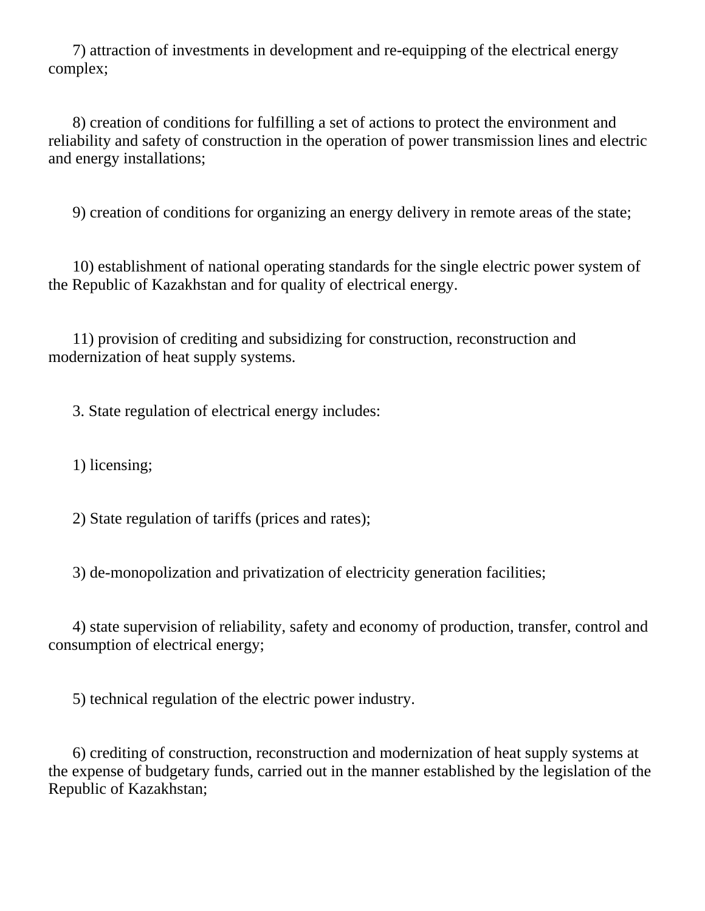7) attraction of investments in development and re-equipping of the electrical energy complex;

8) creation of conditions for fulfilling a set of actions to protect the environment and reliability and safety of construction in the operation of power transmission lines and electric and energy installations;

9) creation of conditions for organizing an energy delivery in remote areas of the state;

10) establishment of national operating standards for the single electric power system of the Republic of Kazakhstan and for quality of electrical energy.

11) provision of crediting and subsidizing for construction, reconstruction and modernization of heat supply systems.

3. State regulation of electrical energy includes:

1) licensing;

2) State regulation of tariffs (prices and rates);

3) de-monopolization and privatization of electricity generation facilities;

4) state supervision of reliability, safety and economy of production, transfer, control and consumption of electrical energy;

5) technical regulation of the electric power industry.

6) crediting of construction, reconstruction and modernization of heat supply systems at the expense of budgetary funds, carried out in the manner established by the legislation of the Republic of Kazakhstan;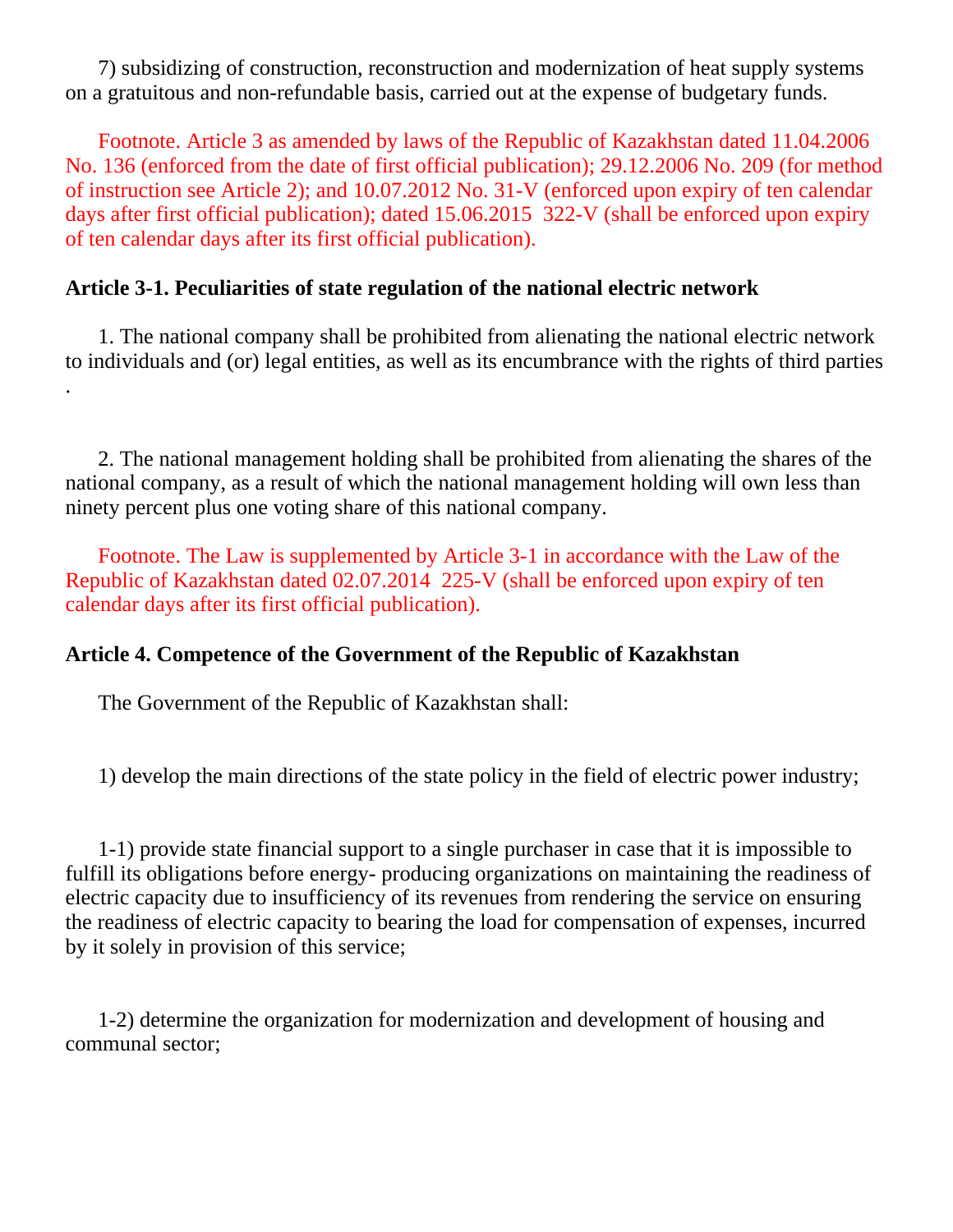7) subsidizing of construction, reconstruction and modernization of heat supply systems on a gratuitous and non-refundable basis, carried out at the expense of budgetary funds.

Footnote. Article 3 as amended by laws of the Republic of Kazakhstan dated 11.04.2006 No. 136 (enforced from the date of first official publication); 29.12.2006 No. 209 (for method of instruction see Article 2); and 10.07.2012 No. 31-V (enforced upon expiry of ten calendar days after first official publication); dated 15.06.2015 322-V (shall be enforced upon expiry of ten calendar days after its first official publication).

**Article 3-1. Peculiarities of state regulation of the national electric network**

1. The national company shall be prohibited from alienating the national electric network to individuals and (or) legal entities, as well as its encumbrance with the rights of third parties .

2. The national management holding shall be prohibited from alienating the shares of the national company, as a result of which the national management holding will own less than ninety percent plus one voting share of this national company.

Footnote. The Law is supplemented by Article 3-1 in accordance with the Law of the Republic of Kazakhstan dated 02.07.2014 225-V (shall be enforced upon expiry of ten calendar days after its first official publication).

**Article 4. Competence of the Government of the Republic of Kazakhstan**

The Government of the Republic of Kazakhstan shall:

1) develop the main directions of the state policy in the field of electric power industry;

1-1) provide state financial support to a single purchaser in case that it is impossible to fulfill its obligations before energy- producing organizations on maintaining the readiness of electric capacity due to insufficiency of its revenues from rendering the service on ensuring the readiness of electric capacity to bearing the load for compensation of expenses, incurred by it solely in provision of this service;

1-2) determine the organization for modernization and development of housing and communal sector;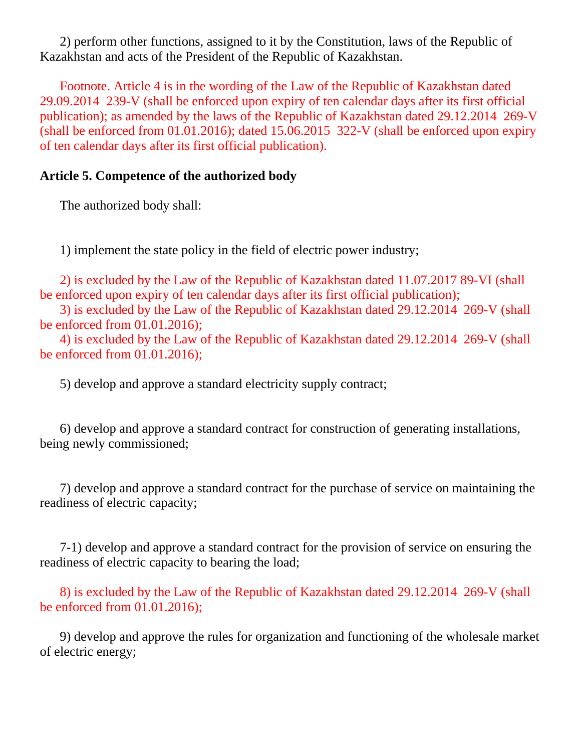2) perform other functions, assigned to it by the Constitution, laws of the Republic of Kazakhstan and acts of the President of the Republic of Kazakhstan.

Footnote. Article 4 is in the wording of the Law of the Republic of Kazakhstan dated 29.09.2014 239-V (shall be enforced upon expiry of ten calendar days after its first official publication); as amended by the laws of the Republic of Kazakhstan dated 29.12.2014 269-V (shall be enforced from 01.01.2016); dated 15.06.2015 322-V (shall be enforced upon expiry of ten calendar days after its first official publication).

**Article 5. Competence of the authorized body**

The authorized body shall:

1) implement the state policy in the field of electric power industry;

2) is excluded by the Law of the Republic of Kazakhstan dated 11.07.2017 89-VI (shall be enforced upon expiry of ten calendar days after its first official publication);
3) is excluded by the Law of the Republic of Kazakhstan dated 29.12.2014 269-V (shall be enforced from 01.01.2016);
4) is excluded by the Law of the Republic of Kazakhstan dated 29.12.2014 269-V (shall be enforced from 01.01.2016);

5) develop and approve a standard electricity supply contract;

6) develop and approve a standard contract for construction of generating installations, being newly commissioned;

7) develop and approve a standard contract for the purchase of service on maintaining the readiness of electric capacity;

7-1) develop and approve a standard contract for the provision of service on ensuring the readiness of electric capacity to bearing the load;

8) is excluded by the Law of the Republic of Kazakhstan dated 29.12.2014 269-V (shall be enforced from 01.01.2016);

9) develop and approve the rules for organization and functioning of the wholesale market of electric energy;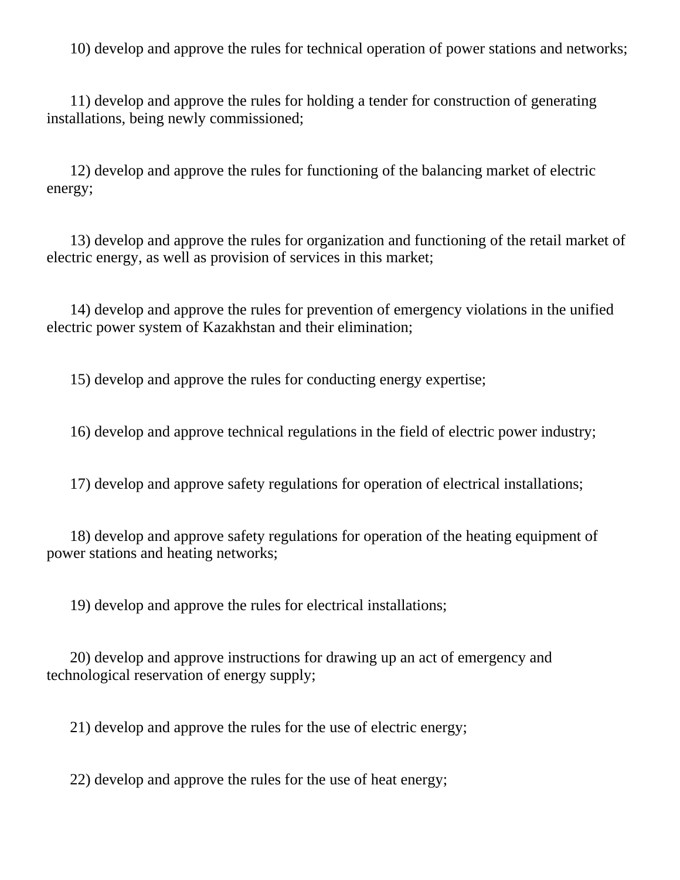10) develop and approve the rules for technical operation of power stations and networks;

11) develop and approve the rules for holding a tender for construction of generating installations, being newly commissioned;

12) develop and approve the rules for functioning of the balancing market of electric energy;

13) develop and approve the rules for organization and functioning of the retail market of electric energy, as well as provision of services in this market;

14) develop and approve the rules for prevention of emergency violations in the unified electric power system of Kazakhstan and their elimination;

15) develop and approve the rules for conducting energy expertise;

16) develop and approve technical regulations in the field of electric power industry;

17) develop and approve safety regulations for operation of electrical installations;

18) develop and approve safety regulations for operation of the heating equipment of power stations and heating networks;

19) develop and approve the rules for electrical installations;

20) develop and approve instructions for drawing up an act of emergency and technological reservation of energy supply;

21) develop and approve the rules for the use of electric energy;

22) develop and approve the rules for the use of heat energy;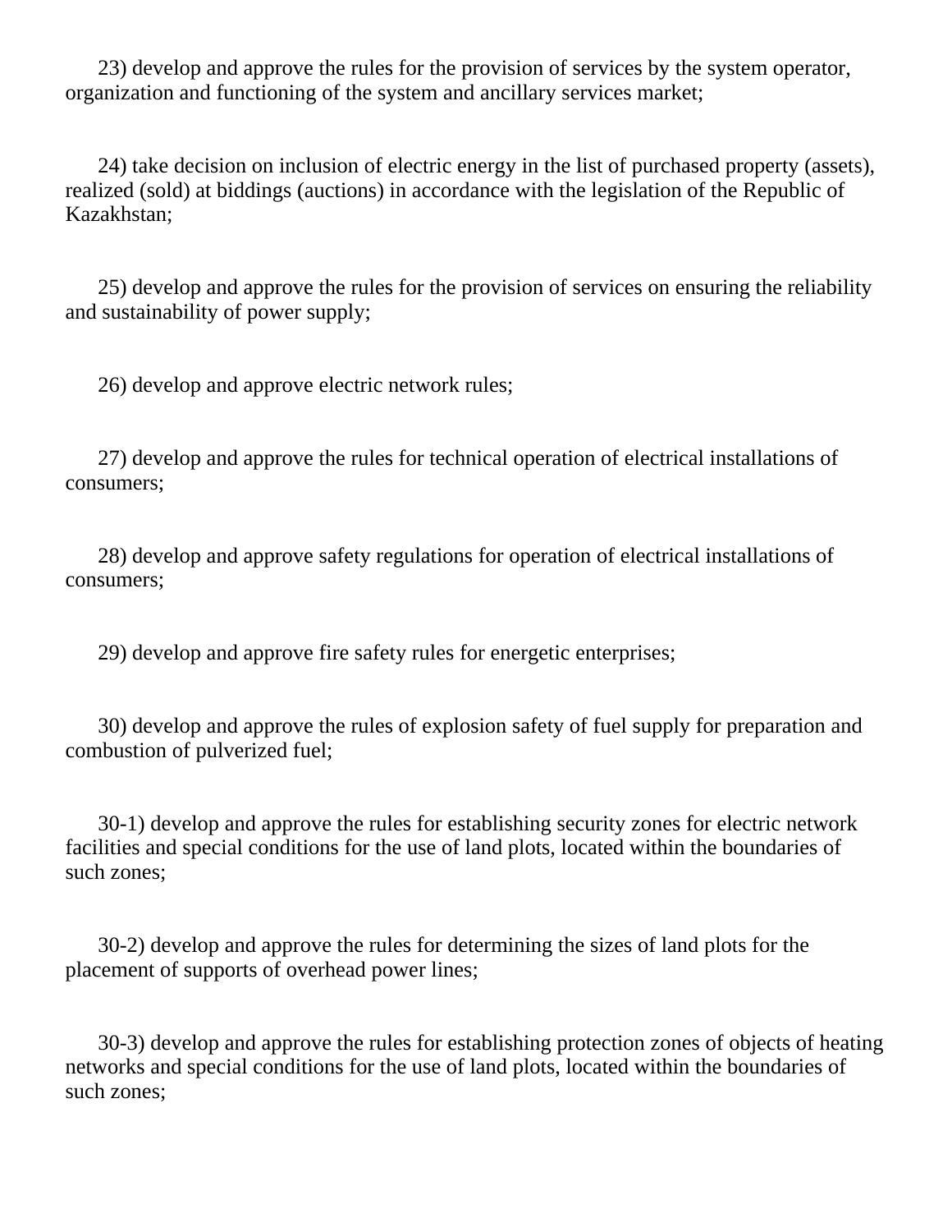23) develop and approve the rules for the provision of services by the system operator, organization and functioning of the system and ancillary services market;

24) take decision on inclusion of electric energy in the list of purchased property (assets), realized (sold) at biddings (auctions) in accordance with the legislation of the Republic of Kazakhstan;

25) develop and approve the rules for the provision of services on ensuring the reliability and sustainability of power supply;

26) develop and approve electric network rules;

27) develop and approve the rules for technical operation of electrical installations of consumers;

28) develop and approve safety regulations for operation of electrical installations of consumers;

29) develop and approve fire safety rules for energetic enterprises;

30) develop and approve the rules of explosion safety of fuel supply for preparation and combustion of pulverized fuel;

30-1) develop and approve the rules for establishing security zones for electric network facilities and special conditions for the use of land plots, located within the boundaries of such zones;

30-2) develop and approve the rules for determining the sizes of land plots for the placement of supports of overhead power lines;

30-3) develop and approve the rules for establishing protection zones of objects of heating networks and special conditions for the use of land plots, located within the boundaries of such zones;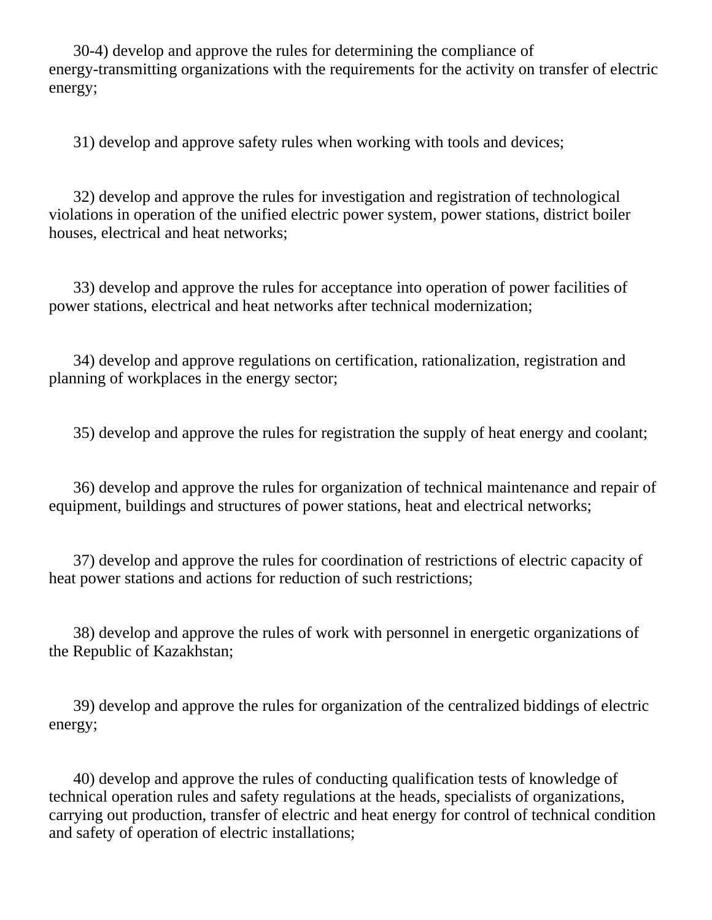30-4) develop and approve the rules for determining the compliance of energy-transmitting organizations with the requirements for the activity on transfer of electric energy;

31) develop and approve safety rules when working with tools and devices;

32) develop and approve the rules for investigation and registration of technological violations in operation of the unified electric power system, power stations, district boiler houses, electrical and heat networks;

33) develop and approve the rules for acceptance into operation of power facilities of power stations, electrical and heat networks after technical modernization;

34) develop and approve regulations on certification, rationalization, registration and planning of workplaces in the energy sector;

35) develop and approve the rules for registration the supply of heat energy and coolant;

36) develop and approve the rules for organization of technical maintenance and repair of equipment, buildings and structures of power stations, heat and electrical networks;

37) develop and approve the rules for coordination of restrictions of electric capacity of heat power stations and actions for reduction of such restrictions;

38) develop and approve the rules of work with personnel in energetic organizations of the Republic of Kazakhstan;

39) develop and approve the rules for organization of the centralized biddings of electric energy;

40) develop and approve the rules of conducting qualification tests of knowledge of technical operation rules and safety regulations at the heads, specialists of organizations, carrying out production, transfer of electric and heat energy for control of technical condition and safety of operation of electric installations;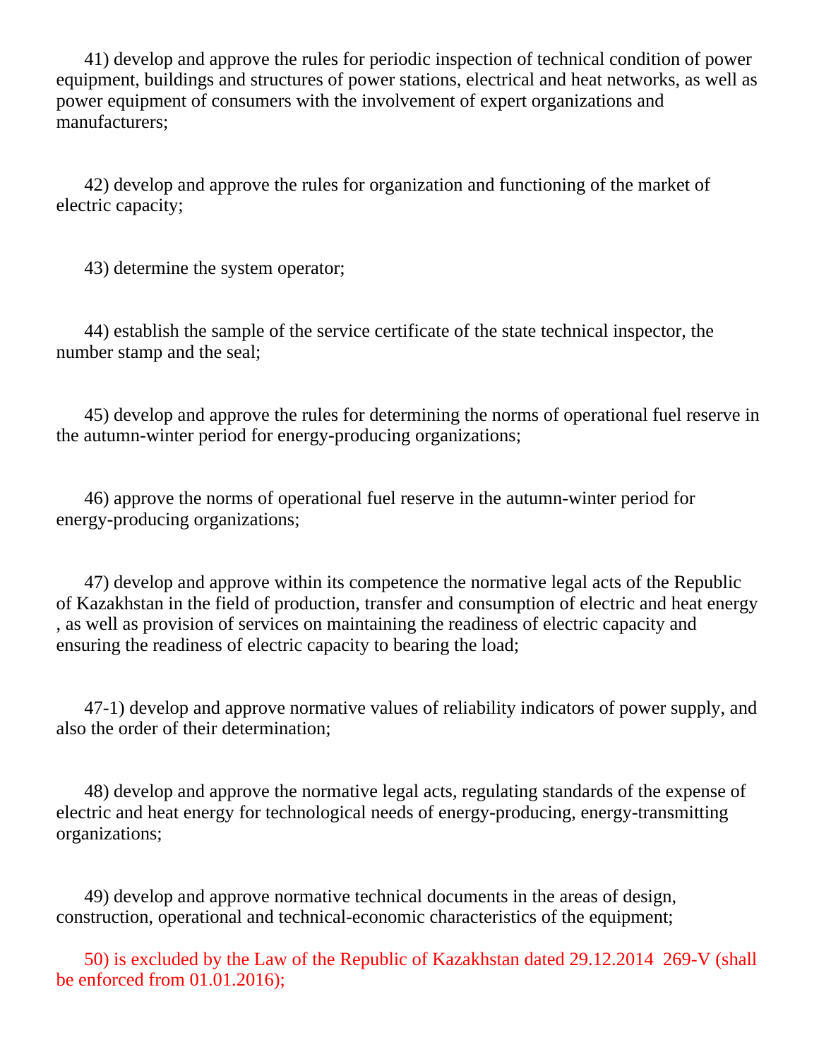41) develop and approve the rules for periodic inspection of technical condition of power equipment, buildings and structures of power stations, electrical and heat networks, as well as power equipment of consumers with the involvement of expert organizations and manufacturers;

42) develop and approve the rules for organization and functioning of the market of electric capacity;

43) determine the system operator;

44) establish the sample of the service certificate of the state technical inspector, the number stamp and the seal;

45) develop and approve the rules for determining the norms of operational fuel reserve in the autumn-winter period for energy-producing organizations;

46) approve the norms of operational fuel reserve in the autumn-winter period for energy-producing organizations;

47) develop and approve within its competence the normative legal acts of the Republic of Kazakhstan in the field of production, transfer and consumption of electric and heat energy , as well as provision of services on maintaining the readiness of electric capacity and ensuring the readiness of electric capacity to bearing the load;

47-1) develop and approve normative values of reliability indicators of power supply, and also the order of their determination;

48) develop and approve the normative legal acts, regulating standards of the expense of electric and heat energy for technological needs of energy-producing, energy-transmitting organizations;

49) develop and approve normative technical documents in the areas of design, construction, operational and technical-economic characteristics of the equipment;

50) is excluded by the Law of the Republic of Kazakhstan dated 29.12.2014 269-V (shall be enforced from 01.01.2016);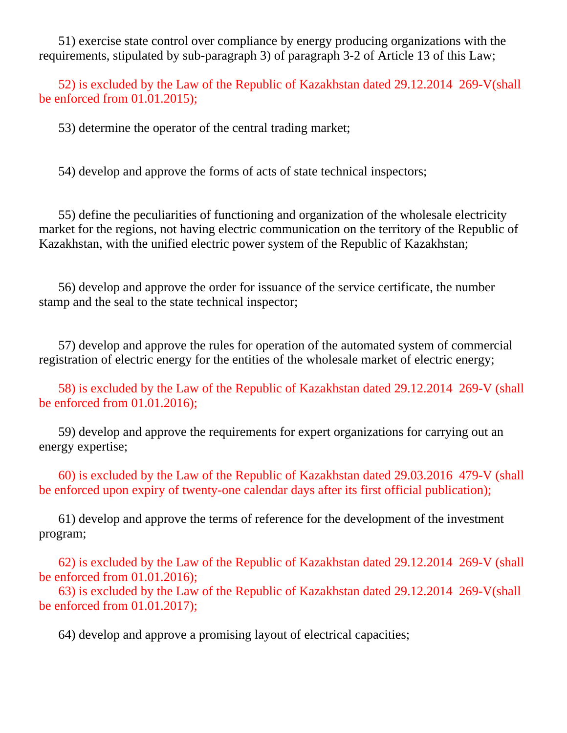51) exercise state control over compliance by energy producing organizations with the requirements, stipulated by sub-paragraph 3) of paragraph 3-2 of Article 13 of this Law;

52) is excluded by the Law of the Republic of Kazakhstan dated 29.12.2014 269-V(shall be enforced from 01.01.2015);

53) determine the operator of the central trading market;

54) develop and approve the forms of acts of state technical inspectors;

55) define the peculiarities of functioning and organization of the wholesale electricity market for the regions, not having electric communication on the territory of the Republic of Kazakhstan, with the unified electric power system of the Republic of Kazakhstan;

56) develop and approve the order for issuance of the service certificate, the number stamp and the seal to the state technical inspector;

57) develop and approve the rules for operation of the automated system of commercial registration of electric energy for the entities of the wholesale market of electric energy;

58) is excluded by the Law of the Republic of Kazakhstan dated 29.12.2014 269-V (shall be enforced from 01.01.2016);

59) develop and approve the requirements for expert organizations for carrying out an energy expertise;

60) is excluded by the Law of the Republic of Kazakhstan dated 29.03.2016 479-V (shall be enforced upon expiry of twenty-one calendar days after its first official publication);

61) develop and approve the terms of reference for the development of the investment program;

62) is excluded by the Law of the Republic of Kazakhstan dated 29.12.2014 269-V (shall be enforced from 01.01.2016);

63) is excluded by the Law of the Republic of Kazakhstan dated 29.12.2014 269-V(shall be enforced from 01.01.2017);

64) develop and approve a promising layout of electrical capacities;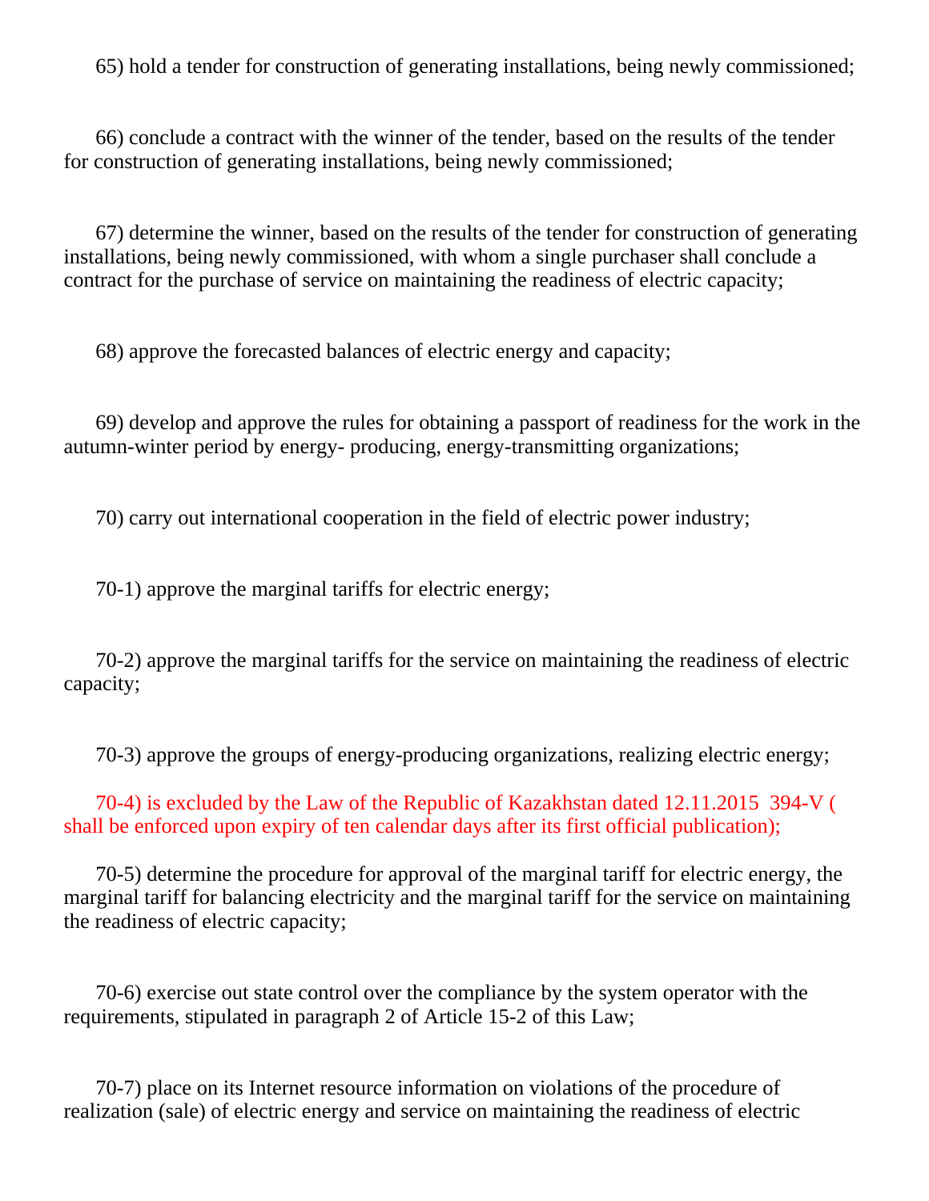65) hold a tender for construction of generating installations, being newly commissioned;

66) conclude a contract with the winner of the tender, based on the results of the tender for construction of generating installations, being newly commissioned;

67) determine the winner, based on the results of the tender for construction of generating installations, being newly commissioned, with whom a single purchaser shall conclude a contract for the purchase of service on maintaining the readiness of electric capacity;

68) approve the forecasted balances of electric energy and capacity;

69) develop and approve the rules for obtaining a passport of readiness for the work in the autumn-winter period by energy- producing, energy-transmitting organizations;

70) carry out international cooperation in the field of electric power industry;

70-1) approve the marginal tariffs for electric energy;

70-2) approve the marginal tariffs for the service on maintaining the readiness of electric capacity;

70-3) approve the groups of energy-producing organizations, realizing electric energy;

70-4) is excluded by the Law of the Republic of Kazakhstan dated 12.11.2015 394-V ( shall be enforced upon expiry of ten calendar days after its first official publication);

70-5) determine the procedure for approval of the marginal tariff for electric energy, the marginal tariff for balancing electricity and the marginal tariff for the service on maintaining the readiness of electric capacity;

70-6) exercise out state control over the compliance by the system operator with the requirements, stipulated in paragraph 2 of Article 15-2 of this Law;

70-7) place on its Internet resource information on violations of the procedure of realization (sale) of electric energy and service on maintaining the readiness of electric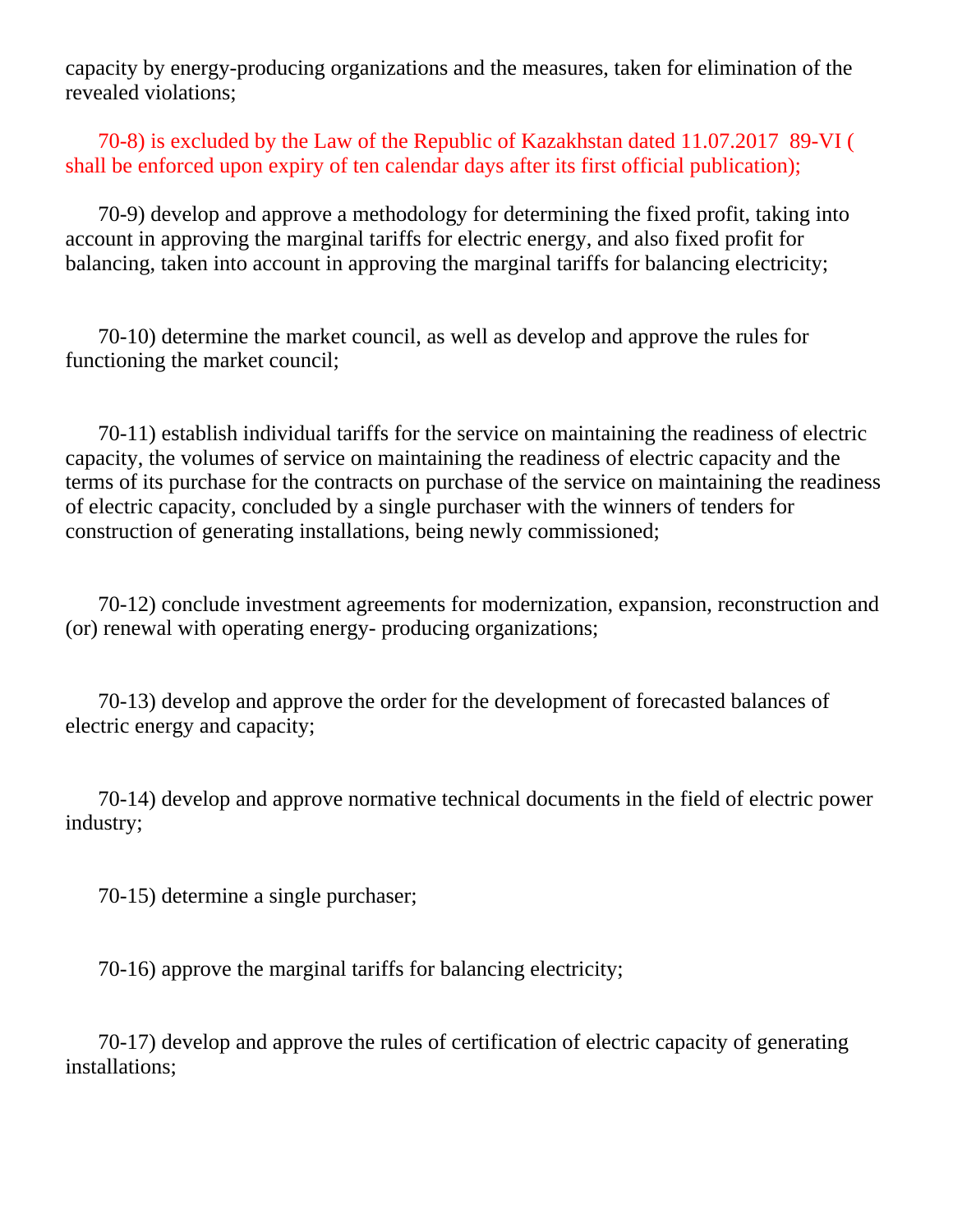capacity by energy-producing organizations and the measures, taken for elimination of the revealed violations;

70-8) is excluded by the Law of the Republic of Kazakhstan dated 11.07.2017 89-VI ( shall be enforced upon expiry of ten calendar days after its first official publication);

70-9) develop and approve a methodology for determining the fixed profit, taking into account in approving the marginal tariffs for electric energy, and also fixed profit for balancing, taken into account in approving the marginal tariffs for balancing electricity;

70-10) determine the market council, as well as develop and approve the rules for functioning the market council;

70-11) establish individual tariffs for the service on maintaining the readiness of electric capacity, the volumes of service on maintaining the readiness of electric capacity and the terms of its purchase for the contracts on purchase of the service on maintaining the readiness of electric capacity, concluded by a single purchaser with the winners of tenders for construction of generating installations, being newly commissioned;

70-12) conclude investment agreements for modernization, expansion, reconstruction and (or) renewal with operating energy- producing organizations;

70-13) develop and approve the order for the development of forecasted balances of electric energy and capacity;

70-14) develop and approve normative technical documents in the field of electric power industry;

70-15) determine a single purchaser;

70-16) approve the marginal tariffs for balancing electricity;

70-17) develop and approve the rules of certification of electric capacity of generating installations;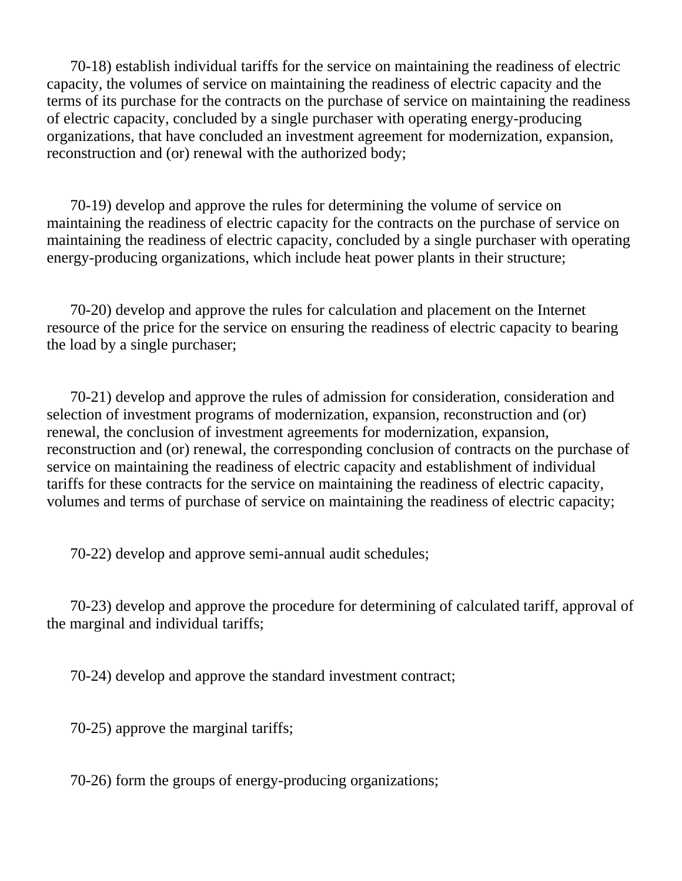70-18) establish individual tariffs for the service on maintaining the readiness of electric capacity, the volumes of service on maintaining the readiness of electric capacity and the terms of its purchase for the contracts on the purchase of service on maintaining the readiness of electric capacity, concluded by a single purchaser with operating energy-producing organizations, that have concluded an investment agreement for modernization, expansion, reconstruction and (or) renewal with the authorized body;

70-19) develop and approve the rules for determining the volume of service on maintaining the readiness of electric capacity for the contracts on the purchase of service on maintaining the readiness of electric capacity, concluded by a single purchaser with operating energy-producing organizations, which include heat power plants in their structure;

70-20) develop and approve the rules for calculation and placement on the Internet resource of the price for the service on ensuring the readiness of electric capacity to bearing the load by a single purchaser;

70-21) develop and approve the rules of admission for consideration, consideration and selection of investment programs of modernization, expansion, reconstruction and (or) renewal, the conclusion of investment agreements for modernization, expansion, reconstruction and (or) renewal, the corresponding conclusion of contracts on the purchase of service on maintaining the readiness of electric capacity and establishment of individual tariffs for these contracts for the service on maintaining the readiness of electric capacity, volumes and terms of purchase of service on maintaining the readiness of electric capacity;

70-22) develop and approve semi-annual audit schedules;

70-23) develop and approve the procedure for determining of calculated tariff, approval of the marginal and individual tariffs;

70-24) develop and approve the standard investment contract;

70-25) approve the marginal tariffs;

70-26) form the groups of energy-producing organizations;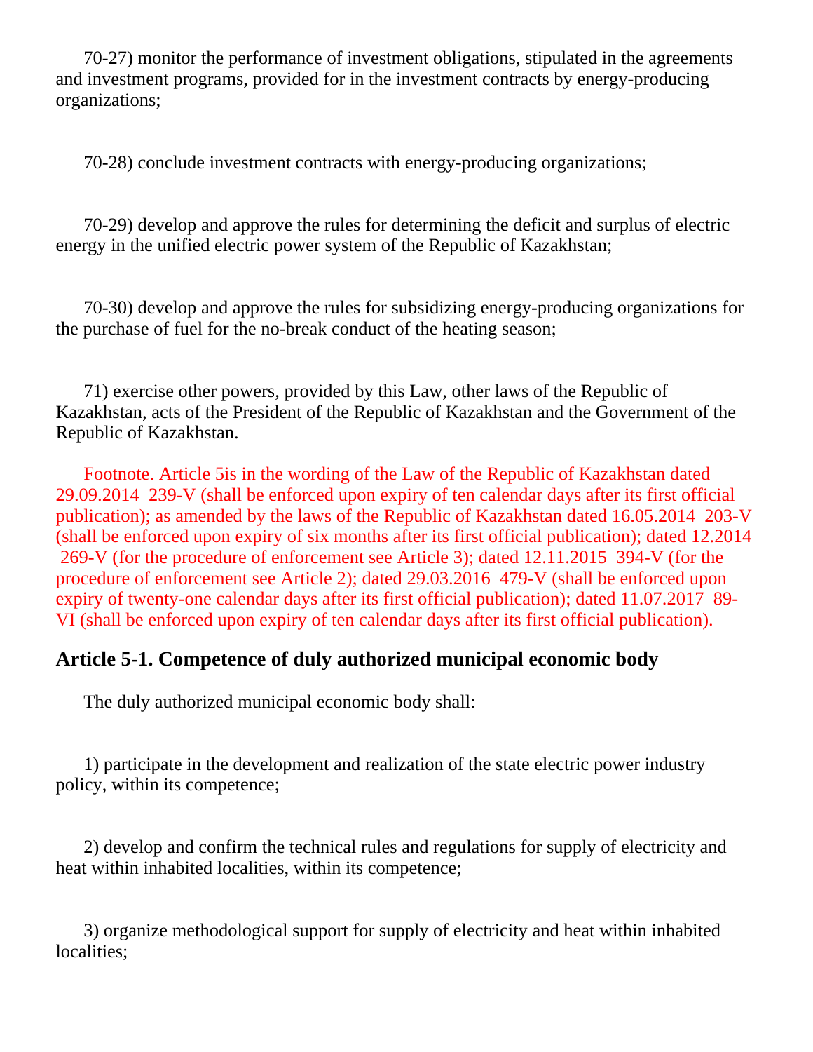70-27) monitor the performance of investment obligations, stipulated in the agreements and investment programs, provided for in the investment contracts by energy-producing organizations;

70-28) conclude investment contracts with energy-producing organizations;

70-29) develop and approve the rules for determining the deficit and surplus of electric energy in the unified electric power system of the Republic of Kazakhstan;

70-30) develop and approve the rules for subsidizing energy-producing organizations for the purchase of fuel for the no-break conduct of the heating season;

71) exercise other powers, provided by this Law, other laws of the Republic of Kazakhstan, acts of the President of the Republic of Kazakhstan and the Government of the Republic of Kazakhstan.

Footnote. Article 5is in the wording of the Law of the Republic of Kazakhstan dated 29.09.2014 239-V (shall be enforced upon expiry of ten calendar days after its first official publication); as amended by the laws of the Republic of Kazakhstan dated 16.05.2014 203-V (shall be enforced upon expiry of six months after its first official publication); dated 12.2014 269-V (for the procedure of enforcement see Article 3); dated 12.11.2015 394-V (for the procedure of enforcement see Article 2); dated 29.03.2016 479-V (shall be enforced upon expiry of twenty-one calendar days after its first official publication); dated 11.07.2017 89-VI (shall be enforced upon expiry of ten calendar days after its first official publication).

## Article 5-1. Competence of duly authorized municipal economic body

The duly authorized municipal economic body shall:

1) participate in the development and realization of the state electric power industry policy, within its competence;

2) develop and confirm the technical rules and regulations for supply of electricity and heat within inhabited localities, within its competence;

3) organize methodological support for supply of electricity and heat within inhabited localities;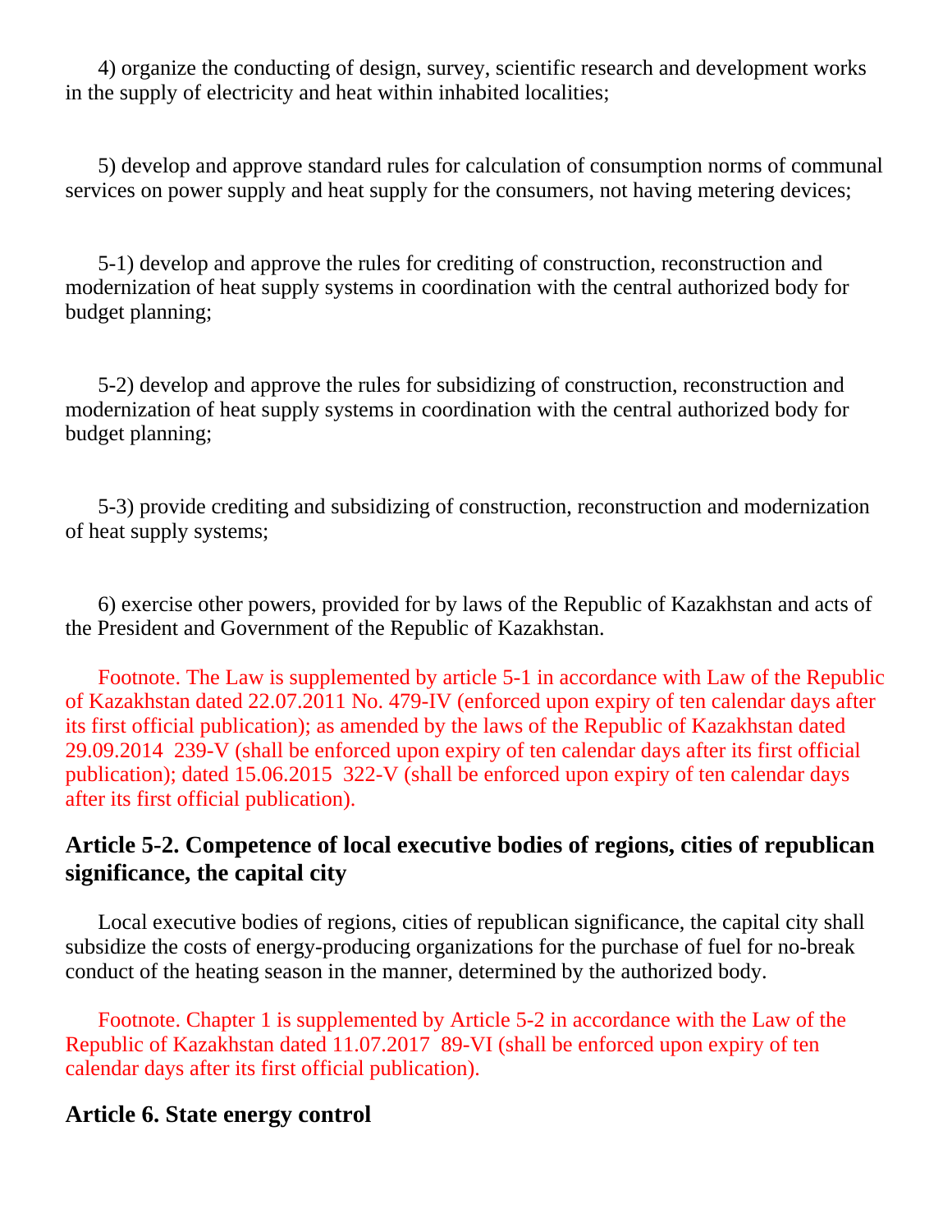4) organize the conducting of design, survey, scientific research and development works in the supply of electricity and heat within inhabited localities;

5) develop and approve standard rules for calculation of consumption norms of communal services on power supply and heat supply for the consumers, not having metering devices;

5-1) develop and approve the rules for crediting of construction, reconstruction and modernization of heat supply systems in coordination with the central authorized body for budget planning;

5-2) develop and approve the rules for subsidizing of construction, reconstruction and modernization of heat supply systems in coordination with the central authorized body for budget planning;

5-3) provide crediting and subsidizing of construction, reconstruction and modernization of heat supply systems;

6) exercise other powers, provided for by laws of the Republic of Kazakhstan and acts of the President and Government of the Republic of Kazakhstan.

Footnote. The Law is supplemented by article 5-1 in accordance with Law of the Republic of Kazakhstan dated 22.07.2011 No. 479-IV (enforced upon expiry of ten calendar days after its first official publication); as amended by the laws of the Republic of Kazakhstan dated 29.09.2014 239-V (shall be enforced upon expiry of ten calendar days after its first official publication); dated 15.06.2015 322-V (shall be enforced upon expiry of ten calendar days after its first official publication).

### Article 5-2. Competence of local executive bodies of regions, cities of republican significance, the capital city

Local executive bodies of regions, cities of republican significance, the capital city shall subsidize the costs of energy-producing organizations for the purchase of fuel for no-break conduct of the heating season in the manner, determined by the authorized body.

Footnote. Chapter 1 is supplemented by Article 5-2 in accordance with the Law of the Republic of Kazakhstan dated 11.07.2017 89-VI (shall be enforced upon expiry of ten calendar days after its first official publication).

### Article 6. State energy control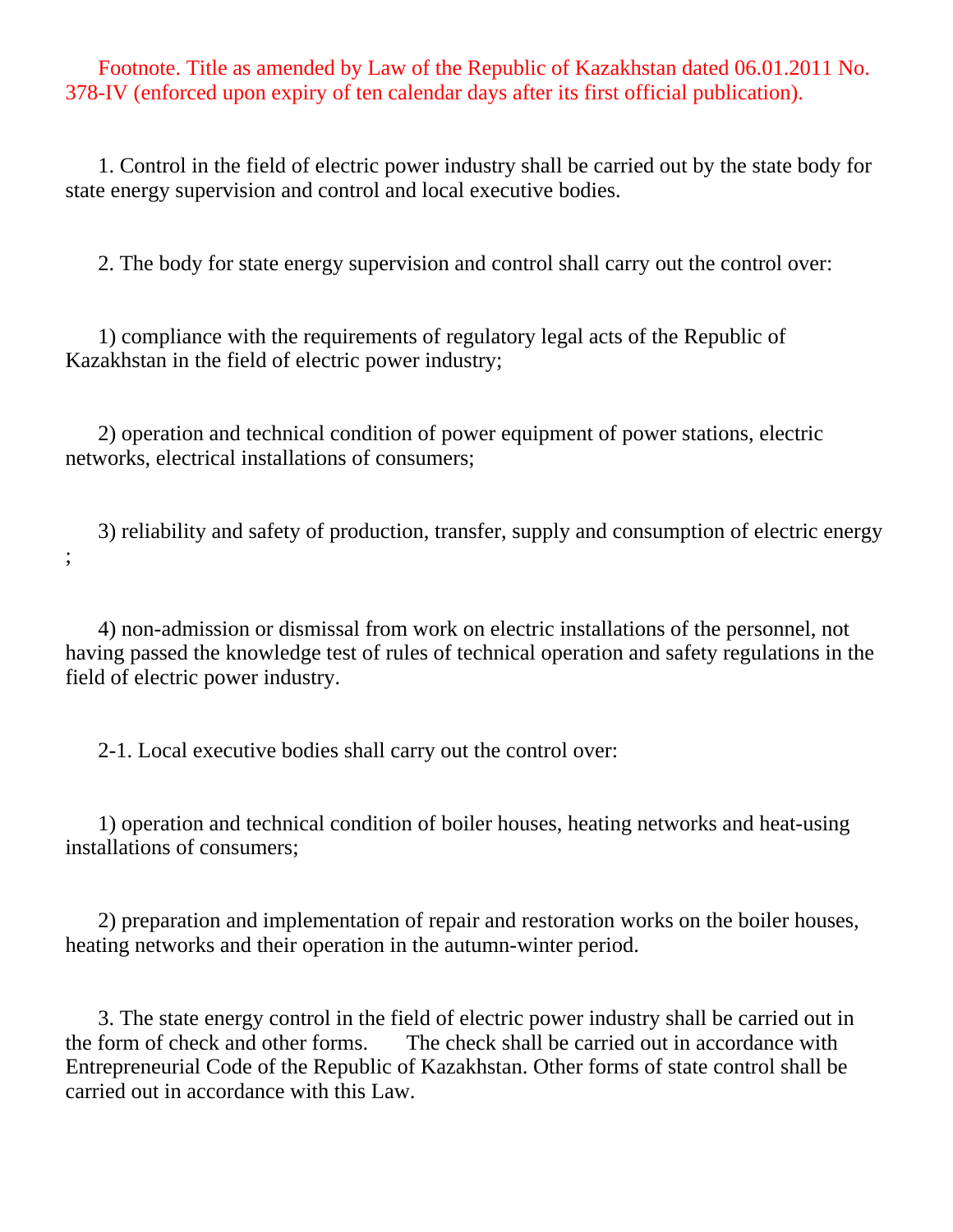Footnote. Title as amended by Law of the Republic of Kazakhstan dated 06.01.2011 No. 378-IV (enforced upon expiry of ten calendar days after its first official publication).

1. Control in the field of electric power industry shall be carried out by the state body for state energy supervision and control and local executive bodies.

2. The body for state energy supervision and control shall carry out the control over:

1) compliance with the requirements of regulatory legal acts of the Republic of Kazakhstan in the field of electric power industry;

2) operation and technical condition of power equipment of power stations, electric networks, electrical installations of consumers;

3) reliability and safety of production, transfer, supply and consumption of electric energy ;

4) non-admission or dismissal from work on electric installations of the personnel, not having passed the knowledge test of rules of technical operation and safety regulations in the field of electric power industry.

2-1. Local executive bodies shall carry out the control over:

1) operation and technical condition of boiler houses, heating networks and heat-using installations of consumers;

2) preparation and implementation of repair and restoration works on the boiler houses, heating networks and their operation in the autumn-winter period.

3. The state energy control in the field of electric power industry shall be carried out in the form of check and other forms. The check shall be carried out in accordance with Entrepreneurial Code of the Republic of Kazakhstan. Other forms of state control shall be carried out in accordance with this Law.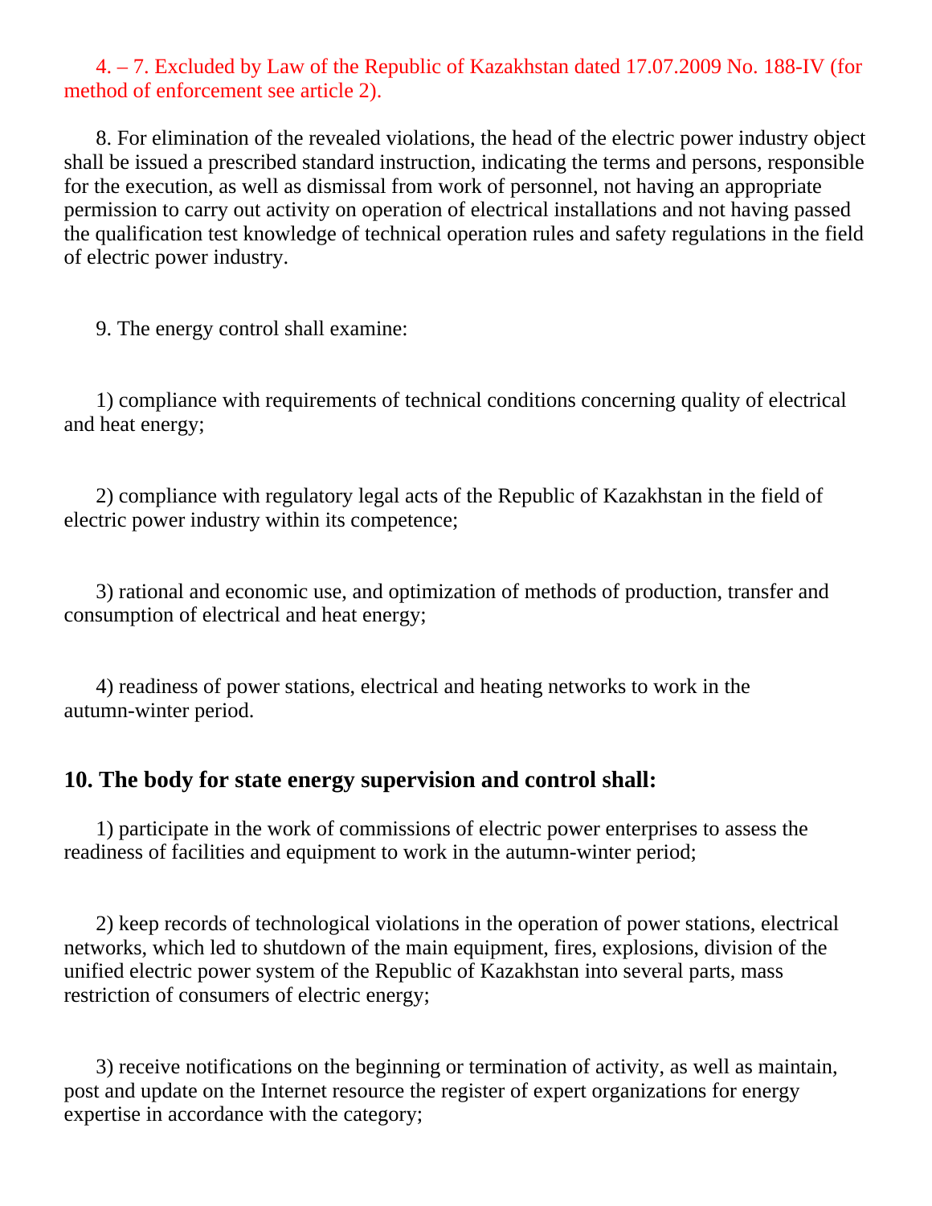4. – 7. Excluded by Law of the Republic of Kazakhstan dated 17.07.2009 No. 188-IV (for method of enforcement see article 2).

8. For elimination of the revealed violations, the head of the electric power industry object shall be issued a prescribed standard instruction, indicating the terms and persons, responsible for the execution, as well as dismissal from work of personnel, not having an appropriate permission to carry out activity on operation of electrical installations and not having passed the qualification test knowledge of technical operation rules and safety regulations in the field of electric power industry.

9. The energy control shall examine:

1) compliance with requirements of technical conditions concerning quality of electrical and heat energy;

2) compliance with regulatory legal acts of the Republic of Kazakhstan in the field of electric power industry within its competence;

3) rational and economic use, and optimization of methods of production, transfer and consumption of electrical and heat energy;

4) readiness of power stations, electrical and heating networks to work in the autumn-winter period.

**10. The body for state energy supervision and control shall:**

1) participate in the work of commissions of electric power enterprises to assess the readiness of facilities and equipment to work in the autumn-winter period;

2) keep records of technological violations in the operation of power stations, electrical networks, which led to shutdown of the main equipment, fires, explosions, division of the unified electric power system of the Republic of Kazakhstan into several parts, mass restriction of consumers of electric energy;

3) receive notifications on the beginning or termination of activity, as well as maintain, post and update on the Internet resource the register of expert organizations for energy expertise in accordance with the category;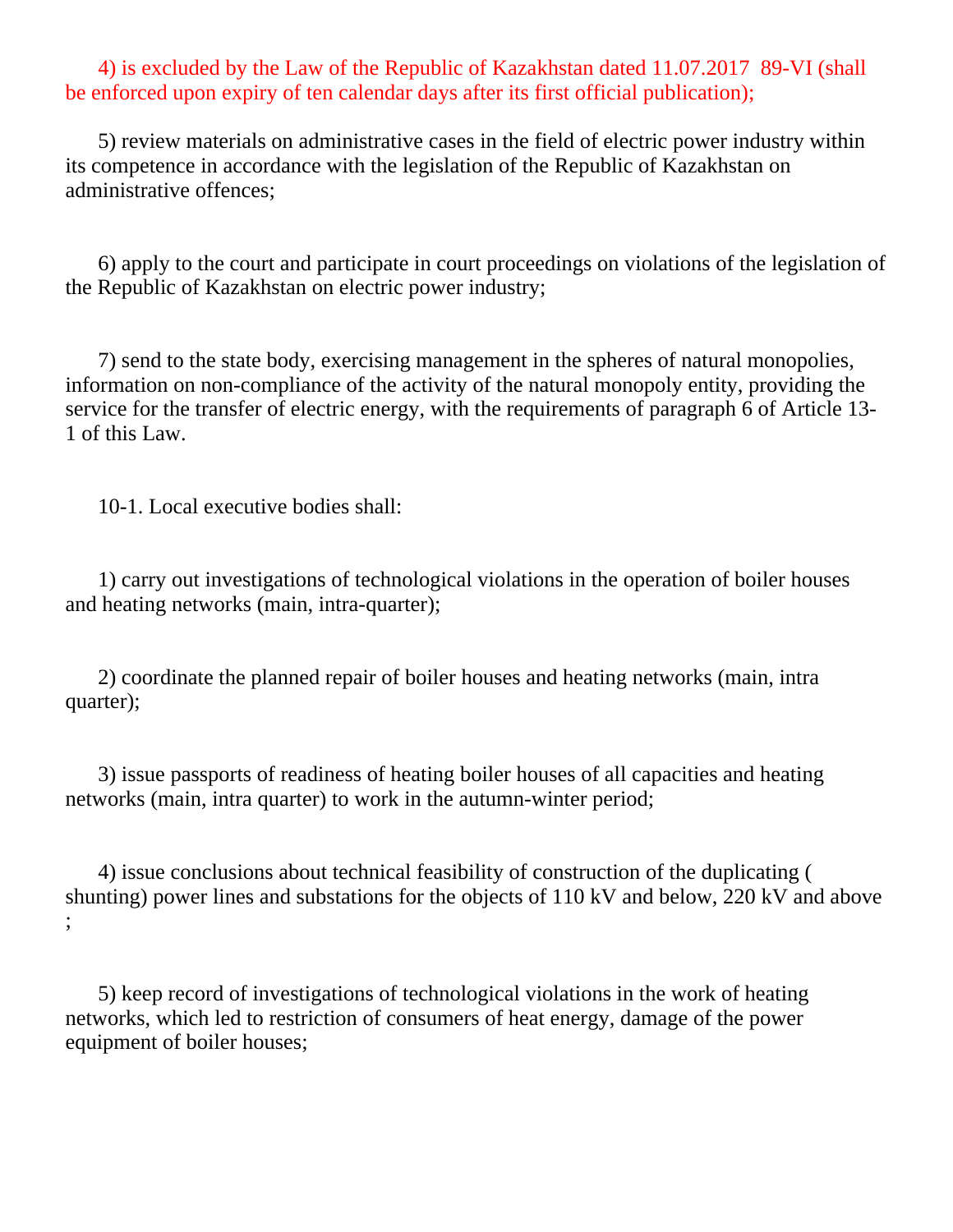4) is excluded by the Law of the Republic of Kazakhstan dated 11.07.2017 89-VI (shall be enforced upon expiry of ten calendar days after its first official publication);

5) review materials on administrative cases in the field of electric power industry within its competence in accordance with the legislation of the Republic of Kazakhstan on administrative offences;

6) apply to the court and participate in court proceedings on violations of the legislation of the Republic of Kazakhstan on electric power industry;

7) send to the state body, exercising management in the spheres of natural monopolies, information on non-compliance of the activity of the natural monopoly entity, providing the service for the transfer of electric energy, with the requirements of paragraph 6 of Article 13-1 of this Law.

10-1. Local executive bodies shall:

1) carry out investigations of technological violations in the operation of boiler houses and heating networks (main, intra-quarter);

2) coordinate the planned repair of boiler houses and heating networks (main, intra quarter);

3) issue passports of readiness of heating boiler houses of all capacities and heating networks (main, intra quarter) to work in the autumn-winter period;

4) issue conclusions about technical feasibility of construction of the duplicating (shunting) power lines and substations for the objects of 110 kV and below, 220 kV and above ;

5) keep record of investigations of technological violations in the work of heating networks, which led to restriction of consumers of heat energy, damage of the power equipment of boiler houses;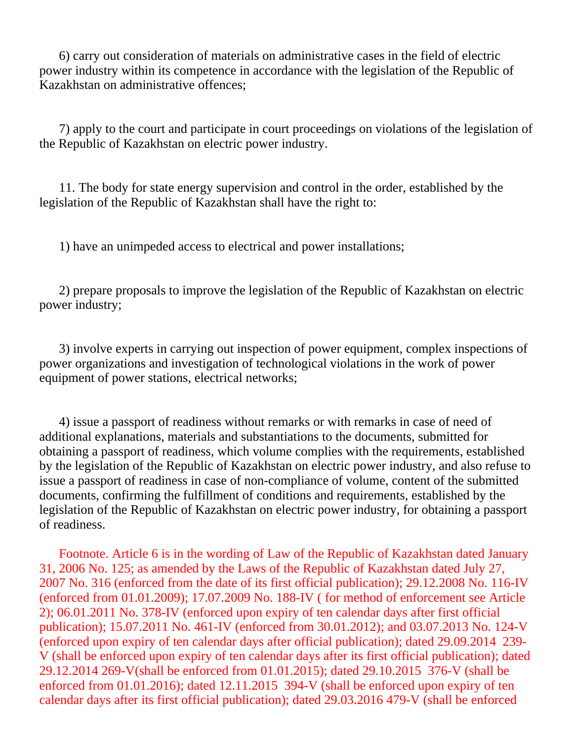6) carry out consideration of materials on administrative cases in the field of electric power industry within its competence in accordance with the legislation of the Republic of Kazakhstan on administrative offences;

7) apply to the court and participate in court proceedings on violations of the legislation of the Republic of Kazakhstan on electric power industry.

11. The body for state energy supervision and control in the order, established by the legislation of the Republic of Kazakhstan shall have the right to:

1) have an unimpeded access to electrical and power installations;

2) prepare proposals to improve the legislation of the Republic of Kazakhstan on electric power industry;

3) involve experts in carrying out inspection of power equipment, complex inspections of power organizations and investigation of technological violations in the work of power equipment of power stations, electrical networks;

4) issue a passport of readiness without remarks or with remarks in case of need of additional explanations, materials and substantiations to the documents, submitted for obtaining a passport of readiness, which volume complies with the requirements, established by the legislation of the Republic of Kazakhstan on electric power industry, and also refuse to issue a passport of readiness in case of non-compliance of volume, content of the submitted documents, confirming the fulfillment of conditions and requirements, established by the legislation of the Republic of Kazakhstan on electric power industry, for obtaining a passport of readiness.

Footnote. Article 6 is in the wording of Law of the Republic of Kazakhstan dated January 31, 2006 No. 125; as amended by the Laws of the Republic of Kazakhstan dated July 27, 2007 No. 316 (enforced from the date of its first official publication); 29.12.2008 No. 116-IV (enforced from 01.01.2009); 17.07.2009 No. 188-IV ( for method of enforcement see Article 2); 06.01.2011 No. 378-IV (enforced upon expiry of ten calendar days after first official publication); 15.07.2011 No. 461-IV (enforced from 30.01.2012); and 03.07.2013 No. 124-V (enforced upon expiry of ten calendar days after official publication); dated 29.09.2014 239-V (shall be enforced upon expiry of ten calendar days after its first official publication); dated 29.12.2014 269-V(shall be enforced from 01.01.2015); dated 29.10.2015 376-V (shall be enforced from 01.01.2016); dated 12.11.2015 394-V (shall be enforced upon expiry of ten calendar days after its first official publication); dated 29.03.2016 479-V (shall be enforced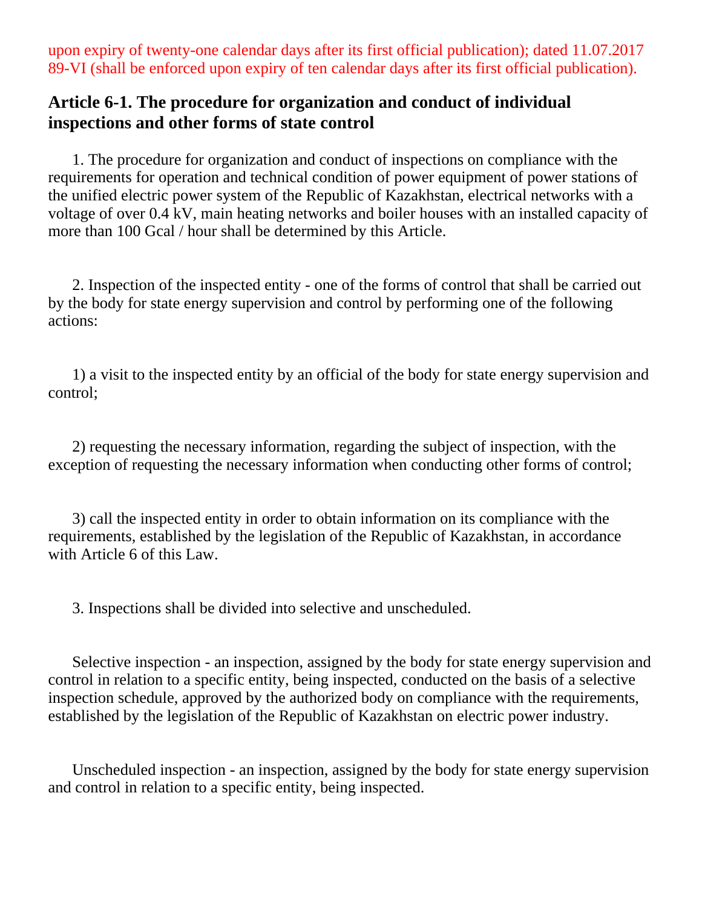upon expiry of twenty-one calendar days after its first official publication); dated 11.07.2017 89-VI (shall be enforced upon expiry of ten calendar days after its first official publication).

## Article 6-1. The procedure for organization and conduct of individual inspections and other forms of state control

1. The procedure for organization and conduct of inspections on compliance with the requirements for operation and technical condition of power equipment of power stations of the unified electric power system of the Republic of Kazakhstan, electrical networks with a voltage of over 0.4 kV, main heating networks and boiler houses with an installed capacity of more than 100 Gcal / hour shall be determined by this Article.

2. Inspection of the inspected entity - one of the forms of control that shall be carried out by the body for state energy supervision and control by performing one of the following actions:

1) a visit to the inspected entity by an official of the body for state energy supervision and control;

2) requesting the necessary information, regarding the subject of inspection, with the exception of requesting the necessary information when conducting other forms of control;

3) call the inspected entity in order to obtain information on its compliance with the requirements, established by the legislation of the Republic of Kazakhstan, in accordance with Article 6 of this Law.

3. Inspections shall be divided into selective and unscheduled.

Selective inspection - an inspection, assigned by the body for state energy supervision and control in relation to a specific entity, being inspected, conducted on the basis of a selective inspection schedule, approved by the authorized body on compliance with the requirements, established by the legislation of the Republic of Kazakhstan on electric power industry.

Unscheduled inspection - an inspection, assigned by the body for state energy supervision and control in relation to a specific entity, being inspected.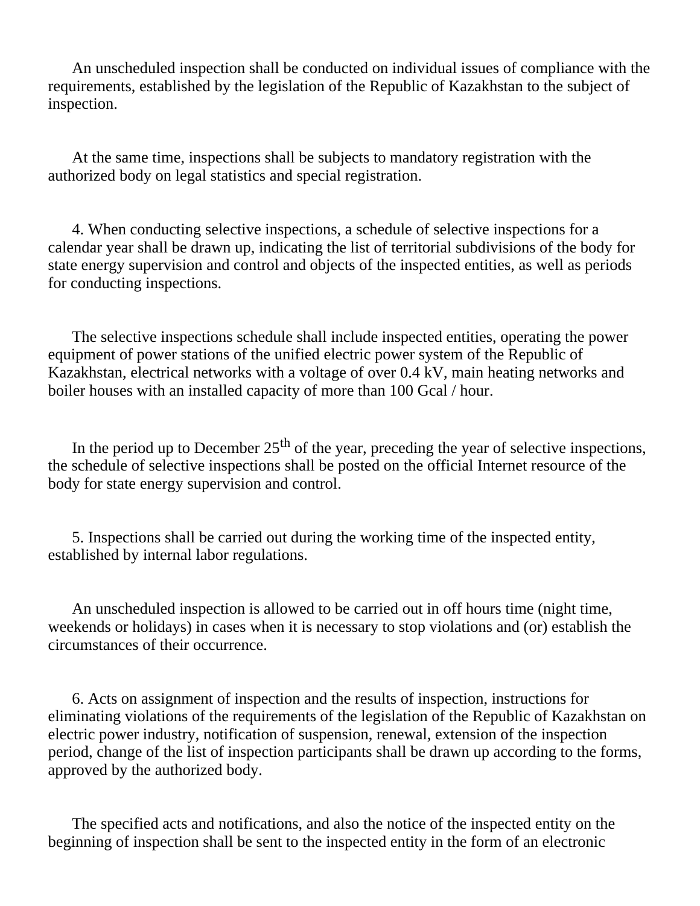An unscheduled inspection shall be conducted on individual issues of compliance with the requirements, established by the legislation of the Republic of Kazakhstan to the subject of inspection.

At the same time, inspections shall be subjects to mandatory registration with the authorized body on legal statistics and special registration.

4. When conducting selective inspections, a schedule of selective inspections for a calendar year shall be drawn up, indicating the list of territorial subdivisions of the body for state energy supervision and control and objects of the inspected entities, as well as periods for conducting inspections.

The selective inspections schedule shall include inspected entities, operating the power equipment of power stations of the unified electric power system of the Republic of Kazakhstan, electrical networks with a voltage of over 0.4 kV, main heating networks and boiler houses with an installed capacity of more than 100 Gcal / hour.

In the period up to December 25th of the year, preceding the year of selective inspections, the schedule of selective inspections shall be posted on the official Internet resource of the body for state energy supervision and control.

5. Inspections shall be carried out during the working time of the inspected entity, established by internal labor regulations.

An unscheduled inspection is allowed to be carried out in off hours time (night time, weekends or holidays) in cases when it is necessary to stop violations and (or) establish the circumstances of their occurrence.

6. Acts on assignment of inspection and the results of inspection, instructions for eliminating violations of the requirements of the legislation of the Republic of Kazakhstan on electric power industry, notification of suspension, renewal, extension of the inspection period, change of the list of inspection participants shall be drawn up according to the forms, approved by the authorized body.

The specified acts and notifications, and also the notice of the inspected entity on the beginning of inspection shall be sent to the inspected entity in the form of an electronic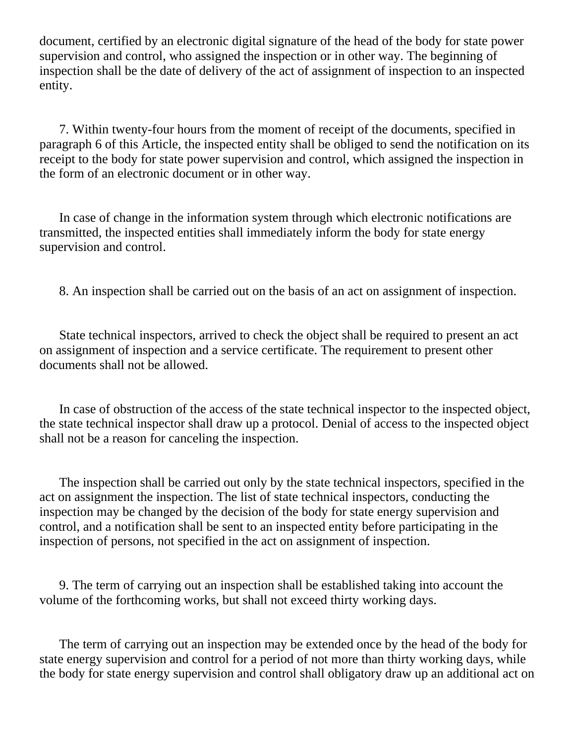document, certified by an electronic digital signature of the head of the body for state power supervision and control, who assigned the inspection or in other way. The beginning of inspection shall be the date of delivery of the act of assignment of inspection to an inspected entity.

7. Within twenty-four hours from the moment of receipt of the documents, specified in paragraph 6 of this Article, the inspected entity shall be obliged to send the notification on its receipt to the body for state power supervision and control, which assigned the inspection in the form of an electronic document or in other way.

In case of change in the information system through which electronic notifications are transmitted, the inspected entities shall immediately inform the body for state energy supervision and control.

8. An inspection shall be carried out on the basis of an act on assignment of inspection.

State technical inspectors, arrived to check the object shall be required to present an act on assignment of inspection and a service certificate. The requirement to present other documents shall not be allowed.

In case of obstruction of the access of the state technical inspector to the inspected object, the state technical inspector shall draw up a protocol. Denial of access to the inspected object shall not be a reason for canceling the inspection.

The inspection shall be carried out only by the state technical inspectors, specified in the act on assignment the inspection. The list of state technical inspectors, conducting the inspection may be changed by the decision of the body for state energy supervision and control, and a notification shall be sent to an inspected entity before participating in the inspection of persons, not specified in the act on assignment of inspection.

9. The term of carrying out an inspection shall be established taking into account the volume of the forthcoming works, but shall not exceed thirty working days.

The term of carrying out an inspection may be extended once by the head of the body for state energy supervision and control for a period of not more than thirty working days, while the body for state energy supervision and control shall obligatory draw up an additional act on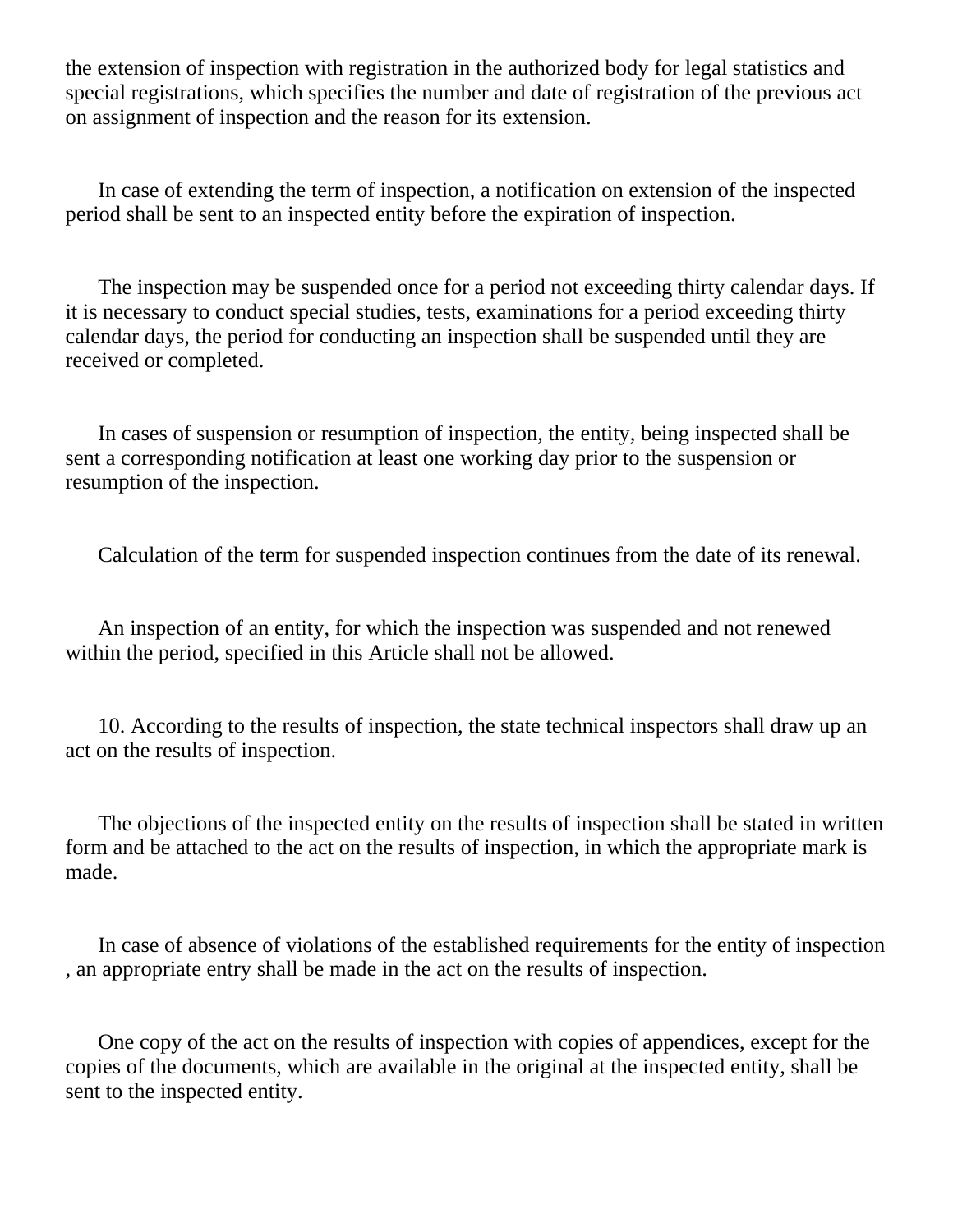the extension of inspection with registration in the authorized body for legal statistics and special registrations, which specifies the number and date of registration of the previous act on assignment of inspection and the reason for its extension.

In case of extending the term of inspection, a notification on extension of the inspected period shall be sent to an inspected entity before the expiration of inspection.

The inspection may be suspended once for a period not exceeding thirty calendar days. If it is necessary to conduct special studies, tests, examinations for a period exceeding thirty calendar days, the period for conducting an inspection shall be suspended until they are received or completed.

In cases of suspension or resumption of inspection, the entity, being inspected shall be sent a corresponding notification at least one working day prior to the suspension or resumption of the inspection.

Calculation of the term for suspended inspection continues from the date of its renewal.

An inspection of an entity, for which the inspection was suspended and not renewed within the period, specified in this Article shall not be allowed.

10. According to the results of inspection, the state technical inspectors shall draw up an act on the results of inspection.

The objections of the inspected entity on the results of inspection shall be stated in written form and be attached to the act on the results of inspection, in which the appropriate mark is made.

In case of absence of violations of the established requirements for the entity of inspection , an appropriate entry shall be made in the act on the results of inspection.

One copy of the act on the results of inspection with copies of appendices, except for the copies of the documents, which are available in the original at the inspected entity, shall be sent to the inspected entity.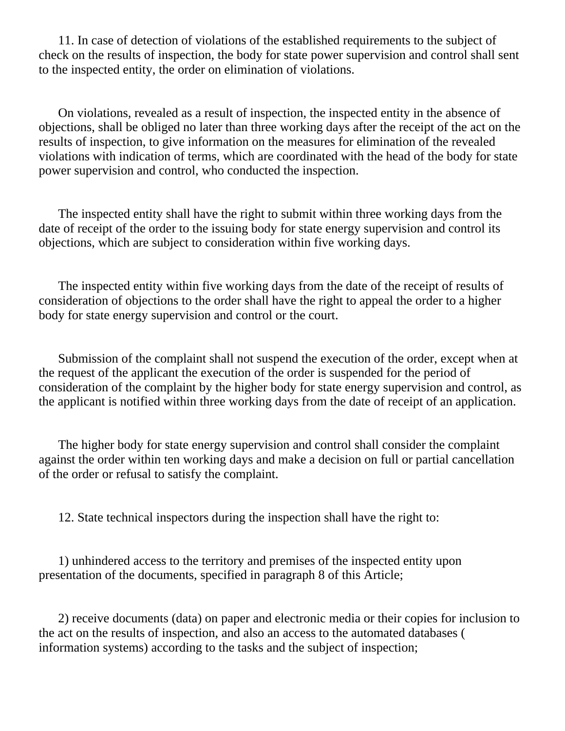11. In case of detection of violations of the established requirements to the subject of check on the results of inspection, the body for state power supervision and control shall sent to the inspected entity, the order on elimination of violations.

On violations, revealed as a result of inspection, the inspected entity in the absence of objections, shall be obliged no later than three working days after the receipt of the act on the results of inspection, to give information on the measures for elimination of the revealed violations with indication of terms, which are coordinated with the head of the body for state power supervision and control, who conducted the inspection.

The inspected entity shall have the right to submit within three working days from the date of receipt of the order to the issuing body for state energy supervision and control its objections, which are subject to consideration within five working days.

The inspected entity within five working days from the date of the receipt of results of consideration of objections to the order shall have the right to appeal the order to a higher body for state energy supervision and control or the court.

Submission of the complaint shall not suspend the execution of the order, except when at the request of the applicant the execution of the order is suspended for the period of consideration of the complaint by the higher body for state energy supervision and control, as the applicant is notified within three working days from the date of receipt of an application.

The higher body for state energy supervision and control shall consider the complaint against the order within ten working days and make a decision on full or partial cancellation of the order or refusal to satisfy the complaint.

12. State technical inspectors during the inspection shall have the right to:

1) unhindered access to the territory and premises of the inspected entity upon presentation of the documents, specified in paragraph 8 of this Article;

2) receive documents (data) on paper and electronic media or their copies for inclusion to the act on the results of inspection, and also an access to the automated databases ( information systems) according to the tasks and the subject of inspection;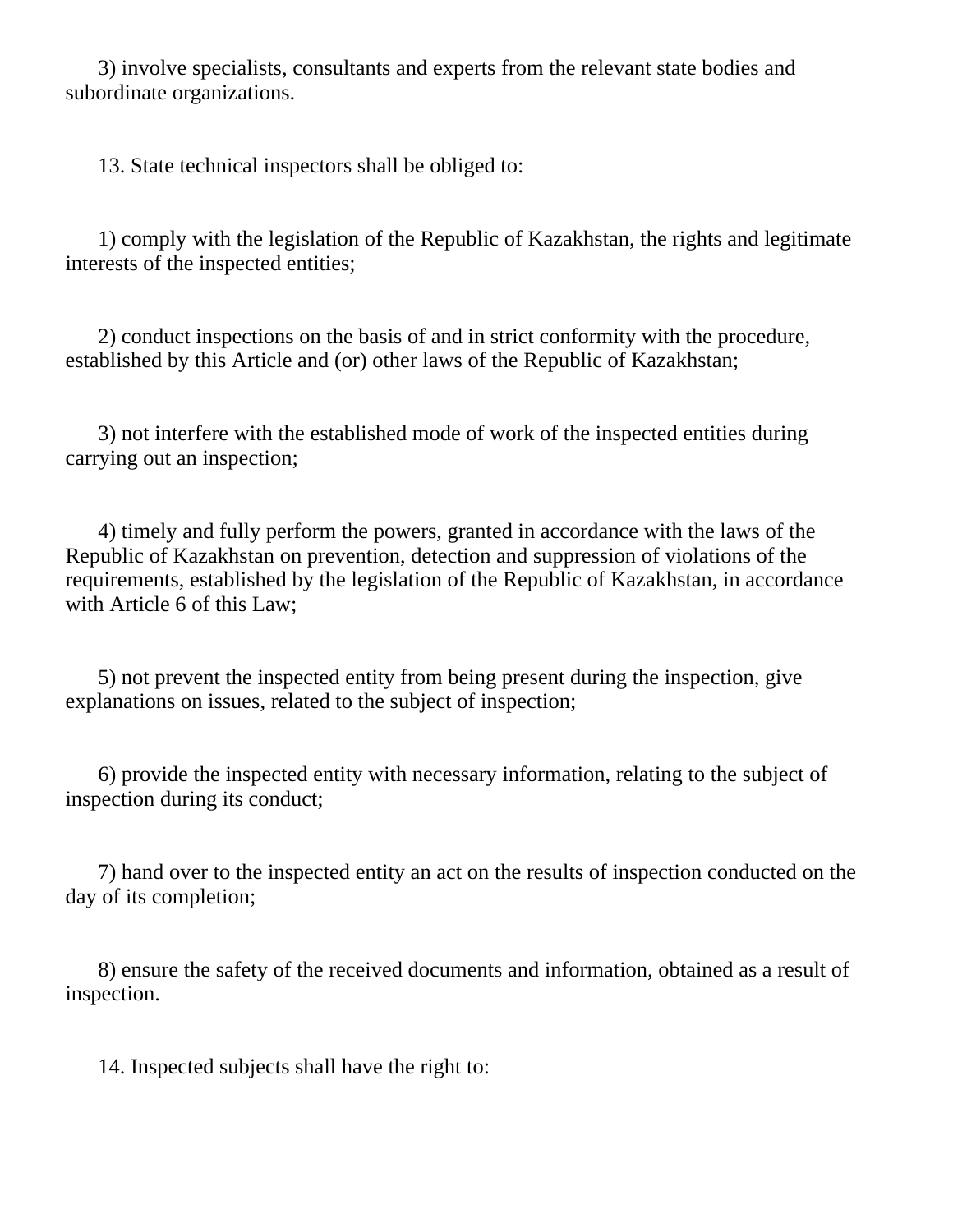3) involve specialists, consultants and experts from the relevant state bodies and subordinate organizations.

13. State technical inspectors shall be obliged to:

1) comply with the legislation of the Republic of Kazakhstan, the rights and legitimate interests of the inspected entities;

2) conduct inspections on the basis of and in strict conformity with the procedure, established by this Article and (or) other laws of the Republic of Kazakhstan;

3) not interfere with the established mode of work of the inspected entities during carrying out an inspection;

4) timely and fully perform the powers, granted in accordance with the laws of the Republic of Kazakhstan on prevention, detection and suppression of violations of the requirements, established by the legislation of the Republic of Kazakhstan, in accordance with Article 6 of this Law;

5) not prevent the inspected entity from being present during the inspection, give explanations on issues, related to the subject of inspection;

6) provide the inspected entity with necessary information, relating to the subject of inspection during its conduct;

7) hand over to the inspected entity an act on the results of inspection conducted on the day of its completion;

8) ensure the safety of the received documents and information, obtained as a result of inspection.

14. Inspected subjects shall have the right to: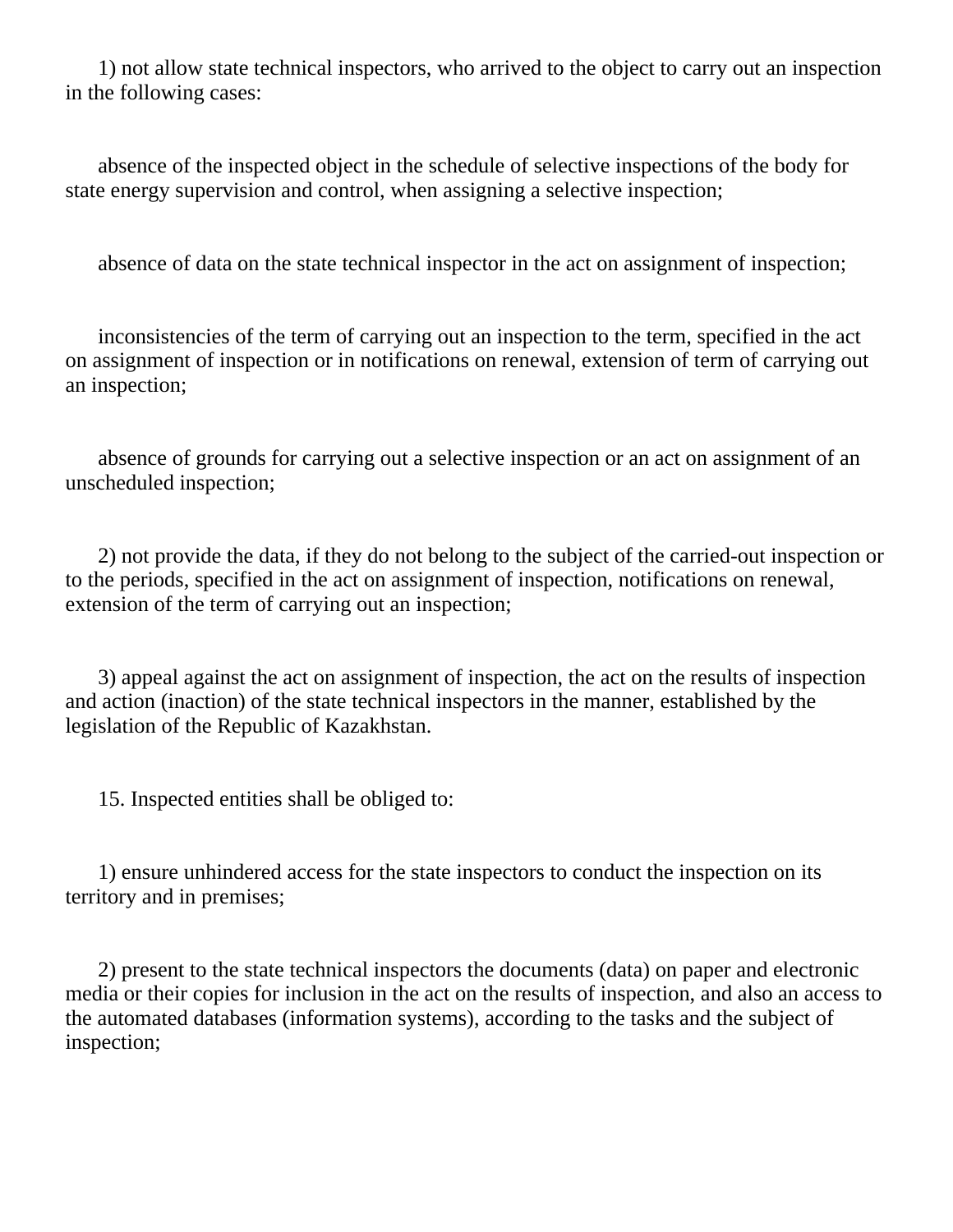1) not allow state technical inspectors, who arrived to the object to carry out an inspection in the following cases:

absence of the inspected object in the schedule of selective inspections of the body for state energy supervision and control, when assigning a selective inspection;

absence of data on the state technical inspector in the act on assignment of inspection;

inconsistencies of the term of carrying out an inspection to the term, specified in the act on assignment of inspection or in notifications on renewal, extension of term of carrying out an inspection;

absence of grounds for carrying out a selective inspection or an act on assignment of an unscheduled inspection;

2) not provide the data, if they do not belong to the subject of the carried-out inspection or to the periods, specified in the act on assignment of inspection, notifications on renewal, extension of the term of carrying out an inspection;

3) appeal against the act on assignment of inspection, the act on the results of inspection and action (inaction) of the state technical inspectors in the manner, established by the legislation of the Republic of Kazakhstan.

15. Inspected entities shall be obliged to:

1) ensure unhindered access for the state inspectors to conduct the inspection on its territory and in premises;

2) present to the state technical inspectors the documents (data) on paper and electronic media or their copies for inclusion in the act on the results of inspection, and also an access to the automated databases (information systems), according to the tasks and the subject of inspection;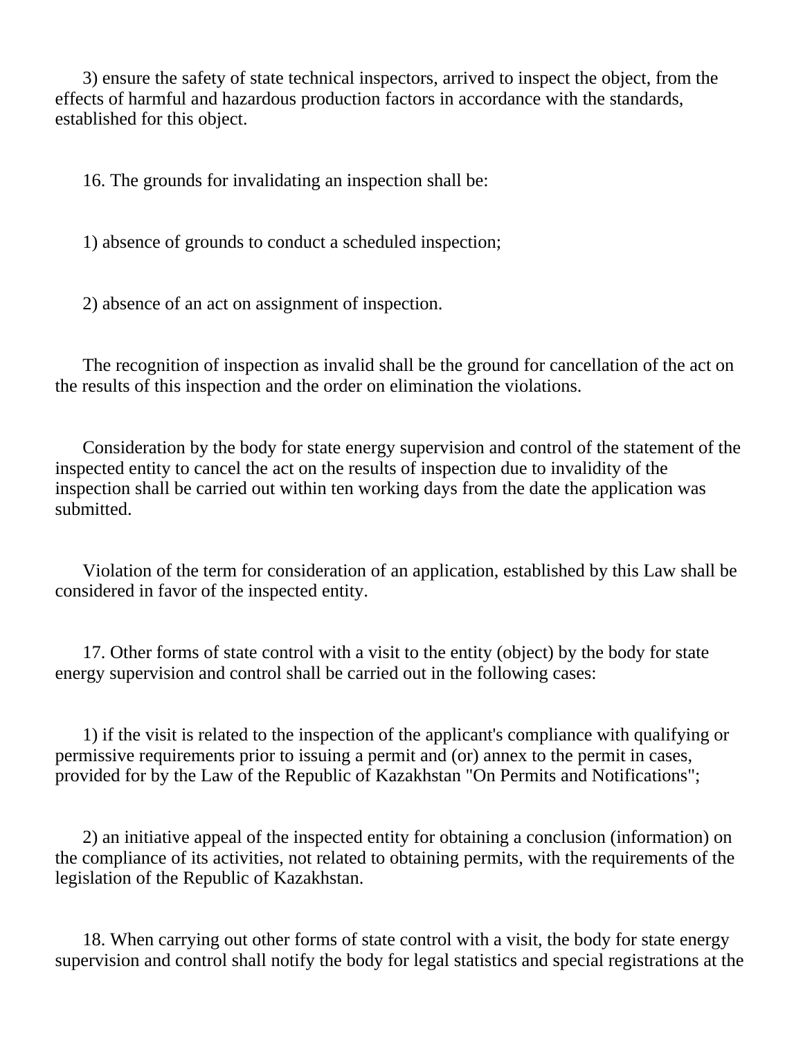3) ensure the safety of state technical inspectors, arrived to inspect the object, from the effects of harmful and hazardous production factors in accordance with the standards, established for this object.

16. The grounds for invalidating an inspection shall be:

1) absence of grounds to conduct a scheduled inspection;

2) absence of an act on assignment of inspection.

The recognition of inspection as invalid shall be the ground for cancellation of the act on the results of this inspection and the order on elimination the violations.

Consideration by the body for state energy supervision and control of the statement of the inspected entity to cancel the act on the results of inspection due to invalidity of the inspection shall be carried out within ten working days from the date the application was submitted.

Violation of the term for consideration of an application, established by this Law shall be considered in favor of the inspected entity.

17. Other forms of state control with a visit to the entity (object) by the body for state energy supervision and control shall be carried out in the following cases:

1) if the visit is related to the inspection of the applicant's compliance with qualifying or permissive requirements prior to issuing a permit and (or) annex to the permit in cases, provided for by the Law of the Republic of Kazakhstan "On Permits and Notifications";

2) an initiative appeal of the inspected entity for obtaining a conclusion (information) on the compliance of its activities, not related to obtaining permits, with the requirements of the legislation of the Republic of Kazakhstan.

18. When carrying out other forms of state control with a visit, the body for state energy supervision and control shall notify the body for legal statistics and special registrations at the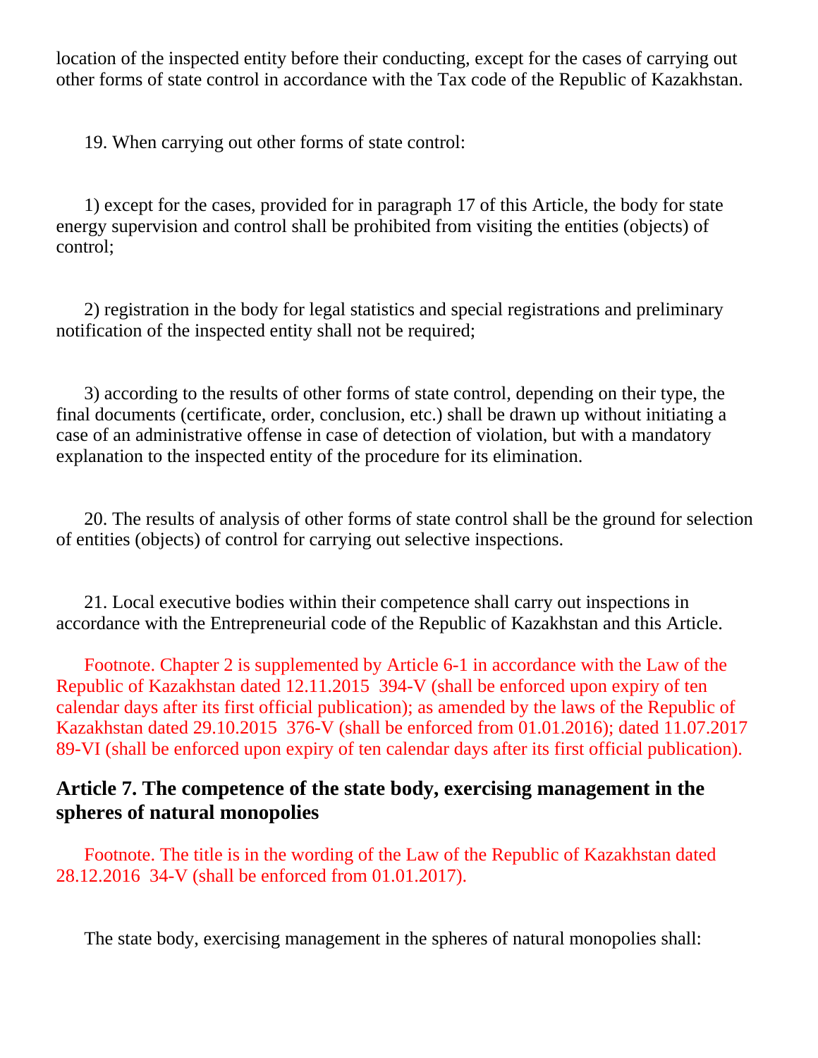location of the inspected entity before their conducting, except for the cases of carrying out other forms of state control in accordance with the Tax code of the Republic of Kazakhstan.

19. When carrying out other forms of state control:

1) except for the cases, provided for in paragraph 17 of this Article, the body for state energy supervision and control shall be prohibited from visiting the entities (objects) of control;

2) registration in the body for legal statistics and special registrations and preliminary notification of the inspected entity shall not be required;

3) according to the results of other forms of state control, depending on their type, the final documents (certificate, order, conclusion, etc.) shall be drawn up without initiating a case of an administrative offense in case of detection of violation, but with a mandatory explanation to the inspected entity of the procedure for its elimination.

20. The results of analysis of other forms of state control shall be the ground for selection of entities (objects) of control for carrying out selective inspections.

21. Local executive bodies within their competence shall carry out inspections in accordance with the Entrepreneurial code of the Republic of Kazakhstan and this Article.

Footnote. Chapter 2 is supplemented by Article 6-1 in accordance with the Law of the Republic of Kazakhstan dated 12.11.2015 394-V (shall be enforced upon expiry of ten calendar days after its first official publication); as amended by the laws of the Republic of Kazakhstan dated 29.10.2015 376-V (shall be enforced from 01.01.2016); dated 11.07.2017 89-VI (shall be enforced upon expiry of ten calendar days after its first official publication).

## Article 7. The competence of the state body, exercising management in the spheres of natural monopolies

Footnote. The title is in the wording of the Law of the Republic of Kazakhstan dated 28.12.2016 34-V (shall be enforced from 01.01.2017).

The state body, exercising management in the spheres of natural monopolies shall: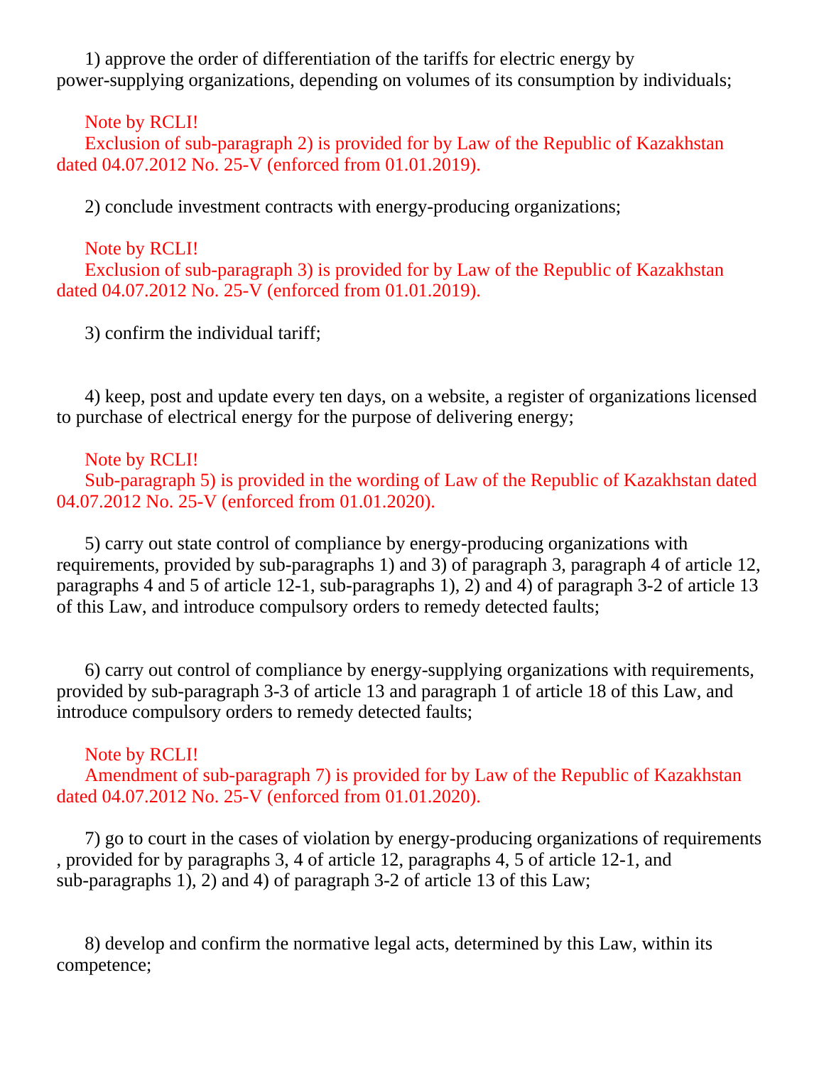1) approve the order of differentiation of the tariffs for electric energy by power-supplying organizations, depending on volumes of its consumption by individuals;

Note by RCLI!
Exclusion of sub-paragraph 2) is provided for by Law of the Republic of Kazakhstan dated 04.07.2012 No. 25-V (enforced from 01.01.2019).

2) conclude investment contracts with energy-producing organizations;

Note by RCLI!
Exclusion of sub-paragraph 3) is provided for by Law of the Republic of Kazakhstan dated 04.07.2012 No. 25-V (enforced from 01.01.2019).

3) confirm the individual tariff;

4) keep, post and update every ten days, on a website, a register of organizations licensed to purchase of electrical energy for the purpose of delivering energy;

Note by RCLI!
Sub-paragraph 5) is provided in the wording of Law of the Republic of Kazakhstan dated 04.07.2012 No. 25-V (enforced from 01.01.2020).

5) carry out state control of compliance by energy-producing organizations with requirements, provided by sub-paragraphs 1) and 3) of paragraph 3, paragraph 4 of article 12, paragraphs 4 and 5 of article 12-1, sub-paragraphs 1), 2) and 4) of paragraph 3-2 of article 13 of this Law, and introduce compulsory orders to remedy detected faults;

6) carry out control of compliance by energy-supplying organizations with requirements, provided by sub-paragraph 3-3 of article 13 and paragraph 1 of article 18 of this Law, and introduce compulsory orders to remedy detected faults;

Note by RCLI!
Amendment of sub-paragraph 7) is provided for by Law of the Republic of Kazakhstan dated 04.07.2012 No. 25-V (enforced from 01.01.2020).

7) go to court in the cases of violation by energy-producing organizations of requirements , provided for by paragraphs 3, 4 of article 12, paragraphs 4, 5 of article 12-1, and sub-paragraphs 1), 2) and 4) of paragraph 3-2 of article 13 of this Law;

8) develop and confirm the normative legal acts, determined by this Law, within its competence;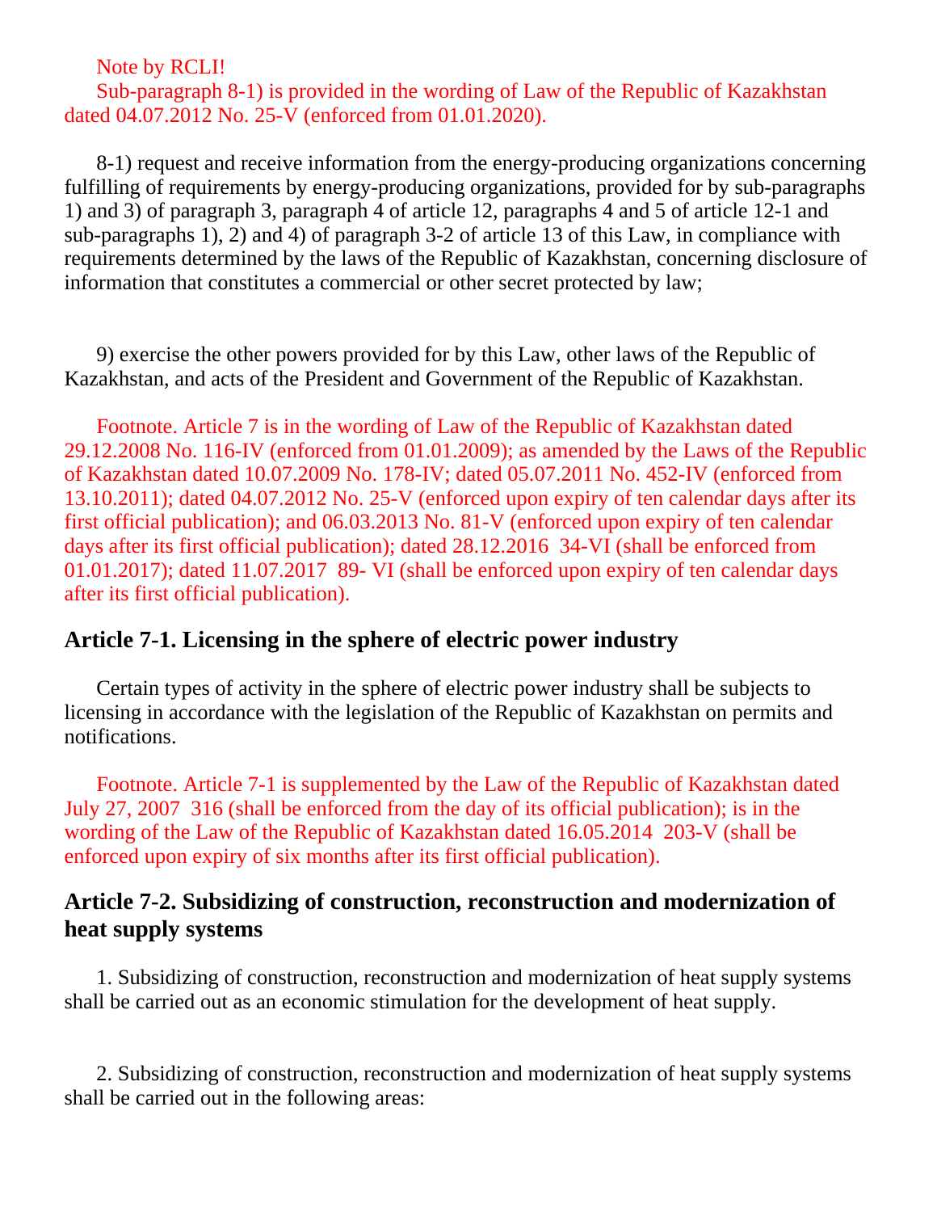Note by RCLI!
Sub-paragraph 8-1) is provided in the wording of Law of the Republic of Kazakhstan dated 04.07.2012 No. 25-V (enforced from 01.01.2020).

8-1) request and receive information from the energy-producing organizations concerning fulfilling of requirements by energy-producing organizations, provided for by sub-paragraphs 1) and 3) of paragraph 3, paragraph 4 of article 12, paragraphs 4 and 5 of article 12-1 and sub-paragraphs 1), 2) and 4) of paragraph 3-2 of article 13 of this Law, in compliance with requirements determined by the laws of the Republic of Kazakhstan, concerning disclosure of information that constitutes a commercial or other secret protected by law;

9) exercise the other powers provided for by this Law, other laws of the Republic of Kazakhstan, and acts of the President and Government of the Republic of Kazakhstan.

Footnote. Article 7 is in the wording of Law of the Republic of Kazakhstan dated 29.12.2008 No. 116-IV (enforced from 01.01.2009); as amended by the Laws of the Republic of Kazakhstan dated 10.07.2009 No. 178-IV; dated 05.07.2011 No. 452-IV (enforced from 13.10.2011); dated 04.07.2012 No. 25-V (enforced upon expiry of ten calendar days after its first official publication); and 06.03.2013 No. 81-V (enforced upon expiry of ten calendar days after its first official publication); dated 28.12.2016 34-VI (shall be enforced from 01.01.2017); dated 11.07.2017 89- VI (shall be enforced upon expiry of ten calendar days after its first official publication).

## Article 7-1. Licensing in the sphere of electric power industry

Certain types of activity in the sphere of electric power industry shall be subjects to licensing in accordance with the legislation of the Republic of Kazakhstan on permits and notifications.

Footnote. Article 7-1 is supplemented by the Law of the Republic of Kazakhstan dated July 27, 2007 316 (shall be enforced from the day of its official publication); is in the wording of the Law of the Republic of Kazakhstan dated 16.05.2014 203-V (shall be enforced upon expiry of six months after its first official publication).

## Article 7-2. Subsidizing of construction, reconstruction and modernization of heat supply systems

1. Subsidizing of construction, reconstruction and modernization of heat supply systems shall be carried out as an economic stimulation for the development of heat supply.

2. Subsidizing of construction, reconstruction and modernization of heat supply systems shall be carried out in the following areas: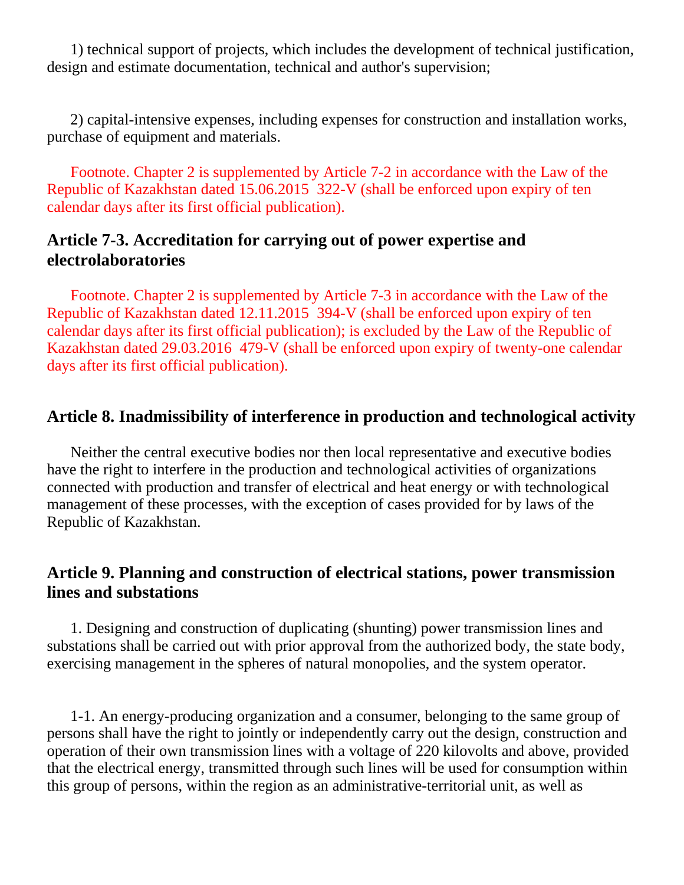1) technical support of projects, which includes the development of technical justification, design and estimate documentation, technical and author's supervision;

2) capital-intensive expenses, including expenses for construction and installation works, purchase of equipment and materials.

Footnote. Chapter 2 is supplemented by Article 7-2 in accordance with the Law of the Republic of Kazakhstan dated 15.06.2015 322-V (shall be enforced upon expiry of ten calendar days after its first official publication).

## Article 7-3. Accreditation for carrying out of power expertise and electrolaboratories

Footnote. Chapter 2 is supplemented by Article 7-3 in accordance with the Law of the Republic of Kazakhstan dated 12.11.2015 394-V (shall be enforced upon expiry of ten calendar days after its first official publication); is excluded by the Law of the Republic of Kazakhstan dated 29.03.2016 479-V (shall be enforced upon expiry of twenty-one calendar days after its first official publication).

## Article 8. Inadmissibility of interference in production and technological activity

Neither the central executive bodies nor then local representative and executive bodies have the right to interfere in the production and technological activities of organizations connected with production and transfer of electrical and heat energy or with technological management of these processes, with the exception of cases provided for by laws of the Republic of Kazakhstan.

## Article 9. Planning and construction of electrical stations, power transmission lines and substations

1. Designing and construction of duplicating (shunting) power transmission lines and substations shall be carried out with prior approval from the authorized body, the state body, exercising management in the spheres of natural monopolies, and the system operator.

1-1. An energy-producing organization and a consumer, belonging to the same group of persons shall have the right to jointly or independently carry out the design, construction and operation of their own transmission lines with a voltage of 220 kilovolts and above, provided that the electrical energy, transmitted through such lines will be used for consumption within this group of persons, within the region as an administrative-territorial unit, as well as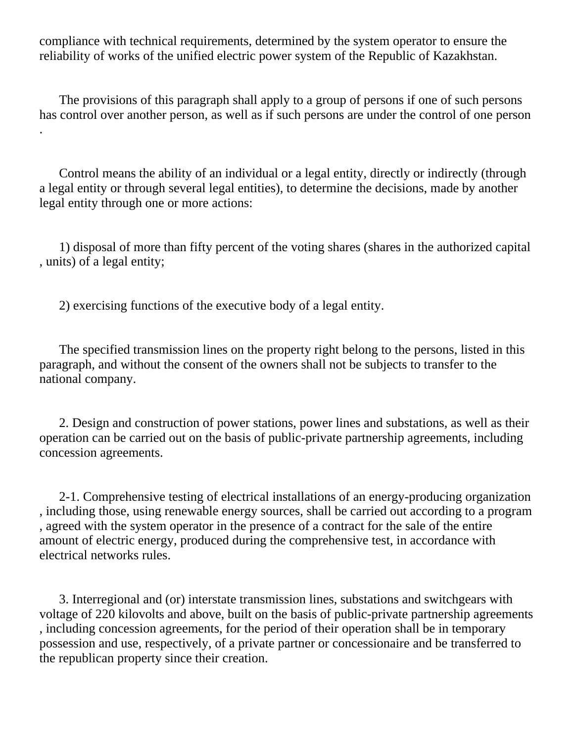compliance with technical requirements, determined by the system operator to ensure the reliability of works of the unified electric power system of the Republic of Kazakhstan.

The provisions of this paragraph shall apply to a group of persons if one of such persons has control over another person, as well as if such persons are under the control of one person .

Control means the ability of an individual or a legal entity, directly or indirectly (through a legal entity or through several legal entities), to determine the decisions, made by another legal entity through one or more actions:

1) disposal of more than fifty percent of the voting shares (shares in the authorized capital , units) of a legal entity;

2) exercising functions of the executive body of a legal entity.

The specified transmission lines on the property right belong to the persons, listed in this paragraph, and without the consent of the owners shall not be subjects to transfer to the national company.

2. Design and construction of power stations, power lines and substations, as well as their operation can be carried out on the basis of public-private partnership agreements, including concession agreements.

2-1. Comprehensive testing of electrical installations of an energy-producing organization , including those, using renewable energy sources, shall be carried out according to a program , agreed with the system operator in the presence of a contract for the sale of the entire amount of electric energy, produced during the comprehensive test, in accordance with electrical networks rules.

3. Interregional and (or) interstate transmission lines, substations and switchgears with voltage of 220 kilovolts and above, built on the basis of public-private partnership agreements , including concession agreements, for the period of their operation shall be in temporary possession and use, respectively, of a private partner or concessionaire and be transferred to the republican property since their creation.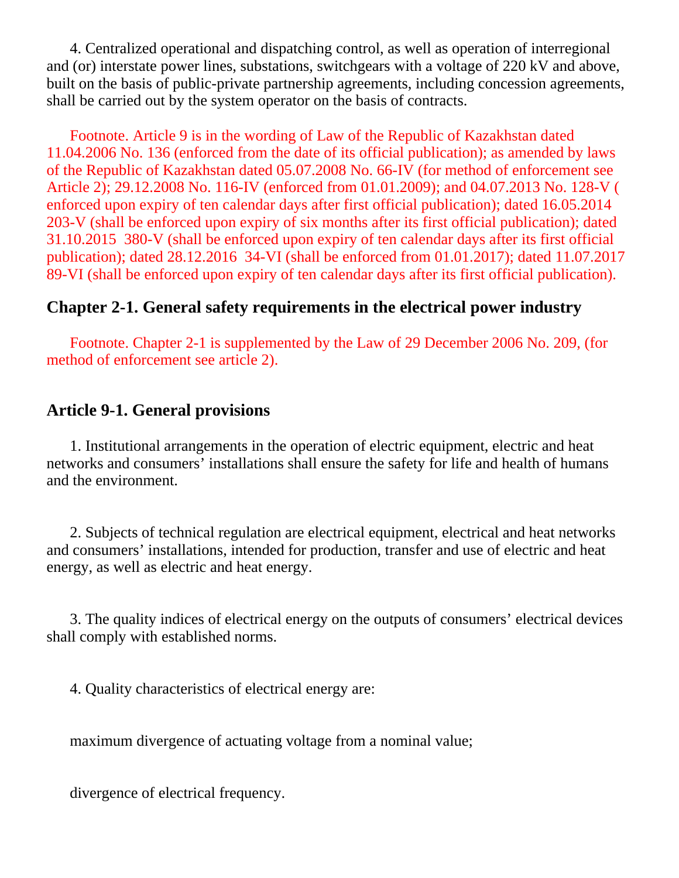4. Centralized operational and dispatching control, as well as operation of interregional and (or) interstate power lines, substations, switchgears with a voltage of 220 kV and above, built on the basis of public-private partnership agreements, including concession agreements, shall be carried out by the system operator on the basis of contracts.

Footnote. Article 9 is in the wording of Law of the Republic of Kazakhstan dated 11.04.2006 No. 136 (enforced from the date of its official publication); as amended by laws of the Republic of Kazakhstan dated 05.07.2008 No. 66-IV (for method of enforcement see Article 2); 29.12.2008 No. 116-IV (enforced from 01.01.2009); and 04.07.2013 No. 128-V ( enforced upon expiry of ten calendar days after first official publication); dated 16.05.2014 203-V (shall be enforced upon expiry of six months after its first official publication); dated 31.10.2015 380-V (shall be enforced upon expiry of ten calendar days after its first official publication); dated 28.12.2016 34-VI (shall be enforced from 01.01.2017); dated 11.07.2017 89-VI (shall be enforced upon expiry of ten calendar days after its first official publication).

## Chapter 2-1. General safety requirements in the electrical power industry

Footnote. Chapter 2-1 is supplemented by the Law of 29 December 2006 No. 209, (for method of enforcement see article 2).

### Article 9-1. General provisions

1. Institutional arrangements in the operation of electric equipment, electric and heat networks and consumers' installations shall ensure the safety for life and health of humans and the environment.

2. Subjects of technical regulation are electrical equipment, electrical and heat networks and consumers' installations, intended for production, transfer and use of electric and heat energy, as well as electric and heat energy.

3. The quality indices of electrical energy on the outputs of consumers' electrical devices shall comply with established norms.

4. Quality characteristics of electrical energy are:

maximum divergence of actuating voltage from a nominal value;

divergence of electrical frequency.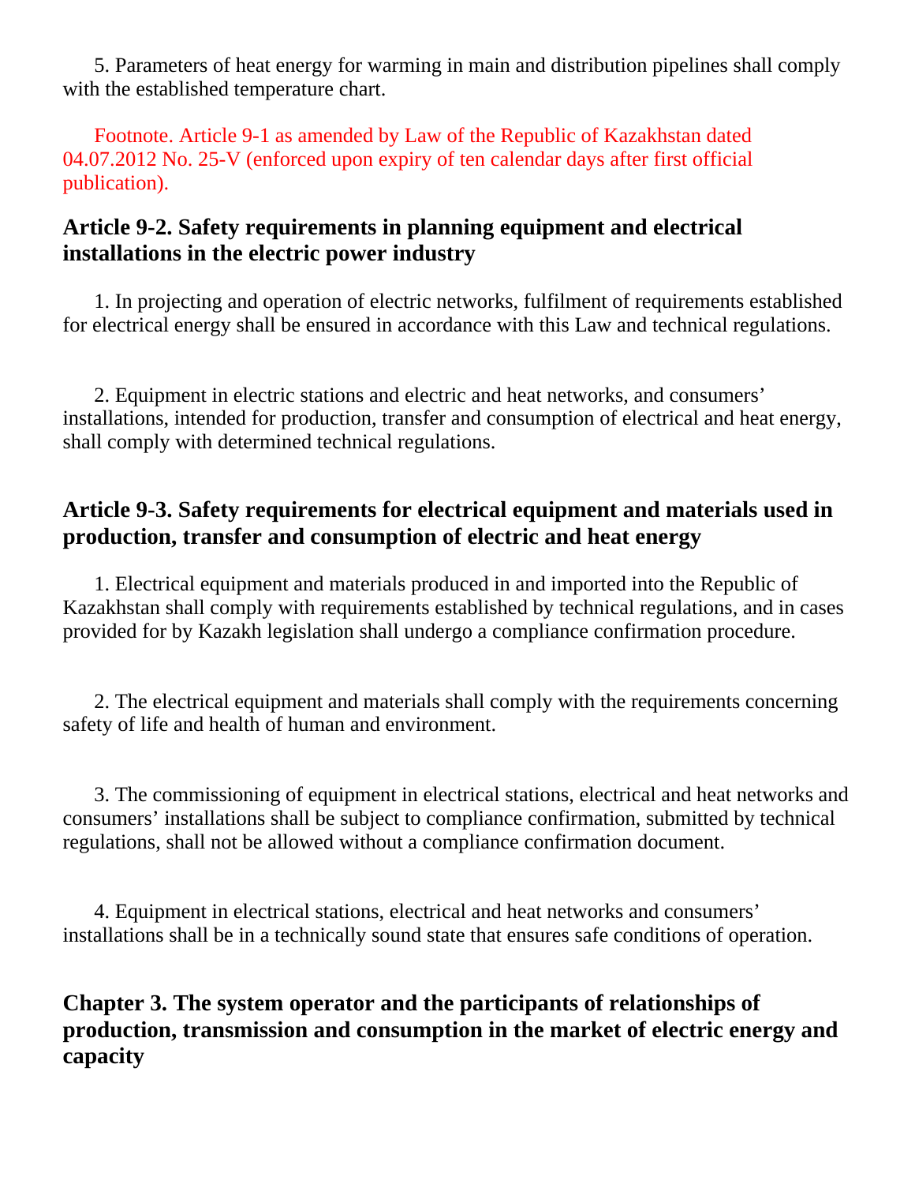5. Parameters of heat energy for warming in main and distribution pipelines shall comply with the established temperature chart.

Footnote. Article 9-1 as amended by Law of the Republic of Kazakhstan dated 04.07.2012 No. 25-V (enforced upon expiry of ten calendar days after first official publication).

### Article 9-2. Safety requirements in planning equipment and electrical installations in the electric power industry

1. In projecting and operation of electric networks, fulfilment of requirements established for electrical energy shall be ensured in accordance with this Law and technical regulations.

2. Equipment in electric stations and electric and heat networks, and consumers' installations, intended for production, transfer and consumption of electrical and heat energy, shall comply with determined technical regulations.

### Article 9-3. Safety requirements for electrical equipment and materials used in production, transfer and consumption of electric and heat energy

1. Electrical equipment and materials produced in and imported into the Republic of Kazakhstan shall comply with requirements established by technical regulations, and in cases provided for by Kazakh legislation shall undergo a compliance confirmation procedure.

2. The electrical equipment and materials shall comply with the requirements concerning safety of life and health of human and environment.

3. The commissioning of equipment in electrical stations, electrical and heat networks and consumers' installations shall be subject to compliance confirmation, submitted by technical regulations, shall not be allowed without a compliance confirmation document.

4. Equipment in electrical stations, electrical and heat networks and consumers' installations shall be in a technically sound state that ensures safe conditions of operation.

## Chapter 3. The system operator and the participants of relationships of production, transmission and consumption in the market of electric energy and capacity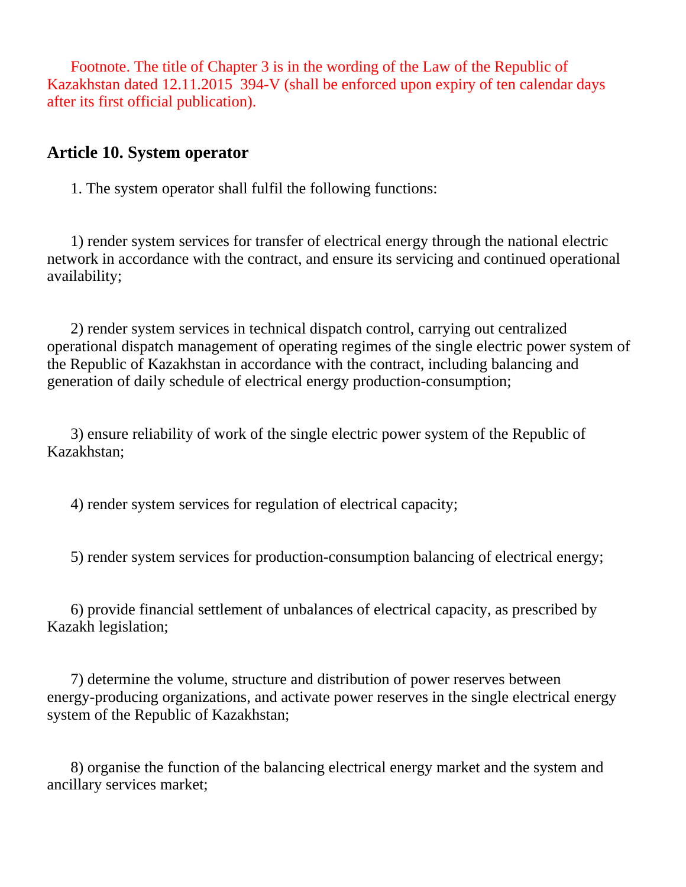Footnote. The title of Chapter 3 is in the wording of the Law of the Republic of Kazakhstan dated 12.11.2015 394-V (shall be enforced upon expiry of ten calendar days after its first official publication).

## Article 10. System operator

1. The system operator shall fulfil the following functions:

1) render system services for transfer of electrical energy through the national electric network in accordance with the contract, and ensure its servicing and continued operational availability;

2) render system services in technical dispatch control, carrying out centralized operational dispatch management of operating regimes of the single electric power system of the Republic of Kazakhstan in accordance with the contract, including balancing and generation of daily schedule of electrical energy production-consumption;

3) ensure reliability of work of the single electric power system of the Republic of Kazakhstan;

4) render system services for regulation of electrical capacity;

5) render system services for production-consumption balancing of electrical energy;

6) provide financial settlement of unbalances of electrical capacity, as prescribed by Kazakh legislation;

7) determine the volume, structure and distribution of power reserves between energy-producing organizations, and activate power reserves in the single electrical energy system of the Republic of Kazakhstan;

8) organise the function of the balancing electrical energy market and the system and ancillary services market;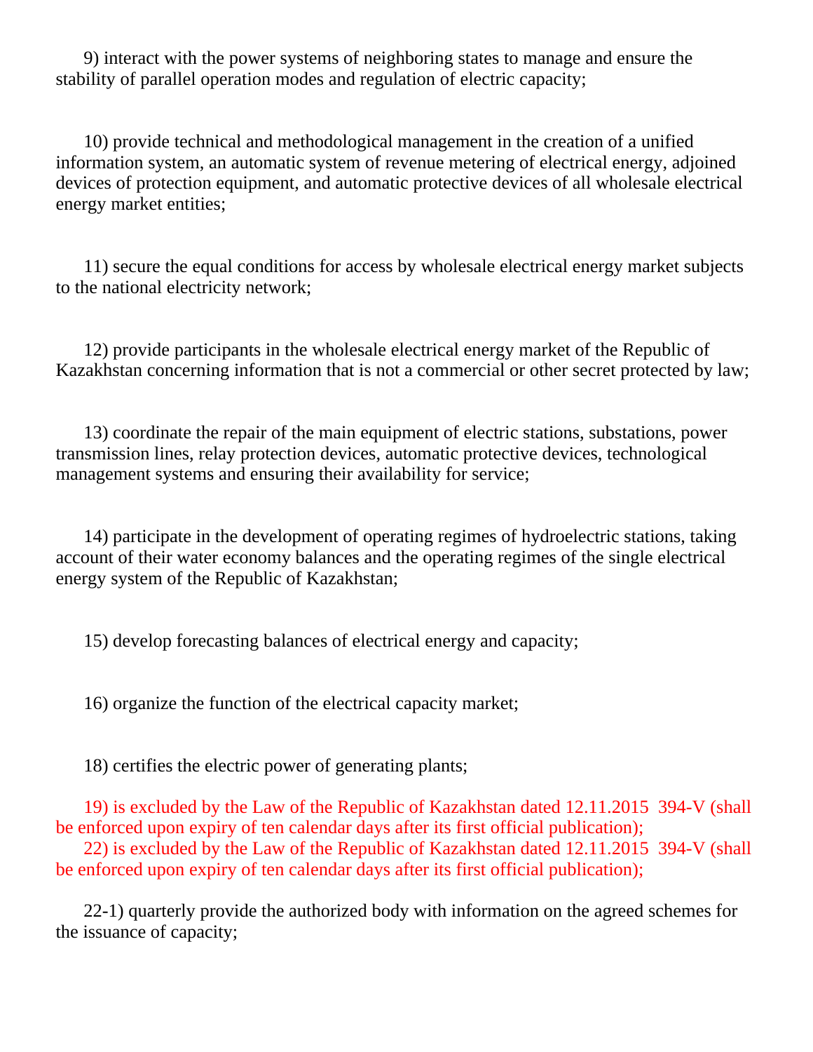9) interact with the power systems of neighboring states to manage and ensure the stability of parallel operation modes and regulation of electric capacity;

10) provide technical and methodological management in the creation of a unified information system, an automatic system of revenue metering of electrical energy, adjoined devices of protection equipment, and automatic protective devices of all wholesale electrical energy market entities;

11) secure the equal conditions for access by wholesale electrical energy market subjects to the national electricity network;

12) provide participants in the wholesale electrical energy market of the Republic of Kazakhstan concerning information that is not a commercial or other secret protected by law;

13) coordinate the repair of the main equipment of electric stations, substations, power transmission lines, relay protection devices, automatic protective devices, technological management systems and ensuring their availability for service;

14) participate in the development of operating regimes of hydroelectric stations, taking account of their water economy balances and the operating regimes of the single electrical energy system of the Republic of Kazakhstan;

15) develop forecasting balances of electrical energy and capacity;

16) organize the function of the electrical capacity market;

18) certifies the electric power of generating plants;

19) is excluded by the Law of the Republic of Kazakhstan dated 12.11.2015 394-V (shall be enforced upon expiry of ten calendar days after its first official publication);

22) is excluded by the Law of the Republic of Kazakhstan dated 12.11.2015 394-V (shall be enforced upon expiry of ten calendar days after its first official publication);

22-1) quarterly provide the authorized body with information on the agreed schemes for the issuance of capacity;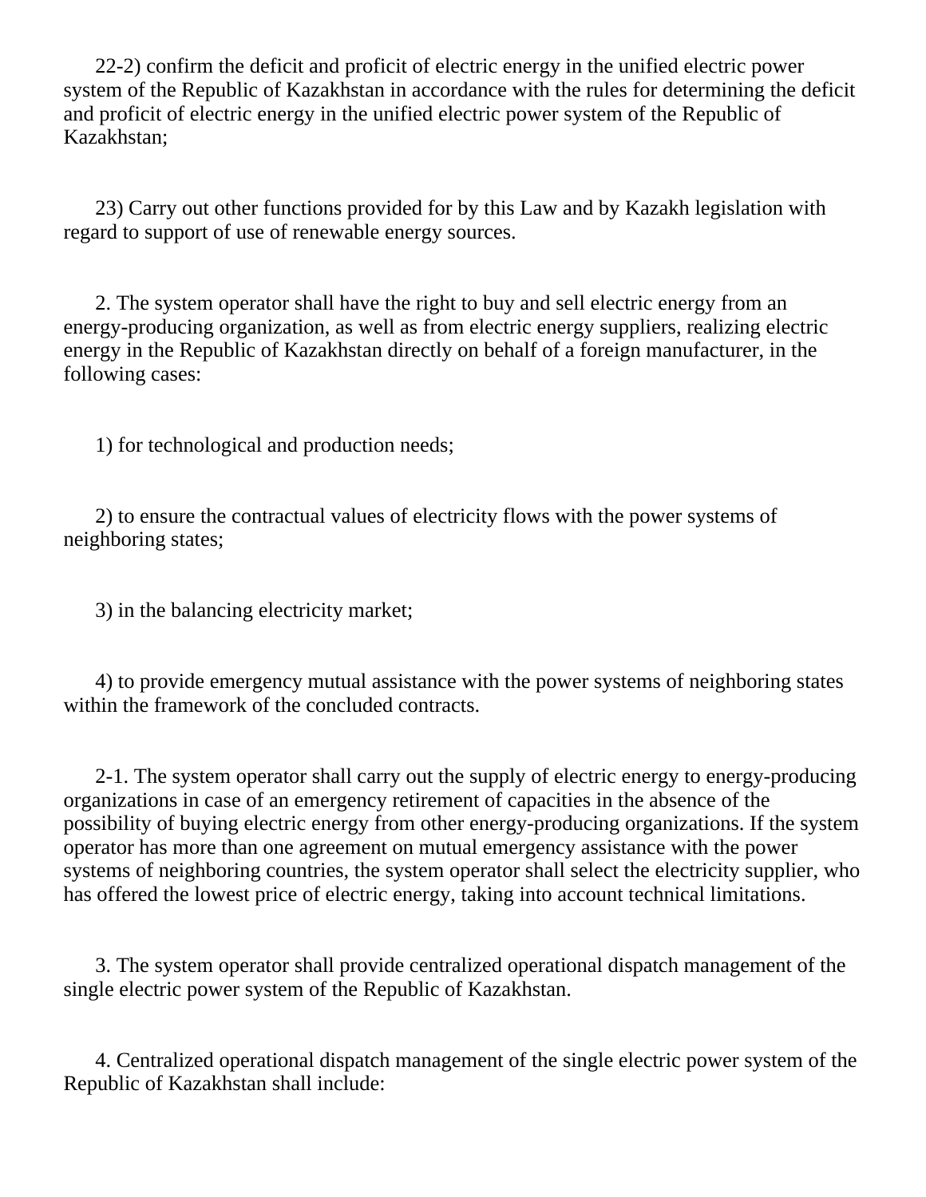22-2) confirm the deficit and proficit of electric energy in the unified electric power system of the Republic of Kazakhstan in accordance with the rules for determining the deficit and proficit of electric energy in the unified electric power system of the Republic of Kazakhstan;

23) Carry out other functions provided for by this Law and by Kazakh legislation with regard to support of use of renewable energy sources.

2. The system operator shall have the right to buy and sell electric energy from an energy-producing organization, as well as from electric energy suppliers, realizing electric energy in the Republic of Kazakhstan directly on behalf of a foreign manufacturer, in the following cases:

1) for technological and production needs;

2) to ensure the contractual values of electricity flows with the power systems of neighboring states;

3) in the balancing electricity market;

4) to provide emergency mutual assistance with the power systems of neighboring states within the framework of the concluded contracts.

2-1. The system operator shall carry out the supply of electric energy to energy-producing organizations in case of an emergency retirement of capacities in the absence of the possibility of buying electric energy from other energy-producing organizations. If the system operator has more than one agreement on mutual emergency assistance with the power systems of neighboring countries, the system operator shall select the electricity supplier, who has offered the lowest price of electric energy, taking into account technical limitations.

3. The system operator shall provide centralized operational dispatch management of the single electric power system of the Republic of Kazakhstan.

4. Centralized operational dispatch management of the single electric power system of the Republic of Kazakhstan shall include: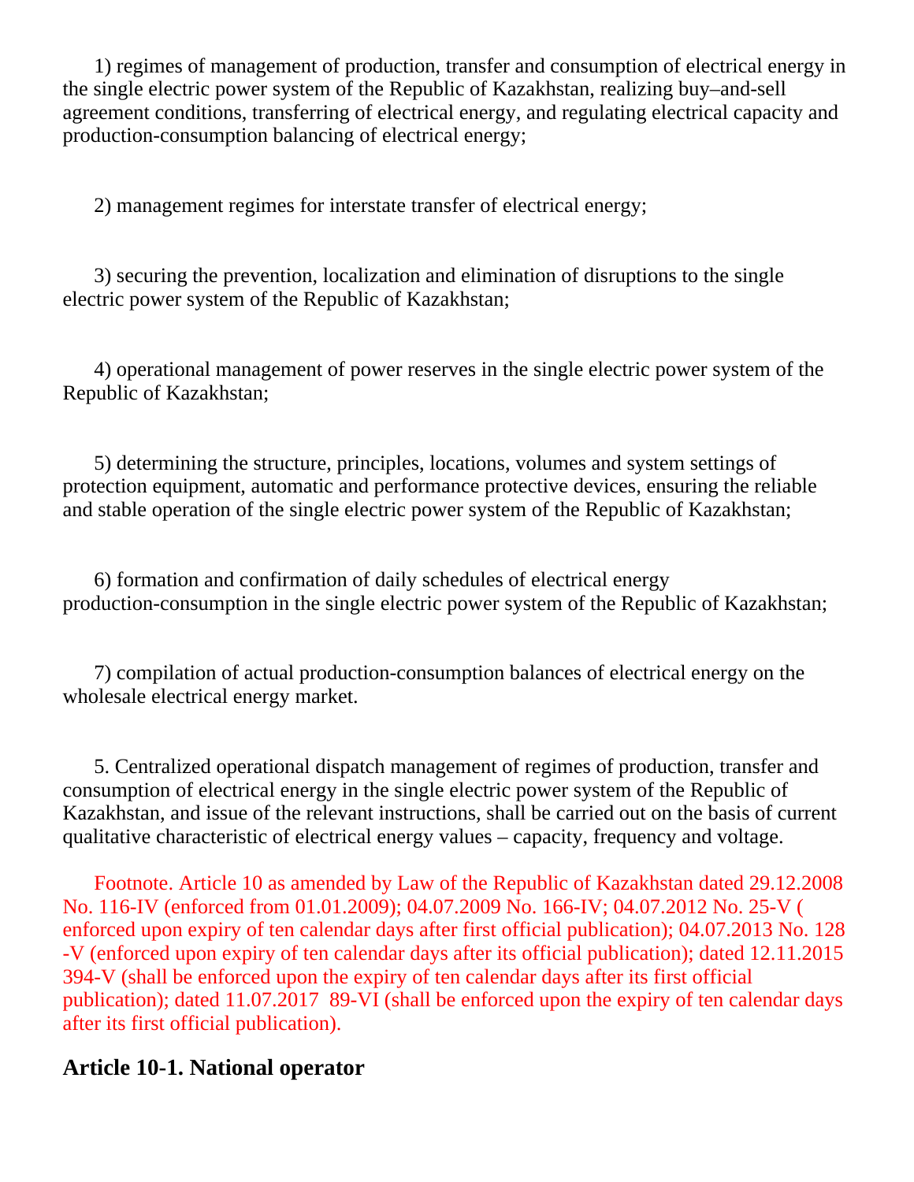1) regimes of management of production, transfer and consumption of electrical energy in the single electric power system of the Republic of Kazakhstan, realizing buy–and-sell agreement conditions, transferring of electrical energy, and regulating electrical capacity and production-consumption balancing of electrical energy;

2) management regimes for interstate transfer of electrical energy;

3) securing the prevention, localization and elimination of disruptions to the single electric power system of the Republic of Kazakhstan;

4) operational management of power reserves in the single electric power system of the Republic of Kazakhstan;

5) determining the structure, principles, locations, volumes and system settings of protection equipment, automatic and performance protective devices, ensuring the reliable and stable operation of the single electric power system of the Republic of Kazakhstan;

6) formation and confirmation of daily schedules of electrical energy production-consumption in the single electric power system of the Republic of Kazakhstan;

7) compilation of actual production-consumption balances of electrical energy on the wholesale electrical energy market.

5. Centralized operational dispatch management of regimes of production, transfer and consumption of electrical energy in the single electric power system of the Republic of Kazakhstan, and issue of the relevant instructions, shall be carried out on the basis of current qualitative characteristic of electrical energy values – capacity, frequency and voltage.

Footnote. Article 10 as amended by Law of the Republic of Kazakhstan dated 29.12.2008 No. 116-IV (enforced from 01.01.2009); 04.07.2009 No. 166-IV; 04.07.2012 No. 25-V ( enforced upon expiry of ten calendar days after first official publication); 04.07.2013 No. 128 -V (enforced upon expiry of ten calendar days after its official publication); dated 12.11.2015 394-V (shall be enforced upon the expiry of ten calendar days after its first official publication); dated 11.07.2017 89-VI (shall be enforced upon the expiry of ten calendar days after its first official publication).

### Article 10-1. National operator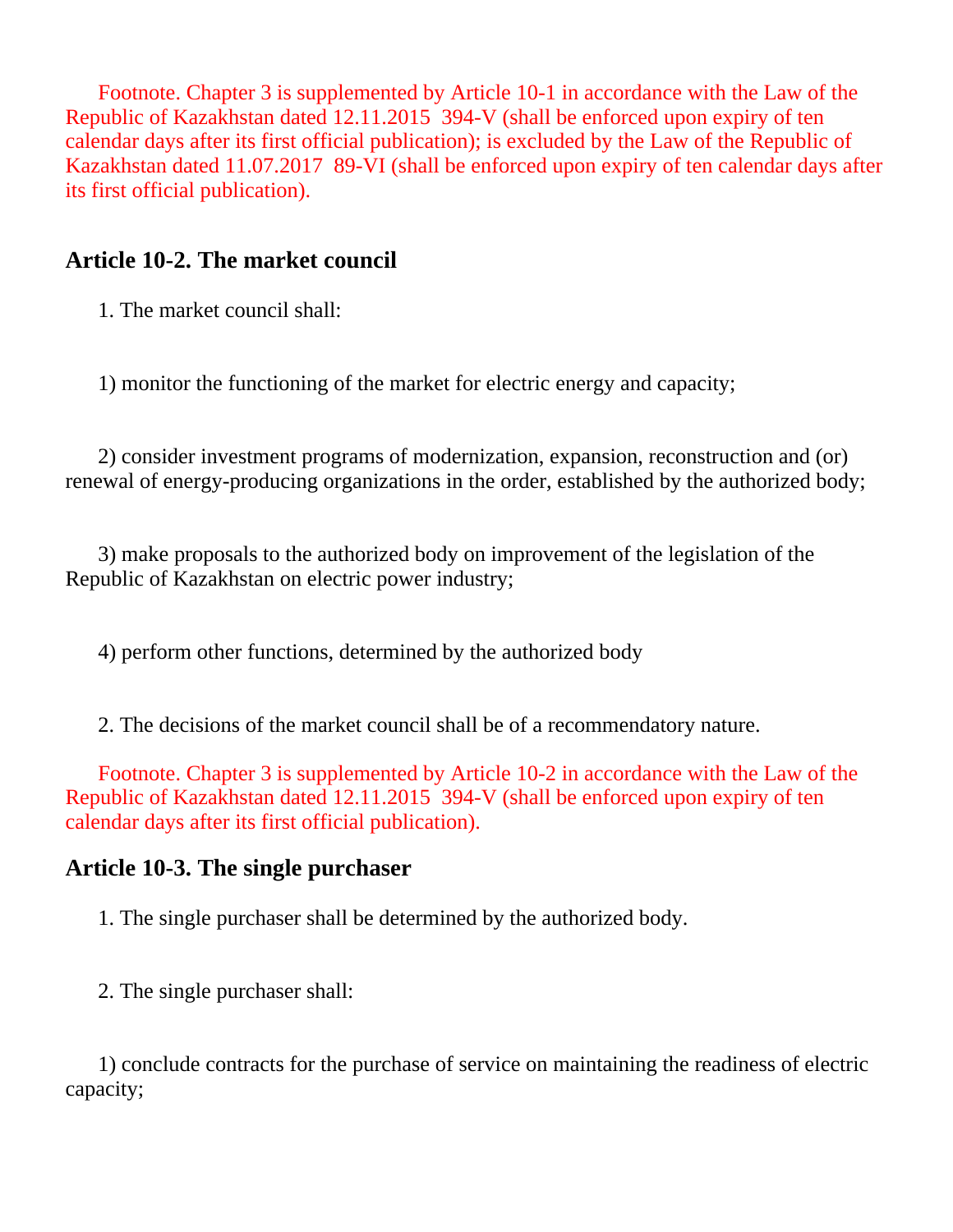Footnote. Chapter 3 is supplemented by Article 10-1 in accordance with the Law of the Republic of Kazakhstan dated 12.11.2015 394-V (shall be enforced upon expiry of ten calendar days after its first official publication); is excluded by the Law of the Republic of Kazakhstan dated 11.07.2017 89-VI (shall be enforced upon expiry of ten calendar days after its first official publication).

### Article 10-2. The market council

1. The market council shall:

1) monitor the functioning of the market for electric energy and capacity;

2) consider investment programs of modernization, expansion, reconstruction and (or) renewal of energy-producing organizations in the order, established by the authorized body;

3) make proposals to the authorized body on improvement of the legislation of the Republic of Kazakhstan on electric power industry;

4) perform other functions, determined by the authorized body

2. The decisions of the market council shall be of a recommendatory nature.

Footnote. Chapter 3 is supplemented by Article 10-2 in accordance with the Law of the Republic of Kazakhstan dated 12.11.2015 394-V (shall be enforced upon expiry of ten calendar days after its first official publication).

### Article 10-3. The single purchaser

1. The single purchaser shall be determined by the authorized body.

2. The single purchaser shall:

1) conclude contracts for the purchase of service on maintaining the readiness of electric capacity;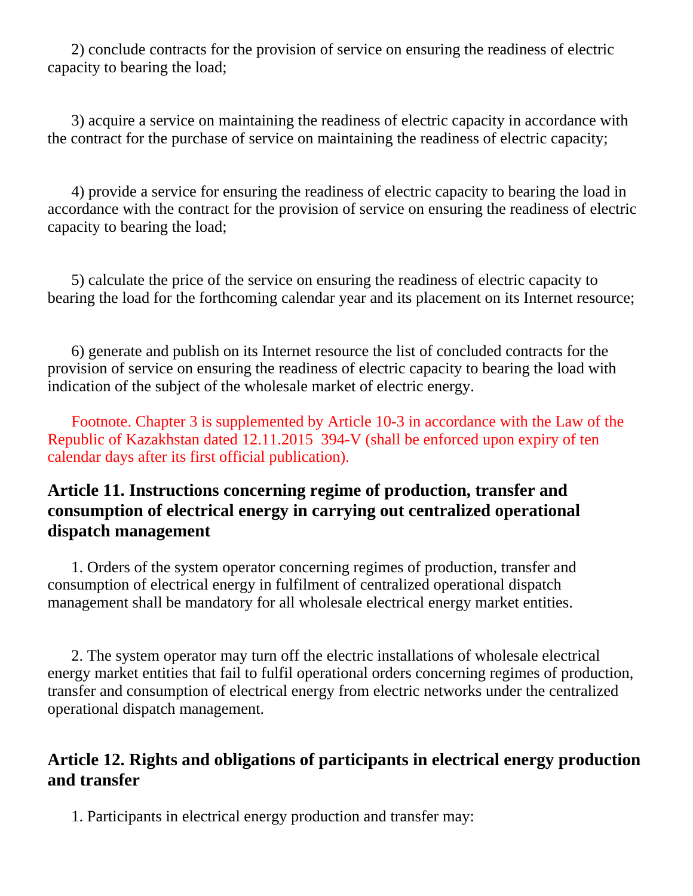2) conclude contracts for the provision of service on ensuring the readiness of electric capacity to bearing the load;

3) acquire a service on maintaining the readiness of electric capacity in accordance with the contract for the purchase of service on maintaining the readiness of electric capacity;

4) provide a service for ensuring the readiness of electric capacity to bearing the load in accordance with the contract for the provision of service on ensuring the readiness of electric capacity to bearing the load;

5) calculate the price of the service on ensuring the readiness of electric capacity to bearing the load for the forthcoming calendar year and its placement on its Internet resource;

6) generate and publish on its Internet resource the list of concluded contracts for the provision of service on ensuring the readiness of electric capacity to bearing the load with indication of the subject of the wholesale market of electric energy.

Footnote. Chapter 3 is supplemented by Article 10-3 in accordance with the Law of the Republic of Kazakhstan dated 12.11.2015 394-V (shall be enforced upon expiry of ten calendar days after its first official publication).

## Article 11. Instructions concerning regime of production, transfer and consumption of electrical energy in carrying out centralized operational dispatch management

1. Orders of the system operator concerning regimes of production, transfer and consumption of electrical energy in fulfilment of centralized operational dispatch management shall be mandatory for all wholesale electrical energy market entities.

2. The system operator may turn off the electric installations of wholesale electrical energy market entities that fail to fulfil operational orders concerning regimes of production, transfer and consumption of electrical energy from electric networks under the centralized operational dispatch management.

## Article 12. Rights and obligations of participants in electrical energy production and transfer

1. Participants in electrical energy production and transfer may: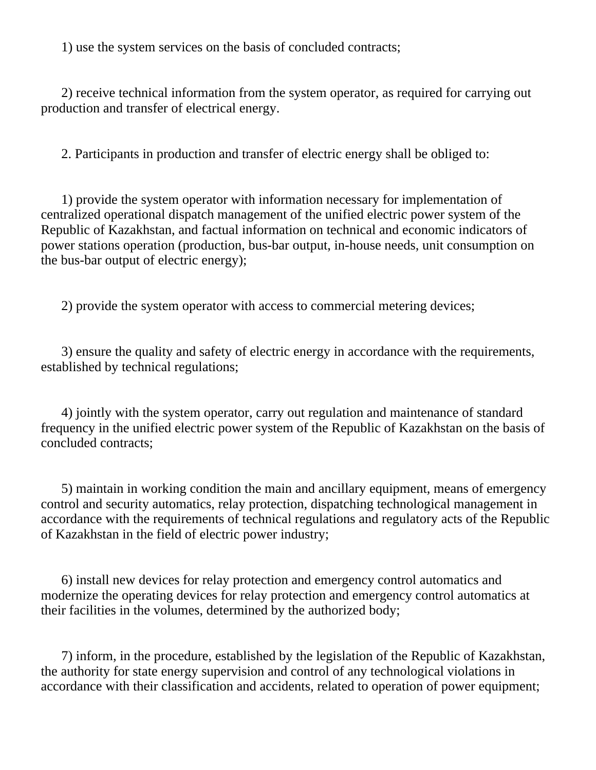1) use the system services on the basis of concluded contracts;

2) receive technical information from the system operator, as required for carrying out production and transfer of electrical energy.

2. Participants in production and transfer of electric energy shall be obliged to:

1) provide the system operator with information necessary for implementation of centralized operational dispatch management of the unified electric power system of the Republic of Kazakhstan, and factual information on technical and economic indicators of power stations operation (production, bus-bar output, in-house needs, unit consumption on the bus-bar output of electric energy);

2) provide the system operator with access to commercial metering devices;

3) ensure the quality and safety of electric energy in accordance with the requirements, established by technical regulations;

4) jointly with the system operator, carry out regulation and maintenance of standard frequency in the unified electric power system of the Republic of Kazakhstan on the basis of concluded contracts;

5) maintain in working condition the main and ancillary equipment, means of emergency control and security automatics, relay protection, dispatching technological management in accordance with the requirements of technical regulations and regulatory acts of the Republic of Kazakhstan in the field of electric power industry;

6) install new devices for relay protection and emergency control automatics and modernize the operating devices for relay protection and emergency control automatics at their facilities in the volumes, determined by the authorized body;

7) inform, in the procedure, established by the legislation of the Republic of Kazakhstan, the authority for state energy supervision and control of any technological violations in accordance with their classification and accidents, related to operation of power equipment;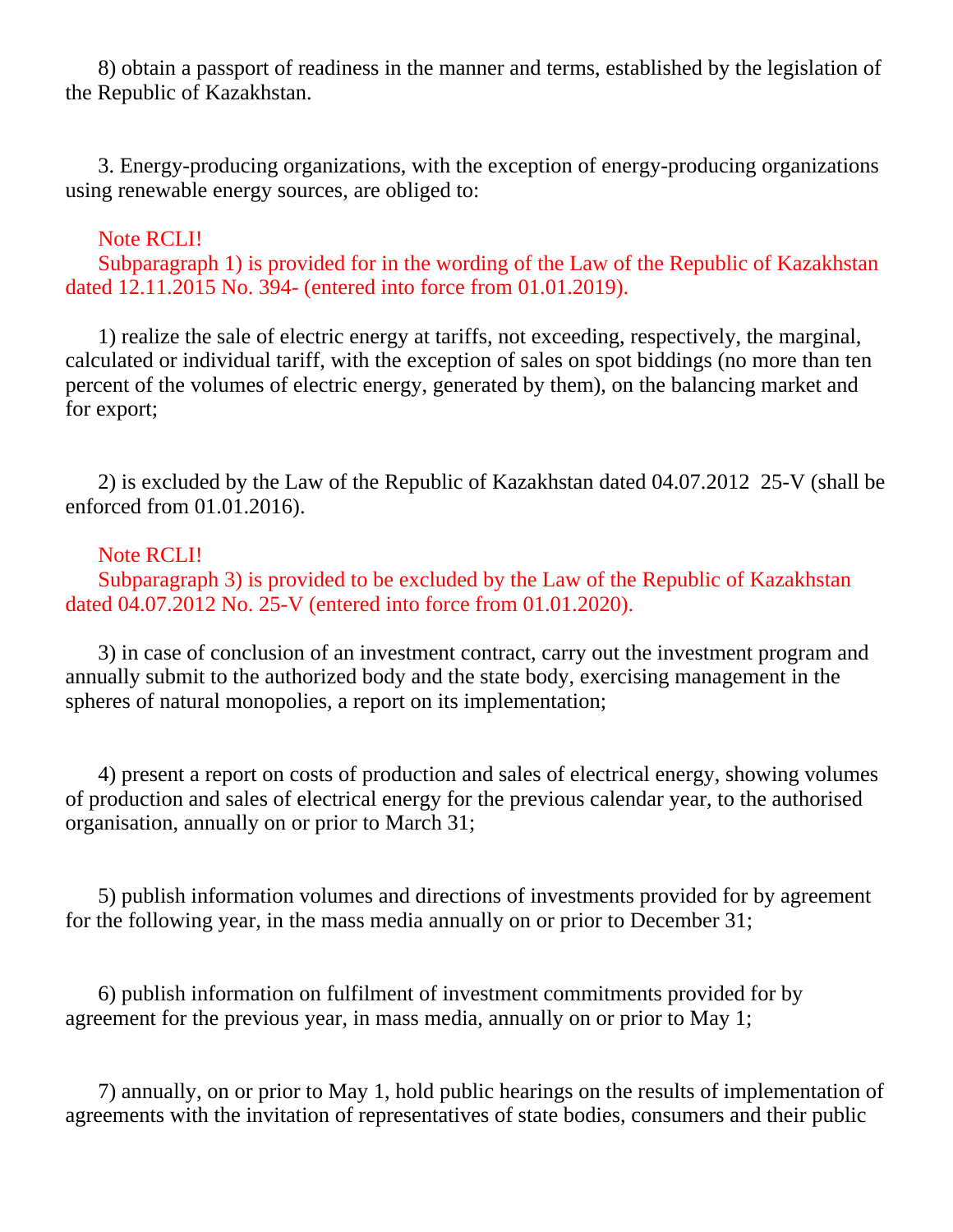8) obtain a passport of readiness in the manner and terms, established by the legislation of the Republic of Kazakhstan.

3. Energy-producing organizations, with the exception of energy-producing organizations using renewable energy sources, are obliged to:

Note RCLI!
Subparagraph 1) is provided for in the wording of the Law of the Republic of Kazakhstan dated 12.11.2015 No. 394- (entered into force from 01.01.2019).

1) realize the sale of electric energy at tariffs, not exceeding, respectively, the marginal, calculated or individual tariff, with the exception of sales on spot biddings (no more than ten percent of the volumes of electric energy, generated by them), on the balancing market and for export;

2) is excluded by the Law of the Republic of Kazakhstan dated 04.07.2012 25-V (shall be enforced from 01.01.2016).

Note RCLI!
Subparagraph 3) is provided to be excluded by the Law of the Republic of Kazakhstan dated 04.07.2012 No. 25-V (entered into force from 01.01.2020).

3) in case of conclusion of an investment contract, carry out the investment program and annually submit to the authorized body and the state body, exercising management in the spheres of natural monopolies, a report on its implementation;

4) present a report on costs of production and sales of electrical energy, showing volumes of production and sales of electrical energy for the previous calendar year, to the authorised organisation, annually on or prior to March 31;

5) publish information volumes and directions of investments provided for by agreement for the following year, in the mass media annually on or prior to December 31;

6) publish information on fulfilment of investment commitments provided for by agreement for the previous year, in mass media, annually on or prior to May 1;

7) annually, on or prior to May 1, hold public hearings on the results of implementation of agreements with the invitation of representatives of state bodies, consumers and their public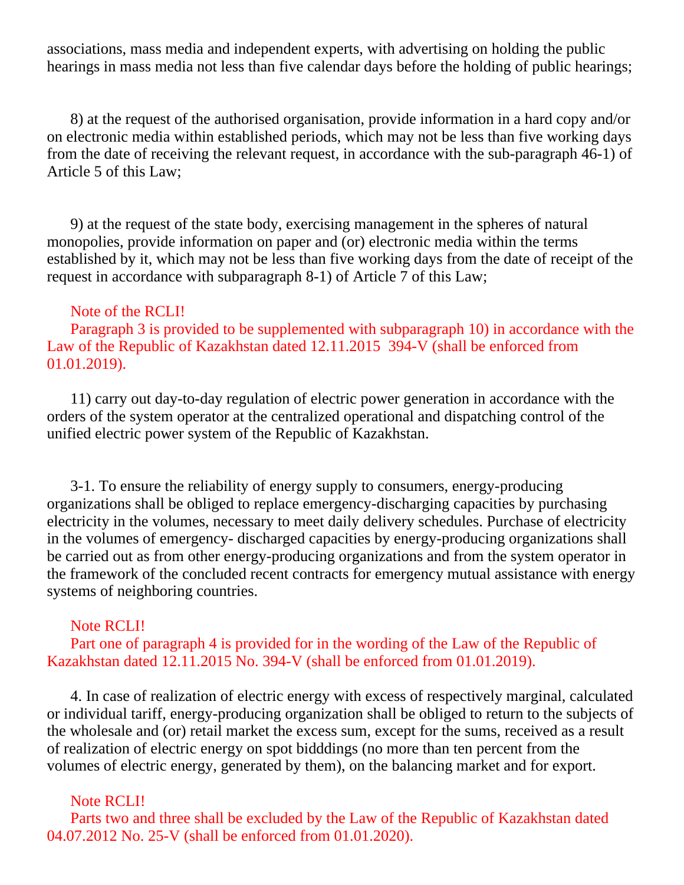associations, mass media and independent experts, with advertising on holding the public hearings in mass media not less than five calendar days before the holding of public hearings;

8) at the request of the authorised organisation, provide information in a hard copy and/or on electronic media within established periods, which may not be less than five working days from the date of receiving the relevant request, in accordance with the sub-paragraph 46-1) of Article 5 of this Law;

9) at the request of the state body, exercising management in the spheres of natural monopolies, provide information on paper and (or) electronic media within the terms established by it, which may not be less than five working days from the date of receipt of the request in accordance with subparagraph 8-1) of Article 7 of this Law;

Note of the RCLI!
Paragraph 3 is provided to be supplemented with subparagraph 10) in accordance with the Law of the Republic of Kazakhstan dated 12.11.2015 394-V (shall be enforced from 01.01.2019).

11) carry out day-to-day regulation of electric power generation in accordance with the orders of the system operator at the centralized operational and dispatching control of the unified electric power system of the Republic of Kazakhstan.

3-1. To ensure the reliability of energy supply to consumers, energy-producing organizations shall be obliged to replace emergency-discharging capacities by purchasing electricity in the volumes, necessary to meet daily delivery schedules. Purchase of electricity in the volumes of emergency- discharged capacities by energy-producing organizations shall be carried out as from other energy-producing organizations and from the system operator in the framework of the concluded recent contracts for emergency mutual assistance with energy systems of neighboring countries.

Note RCLI!
Part one of paragraph 4 is provided for in the wording of the Law of the Republic of Kazakhstan dated 12.11.2015 No. 394-V (shall be enforced from 01.01.2019).

4. In case of realization of electric energy with excess of respectively marginal, calculated or individual tariff, energy-producing organization shall be obliged to return to the subjects of the wholesale and (or) retail market the excess sum, except for the sums, received as a result of realization of electric energy on spot bidddings (no more than ten percent from the volumes of electric energy, generated by them), on the balancing market and for export.

Note RCLI!
Parts two and three shall be excluded by the Law of the Republic of Kazakhstan dated 04.07.2012 No. 25-V (shall be enforced from 01.01.2020).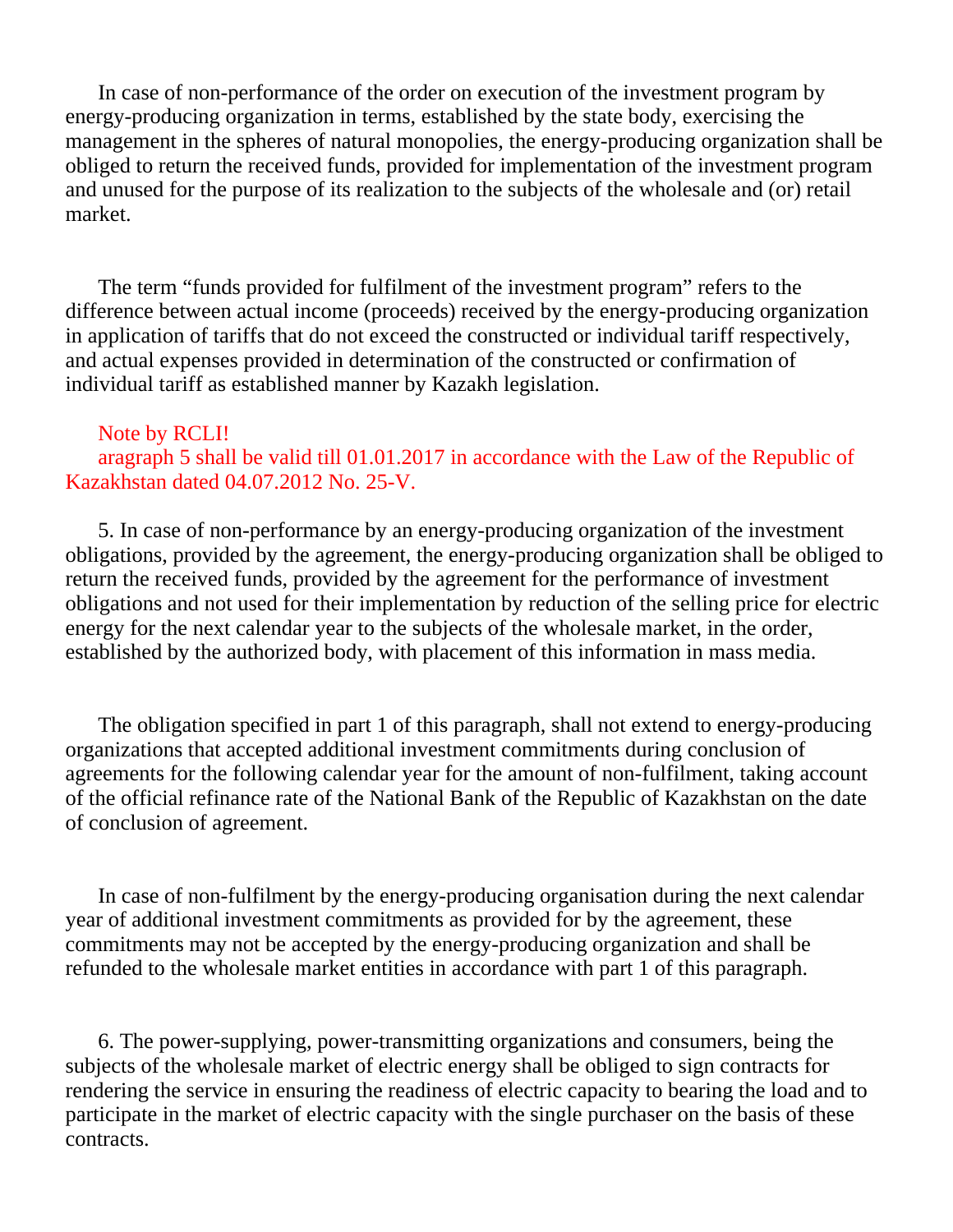In case of non-performance of the order on execution of the investment program by energy-producing organization in terms, established by the state body, exercising the management in the spheres of natural monopolies, the energy-producing organization shall be obliged to return the received funds, provided for implementation of the investment program and unused for the purpose of its realization to the subjects of the wholesale and (or) retail market.

The term “funds provided for fulfilment of the investment program” refers to the difference between actual income (proceeds) received by the energy-producing organization in application of tariffs that do not exceed the constructed or individual tariff respectively, and actual expenses provided in determination of the constructed or confirmation of individual tariff as established manner by Kazakh legislation.

Note by RCLI!
aragraph 5 shall be valid till 01.01.2017 in accordance with the Law of the Republic of Kazakhstan dated 04.07.2012 No. 25-V.

5. In case of non-performance by an energy-producing organization of the investment obligations, provided by the agreement, the energy-producing organization shall be obliged to return the received funds, provided by the agreement for the performance of investment obligations and not used for their implementation by reduction of the selling price for electric energy for the next calendar year to the subjects of the wholesale market, in the order, established by the authorized body, with placement of this information in mass media.

The obligation specified in part 1 of this paragraph, shall not extend to energy-producing organizations that accepted additional investment commitments during conclusion of agreements for the following calendar year for the amount of non-fulfilment, taking account of the official refinance rate of the National Bank of the Republic of Kazakhstan on the date of conclusion of agreement.

In case of non-fulfilment by the energy-producing organisation during the next calendar year of additional investment commitments as provided for by the agreement, these commitments may not be accepted by the energy-producing organization and shall be refunded to the wholesale market entities in accordance with part 1 of this paragraph.

6. The power-supplying, power-transmitting organizations and consumers, being the subjects of the wholesale market of electric energy shall be obliged to sign contracts for rendering the service in ensuring the readiness of electric capacity to bearing the load and to participate in the market of electric capacity with the single purchaser on the basis of these contracts.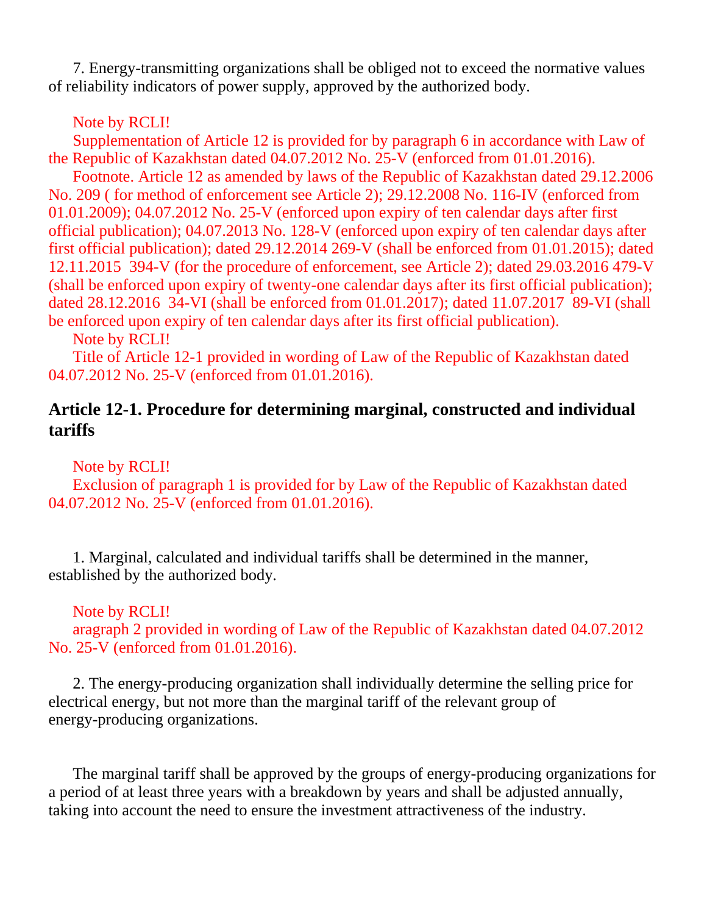7. Energy-transmitting organizations shall be obliged not to exceed the normative values of reliability indicators of power supply, approved by the authorized body.

Note by RCLI!
Supplementation of Article 12 is provided for by paragraph 6 in accordance with Law of the Republic of Kazakhstan dated 04.07.2012 No. 25-V (enforced from 01.01.2016).
Footnote. Article 12 as amended by laws of the Republic of Kazakhstan dated 29.12.2006 No. 209 ( for method of enforcement see Article 2); 29.12.2008 No. 116-IV (enforced from 01.01.2009); 04.07.2012 No. 25-V (enforced upon expiry of ten calendar days after first official publication); 04.07.2013 No. 128-V (enforced upon expiry of ten calendar days after first official publication); dated 29.12.2014 269-V (shall be enforced from 01.01.2015); dated 12.11.2015 394-V (for the procedure of enforcement, see Article 2); dated 29.03.2016 479-V (shall be enforced upon expiry of twenty-one calendar days after its first official publication); dated 28.12.2016 34-VI (shall be enforced from 01.01.2017); dated 11.07.2017 89-VI (shall be enforced upon expiry of ten calendar days after its first official publication).
Note by RCLI!
Title of Article 12-1 provided in wording of Law of the Republic of Kazakhstan dated 04.07.2012 No. 25-V (enforced from 01.01.2016).

### Article 12-1. Procedure for determining marginal, constructed and individual tariffs

Note by RCLI!
Exclusion of paragraph 1 is provided for by Law of the Republic of Kazakhstan dated 04.07.2012 No. 25-V (enforced from 01.01.2016).

1. Marginal, calculated and individual tariffs shall be determined in the manner, established by the authorized body.

Note by RCLI!
aragraph 2 provided in wording of Law of the Republic of Kazakhstan dated 04.07.2012 No. 25-V (enforced from 01.01.2016).

2. The energy-producing organization shall individually determine the selling price for electrical energy, but not more than the marginal tariff of the relevant group of energy-producing organizations.

The marginal tariff shall be approved by the groups of energy-producing organizations for a period of at least three years with a breakdown by years and shall be adjusted annually, taking into account the need to ensure the investment attractiveness of the industry.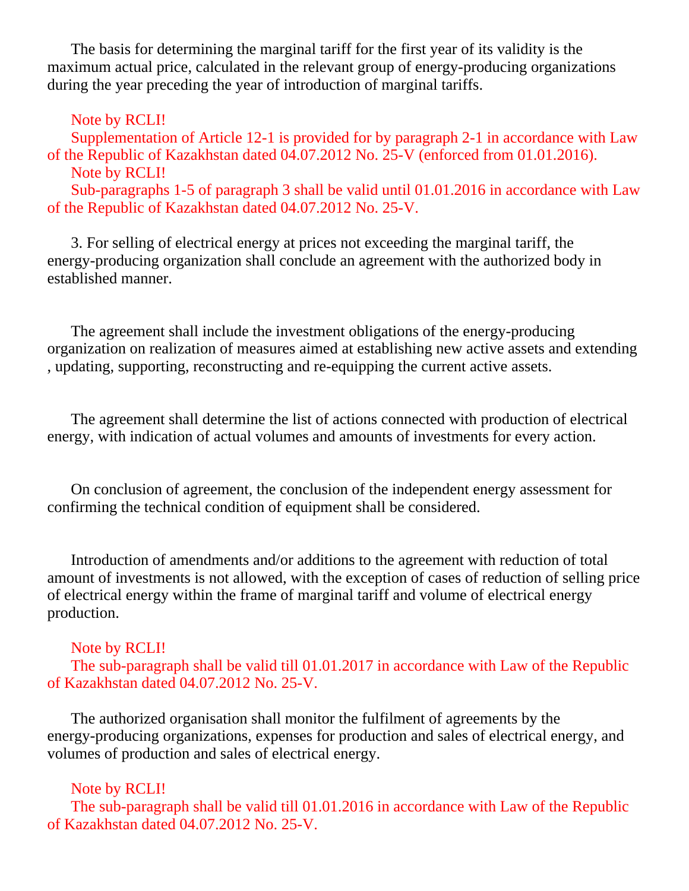The basis for determining the marginal tariff for the first year of its validity is the maximum actual price, calculated in the relevant group of energy-producing organizations during the year preceding the year of introduction of marginal tariffs.

Note by RCLI!
Supplementation of Article 12-1 is provided for by paragraph 2-1 in accordance with Law of the Republic of Kazakhstan dated 04.07.2012 No. 25-V (enforced from 01.01.2016).
Note by RCLI!
Sub-paragraphs 1-5 of paragraph 3 shall be valid until 01.01.2016 in accordance with Law of the Republic of Kazakhstan dated 04.07.2012 No. 25-V.

3. For selling of electrical energy at prices not exceeding the marginal tariff, the energy-producing organization shall conclude an agreement with the authorized body in established manner.

The agreement shall include the investment obligations of the energy-producing organization on realization of measures aimed at establishing new active assets and extending , updating, supporting, reconstructing and re-equipping the current active assets.

The agreement shall determine the list of actions connected with production of electrical energy, with indication of actual volumes and amounts of investments for every action.

On conclusion of agreement, the conclusion of the independent energy assessment for confirming the technical condition of equipment shall be considered.

Introduction of amendments and/or additions to the agreement with reduction of total amount of investments is not allowed, with the exception of cases of reduction of selling price of electrical energy within the frame of marginal tariff and volume of electrical energy production.

Note by RCLI!
The sub-paragraph shall be valid till 01.01.2017 in accordance with Law of the Republic of Kazakhstan dated 04.07.2012 No. 25-V.

The authorized organisation shall monitor the fulfilment of agreements by the energy-producing organizations, expenses for production and sales of electrical energy, and volumes of production and sales of electrical energy.

Note by RCLI!
The sub-paragraph shall be valid till 01.01.2016 in accordance with Law of the Republic of Kazakhstan dated 04.07.2012 No. 25-V.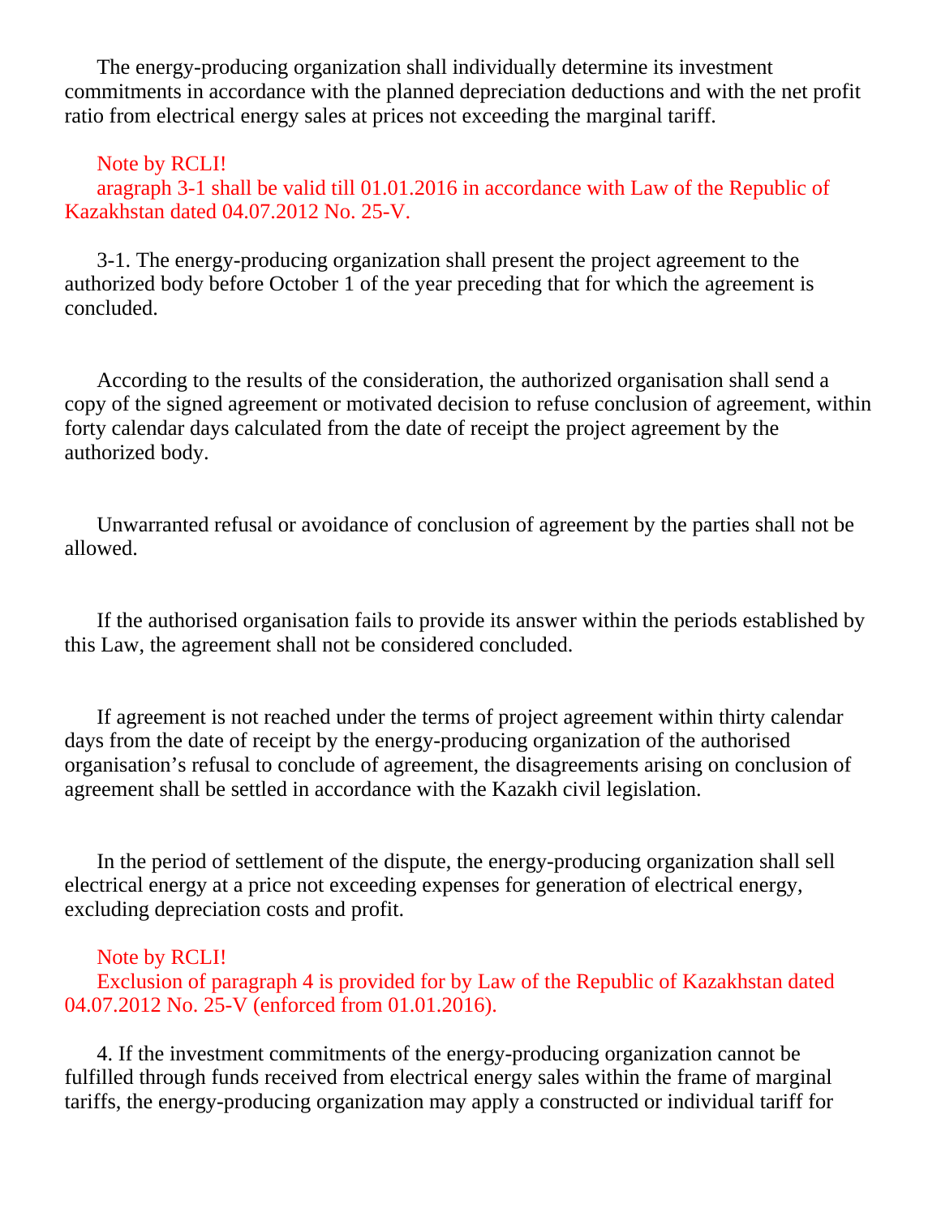The energy-producing organization shall individually determine its investment commitments in accordance with the planned depreciation deductions and with the net profit ratio from electrical energy sales at prices not exceeding the marginal tariff.

Note by RCLI!
aragraph 3-1 shall be valid till 01.01.2016 in accordance with Law of the Republic of Kazakhstan dated 04.07.2012 No. 25-V.

3-1. The energy-producing organization shall present the project agreement to the authorized body before October 1 of the year preceding that for which the agreement is concluded.

According to the results of the consideration, the authorized organisation shall send a copy of the signed agreement or motivated decision to refuse conclusion of agreement, within forty calendar days calculated from the date of receipt the project agreement by the authorized body.

Unwarranted refusal or avoidance of conclusion of agreement by the parties shall not be allowed.

If the authorised organisation fails to provide its answer within the periods established by this Law, the agreement shall not be considered concluded.

If agreement is not reached under the terms of project agreement within thirty calendar days from the date of receipt by the energy-producing organization of the authorised organisation's refusal to conclude of agreement, the disagreements arising on conclusion of agreement shall be settled in accordance with the Kazakh civil legislation.

In the period of settlement of the dispute, the energy-producing organization shall sell electrical energy at a price not exceeding expenses for generation of electrical energy, excluding depreciation costs and profit.

Note by RCLI!
Exclusion of paragraph 4 is provided for by Law of the Republic of Kazakhstan dated 04.07.2012 No. 25-V (enforced from 01.01.2016).

4. If the investment commitments of the energy-producing organization cannot be fulfilled through funds received from electrical energy sales within the frame of marginal tariffs, the energy-producing organization may apply a constructed or individual tariff for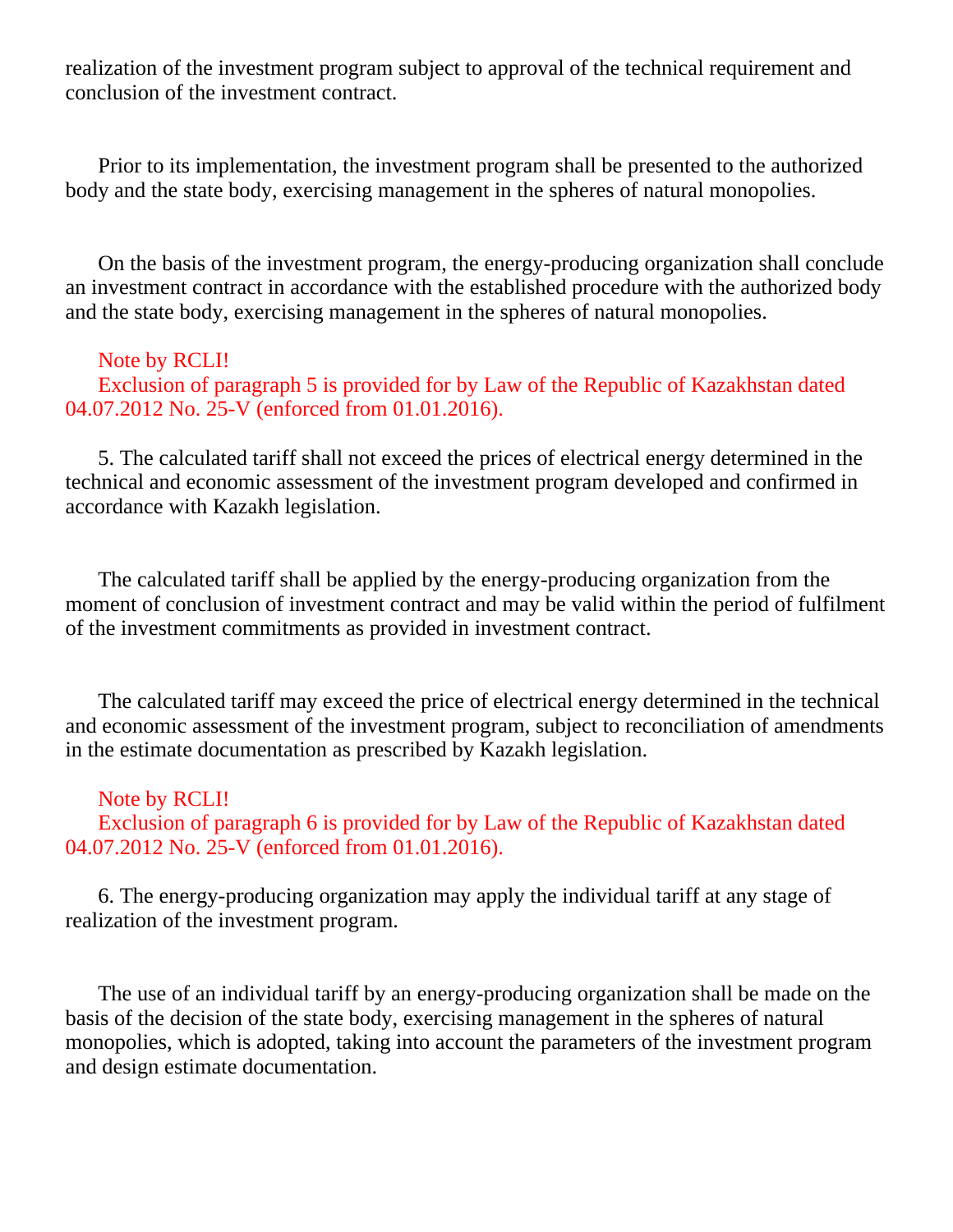realization of the investment program subject to approval of the technical requirement and conclusion of the investment contract.

Prior to its implementation, the investment program shall be presented to the authorized body and the state body, exercising management in the spheres of natural monopolies.

On the basis of the investment program, the energy-producing organization shall conclude an investment contract in accordance with the established procedure with the authorized body and the state body, exercising management in the spheres of natural monopolies.

Note by RCLI!
Exclusion of paragraph 5 is provided for by Law of the Republic of Kazakhstan dated 04.07.2012 No. 25-V (enforced from 01.01.2016).

5. The calculated tariff shall not exceed the prices of electrical energy determined in the technical and economic assessment of the investment program developed and confirmed in accordance with Kazakh legislation.

The calculated tariff shall be applied by the energy-producing organization from the moment of conclusion of investment contract and may be valid within the period of fulfilment of the investment commitments as provided in investment contract.

The calculated tariff may exceed the price of electrical energy determined in the technical and economic assessment of the investment program, subject to reconciliation of amendments in the estimate documentation as prescribed by Kazakh legislation.

Note by RCLI!
Exclusion of paragraph 6 is provided for by Law of the Republic of Kazakhstan dated 04.07.2012 No. 25-V (enforced from 01.01.2016).

6. The energy-producing organization may apply the individual tariff at any stage of realization of the investment program.

The use of an individual tariff by an energy-producing organization shall be made on the basis of the decision of the state body, exercising management in the spheres of natural monopolies, which is adopted, taking into account the parameters of the investment program and design estimate documentation.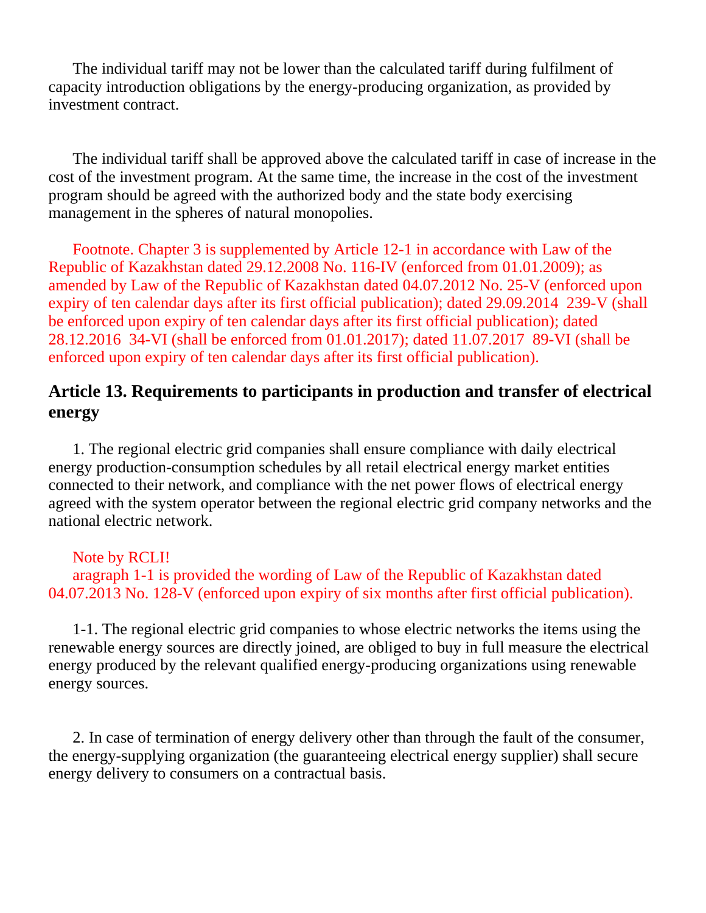The individual tariff may not be lower than the calculated tariff during fulfilment of capacity introduction obligations by the energy-producing organization, as provided by investment contract.

The individual tariff shall be approved above the calculated tariff in case of increase in the cost of the investment program. At the same time, the increase in the cost of the investment program should be agreed with the authorized body and the state body exercising management in the spheres of natural monopolies.

Footnote. Chapter 3 is supplemented by Article 12-1 in accordance with Law of the Republic of Kazakhstan dated 29.12.2008 No. 116-IV (enforced from 01.01.2009); as amended by Law of the Republic of Kazakhstan dated 04.07.2012 No. 25-V (enforced upon expiry of ten calendar days after its first official publication); dated 29.09.2014 239-V (shall be enforced upon expiry of ten calendar days after its first official publication); dated 28.12.2016 34-VI (shall be enforced from 01.01.2017); dated 11.07.2017 89-VI (shall be enforced upon expiry of ten calendar days after its first official publication).

### Article 13. Requirements to participants in production and transfer of electrical energy

1. The regional electric grid companies shall ensure compliance with daily electrical energy production-consumption schedules by all retail electrical energy market entities connected to their network, and compliance with the net power flows of electrical energy agreed with the system operator between the regional electric grid company networks and the national electric network.

Note by RCLI!
aragraph 1-1 is provided the wording of Law of the Republic of Kazakhstan dated 04.07.2013 No. 128-V (enforced upon expiry of six months after first official publication).

1-1. The regional electric grid companies to whose electric networks the items using the renewable energy sources are directly joined, are obliged to buy in full measure the electrical energy produced by the relevant qualified energy-producing organizations using renewable energy sources.

2. In case of termination of energy delivery other than through the fault of the consumer, the energy-supplying organization (the guaranteeing electrical energy supplier) shall secure energy delivery to consumers on a contractual basis.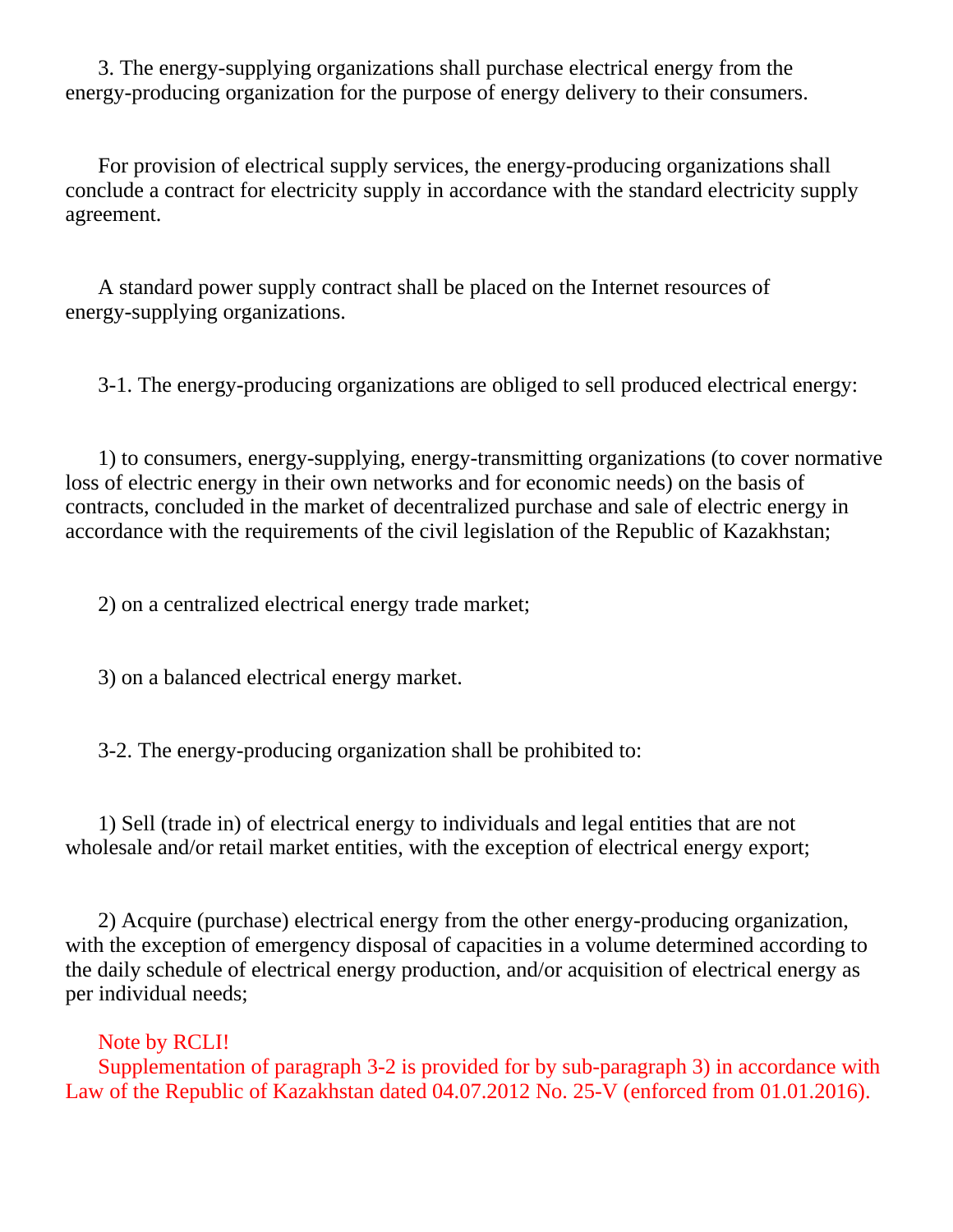3. The energy-supplying organizations shall purchase electrical energy from the energy-producing organization for the purpose of energy delivery to their consumers.

For provision of electrical supply services, the energy-producing organizations shall conclude a contract for electricity supply in accordance with the standard electricity supply agreement.

A standard power supply contract shall be placed on the Internet resources of energy-supplying organizations.

3-1. The energy-producing organizations are obliged to sell produced electrical energy:

1) to consumers, energy-supplying, energy-transmitting organizations (to cover normative loss of electric energy in their own networks and for economic needs) on the basis of contracts, concluded in the market of decentralized purchase and sale of electric energy in accordance with the requirements of the civil legislation of the Republic of Kazakhstan;

2) on a centralized electrical energy trade market;

3) on a balanced electrical energy market.

3-2. The energy-producing organization shall be prohibited to:

1) Sell (trade in) of electrical energy to individuals and legal entities that are not wholesale and/or retail market entities, with the exception of electrical energy export;

2) Acquire (purchase) electrical energy from the other energy-producing organization, with the exception of emergency disposal of capacities in a volume determined according to the daily schedule of electrical energy production, and/or acquisition of electrical energy as per individual needs;

Note by RCLI!
Supplementation of paragraph 3-2 is provided for by sub-paragraph 3) in accordance with Law of the Republic of Kazakhstan dated 04.07.2012 No. 25-V (enforced from 01.01.2016).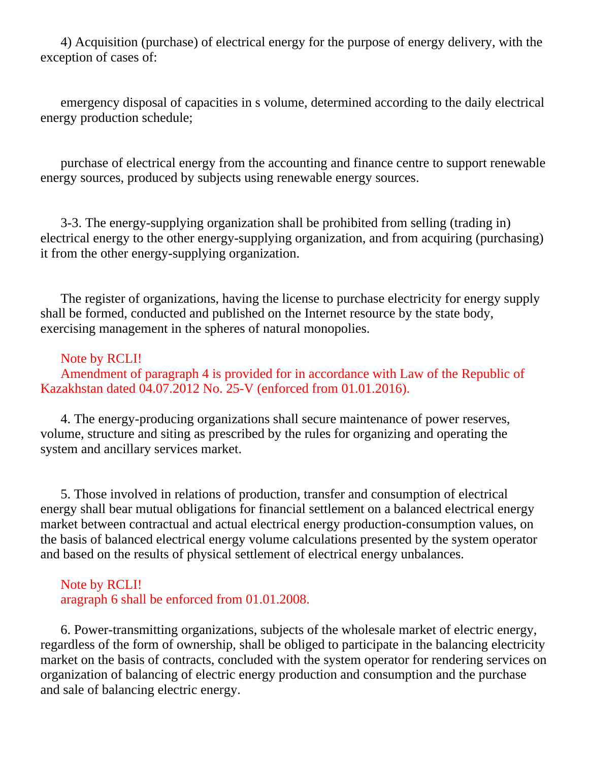4) Acquisition (purchase) of electrical energy for the purpose of energy delivery, with the exception of cases of:

emergency disposal of capacities in s volume, determined according to the daily electrical energy production schedule;

purchase of electrical energy from the accounting and finance centre to support renewable energy sources, produced by subjects using renewable energy sources.

3-3. The energy-supplying organization shall be prohibited from selling (trading in) electrical energy to the other energy-supplying organization, and from acquiring (purchasing) it from the other energy-supplying organization.

The register of organizations, having the license to purchase electricity for energy supply shall be formed, conducted and published on the Internet resource by the state body, exercising management in the spheres of natural monopolies.

Note by RCLI!
Amendment of paragraph 4 is provided for in accordance with Law of the Republic of Kazakhstan dated 04.07.2012 No. 25-V (enforced from 01.01.2016).

4. The energy-producing organizations shall secure maintenance of power reserves, volume, structure and siting as prescribed by the rules for organizing and operating the system and ancillary services market.

5. Those involved in relations of production, transfer and consumption of electrical energy shall bear mutual obligations for financial settlement on a balanced electrical energy market between contractual and actual electrical energy production-consumption values, on the basis of balanced electrical energy volume calculations presented by the system operator and based on the results of physical settlement of electrical energy unbalances.

Note by RCLI!
aragraph 6 shall be enforced from 01.01.2008.

6. Power-transmitting organizations, subjects of the wholesale market of electric energy, regardless of the form of ownership, shall be obliged to participate in the balancing electricity market on the basis of contracts, concluded with the system operator for rendering services on organization of balancing of electric energy production and consumption and the purchase and sale of balancing electric energy.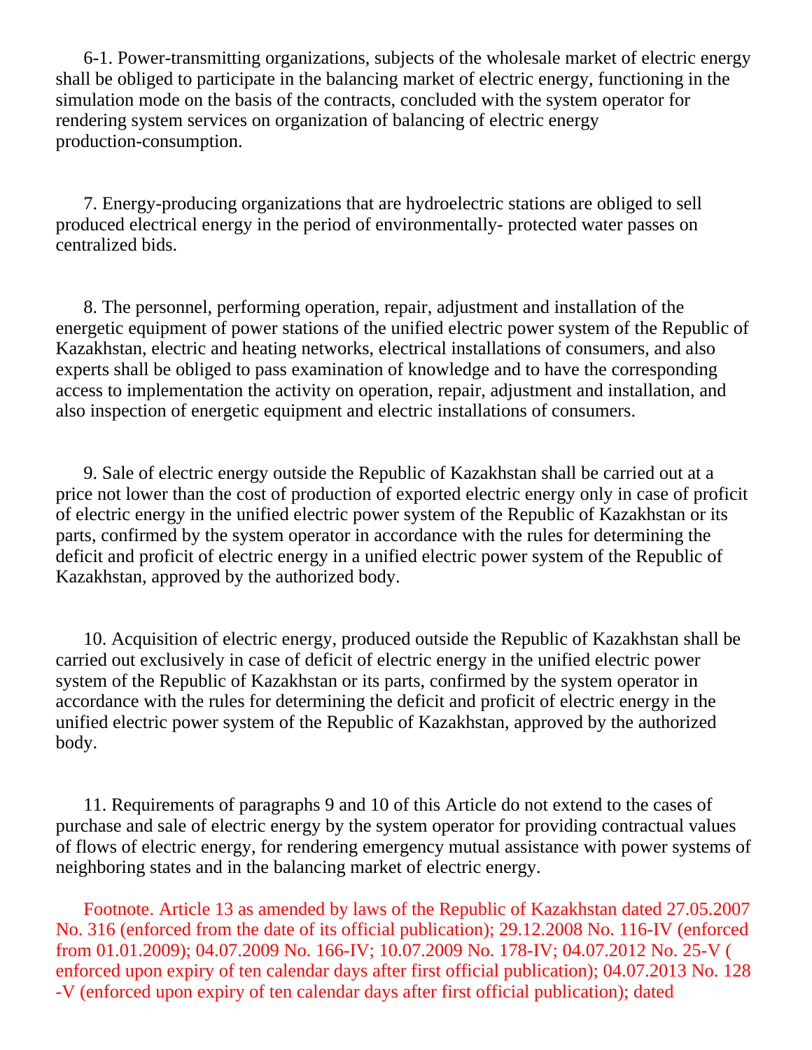6-1. Power-transmitting organizations, subjects of the wholesale market of electric energy shall be obliged to participate in the balancing market of electric energy, functioning in the simulation mode on the basis of the contracts, concluded with the system operator for rendering system services on organization of balancing of electric energy production-consumption.

7. Energy-producing organizations that are hydroelectric stations are obliged to sell produced electrical energy in the period of environmentally- protected water passes on centralized bids.

8. The personnel, performing operation, repair, adjustment and installation of the energetic equipment of power stations of the unified electric power system of the Republic of Kazakhstan, electric and heating networks, electrical installations of consumers, and also experts shall be obliged to pass examination of knowledge and to have the corresponding access to implementation the activity on operation, repair, adjustment and installation, and also inspection of energetic equipment and electric installations of consumers.

9. Sale of electric energy outside the Republic of Kazakhstan shall be carried out at a price not lower than the cost of production of exported electric energy only in case of proficit of electric energy in the unified electric power system of the Republic of Kazakhstan or its parts, confirmed by the system operator in accordance with the rules for determining the deficit and proficit of electric energy in a unified electric power system of the Republic of Kazakhstan, approved by the authorized body.

10. Acquisition of electric energy, produced outside the Republic of Kazakhstan shall be carried out exclusively in case of deficit of electric energy in the unified electric power system of the Republic of Kazakhstan or its parts, confirmed by the system operator in accordance with the rules for determining the deficit and proficit of electric energy in the unified electric power system of the Republic of Kazakhstan, approved by the authorized body.

11. Requirements of paragraphs 9 and 10 of this Article do not extend to the cases of purchase and sale of electric energy by the system operator for providing contractual values of flows of electric energy, for rendering emergency mutual assistance with power systems of neighboring states and in the balancing market of electric energy.

Footnote. Article 13 as amended by laws of the Republic of Kazakhstan dated 27.05.2007 No. 316 (enforced from the date of its official publication); 29.12.2008 No. 116-IV (enforced from 01.01.2009); 04.07.2009 No. 166-IV; 10.07.2009 No. 178-IV; 04.07.2012 No. 25-V (enforced upon expiry of ten calendar days after first official publication); 04.07.2013 No. 128-V (enforced upon expiry of ten calendar days after first official publication); dated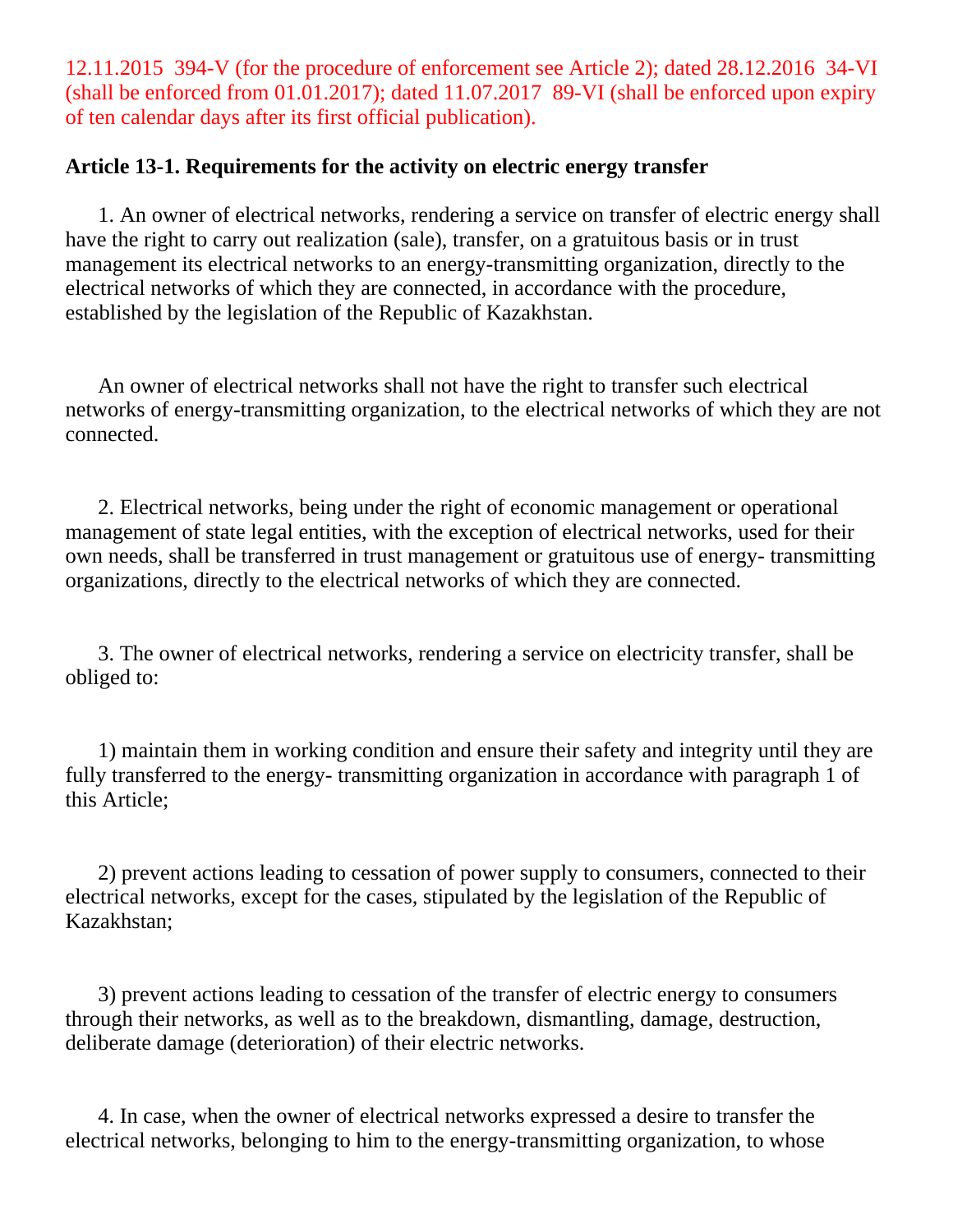12.11.2015 394-V (for the procedure of enforcement see Article 2); dated 28.12.2016 34-VI (shall be enforced from 01.01.2017); dated 11.07.2017 89-VI (shall be enforced upon expiry of ten calendar days after its first official publication).

**Article 13-1. Requirements for the activity on electric energy transfer**

1. An owner of electrical networks, rendering a service on transfer of electric energy shall have the right to carry out realization (sale), transfer, on a gratuitous basis or in trust management its electrical networks to an energy-transmitting organization, directly to the electrical networks of which they are connected, in accordance with the procedure, established by the legislation of the Republic of Kazakhstan.

An owner of electrical networks shall not have the right to transfer such electrical networks of energy-transmitting organization, to the electrical networks of which they are not connected.

2. Electrical networks, being under the right of economic management or operational management of state legal entities, with the exception of electrical networks, used for their own needs, shall be transferred in trust management or gratuitous use of energy- transmitting organizations, directly to the electrical networks of which they are connected.

3. The owner of electrical networks, rendering a service on electricity transfer, shall be obliged to:

1) maintain them in working condition and ensure their safety and integrity until they are fully transferred to the energy- transmitting organization in accordance with paragraph 1 of this Article;

2) prevent actions leading to cessation of power supply to consumers, connected to their electrical networks, except for the cases, stipulated by the legislation of the Republic of Kazakhstan;

3) prevent actions leading to cessation of the transfer of electric energy to consumers through their networks, as well as to the breakdown, dismantling, damage, destruction, deliberate damage (deterioration) of their electric networks.

4. In case, when the owner of electrical networks expressed a desire to transfer the electrical networks, belonging to him to the energy-transmitting organization, to whose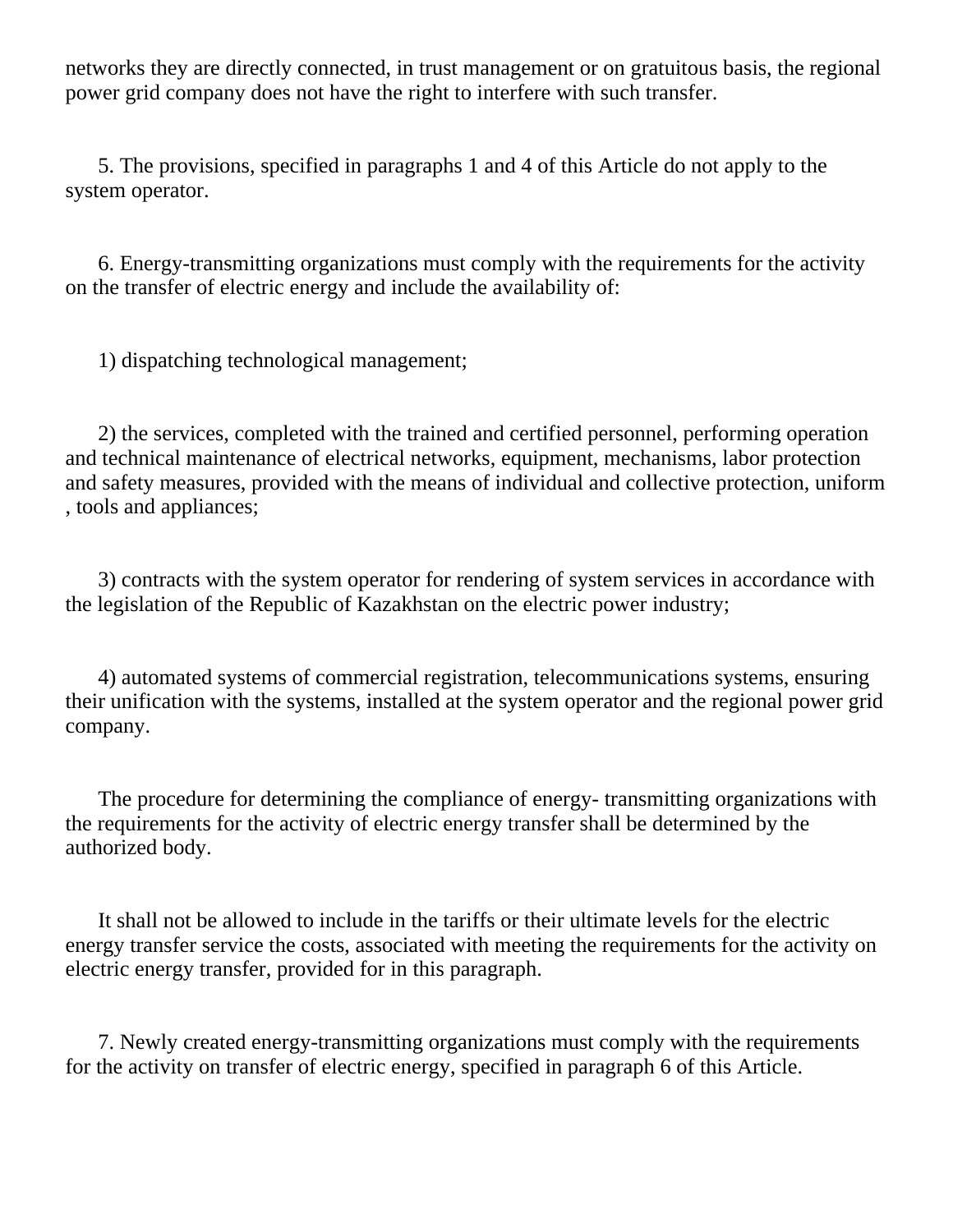networks they are directly connected, in trust management or on gratuitous basis, the regional power grid company does not have the right to interfere with such transfer.

5. The provisions, specified in paragraphs 1 and 4 of this Article do not apply to the system operator.

6. Energy-transmitting organizations must comply with the requirements for the activity on the transfer of electric energy and include the availability of:

1) dispatching technological management;

2) the services, completed with the trained and certified personnel, performing operation and technical maintenance of electrical networks, equipment, mechanisms, labor protection and safety measures, provided with the means of individual and collective protection, uniform , tools and appliances;

3) contracts with the system operator for rendering of system services in accordance with the legislation of the Republic of Kazakhstan on the electric power industry;

4) automated systems of commercial registration, telecommunications systems, ensuring their unification with the systems, installed at the system operator and the regional power grid company.

The procedure for determining the compliance of energy- transmitting organizations with the requirements for the activity of electric energy transfer shall be determined by the authorized body.

It shall not be allowed to include in the tariffs or their ultimate levels for the electric energy transfer service the costs, associated with meeting the requirements for the activity on electric energy transfer, provided for in this paragraph.

7. Newly created energy-transmitting organizations must comply with the requirements for the activity on transfer of electric energy, specified in paragraph 6 of this Article.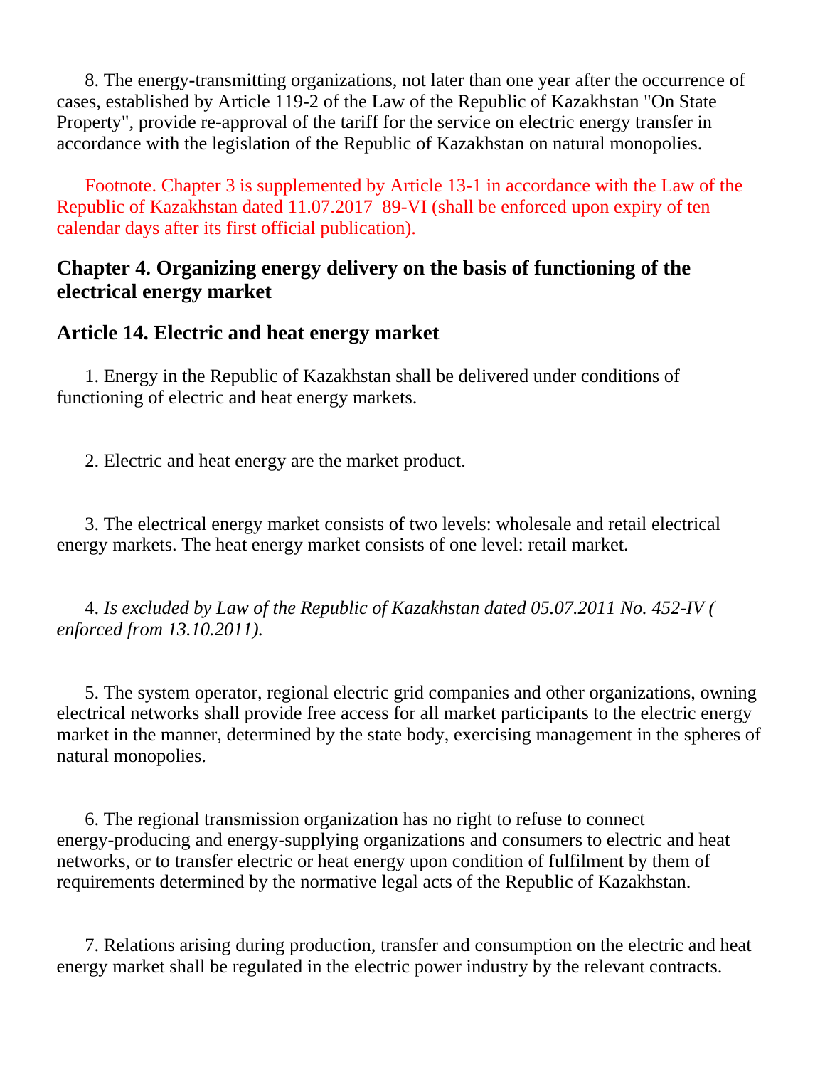8. The energy-transmitting organizations, not later than one year after the occurrence of cases, established by Article 119-2 of the Law of the Republic of Kazakhstan "On State Property", provide re-approval of the tariff for the service on electric energy transfer in accordance with the legislation of the Republic of Kazakhstan on natural monopolies.

Footnote. Chapter 3 is supplemented by Article 13-1 in accordance with the Law of the Republic of Kazakhstan dated 11.07.2017 89-VI (shall be enforced upon expiry of ten calendar days after its first official publication).

## Chapter 4. Organizing energy delivery on the basis of functioning of the electrical energy market

### Article 14. Electric and heat energy market

1. Energy in the Republic of Kazakhstan shall be delivered under conditions of functioning of electric and heat energy markets.

2. Electric and heat energy are the market product.

3. The electrical energy market consists of two levels: wholesale and retail electrical energy markets. The heat energy market consists of one level: retail market.

4. *Is excluded by Law of the Republic of Kazakhstan dated 05.07.2011 No. 452-IV ( enforced from 13.10.2011).*

5. The system operator, regional electric grid companies and other organizations, owning electrical networks shall provide free access for all market participants to the electric energy market in the manner, determined by the state body, exercising management in the spheres of natural monopolies.

6. The regional transmission organization has no right to refuse to connect energy-producing and energy-supplying organizations and consumers to electric and heat networks, or to transfer electric or heat energy upon condition of fulfilment by them of requirements determined by the normative legal acts of the Republic of Kazakhstan.

7. Relations arising during production, transfer and consumption on the electric and heat energy market shall be regulated in the electric power industry by the relevant contracts.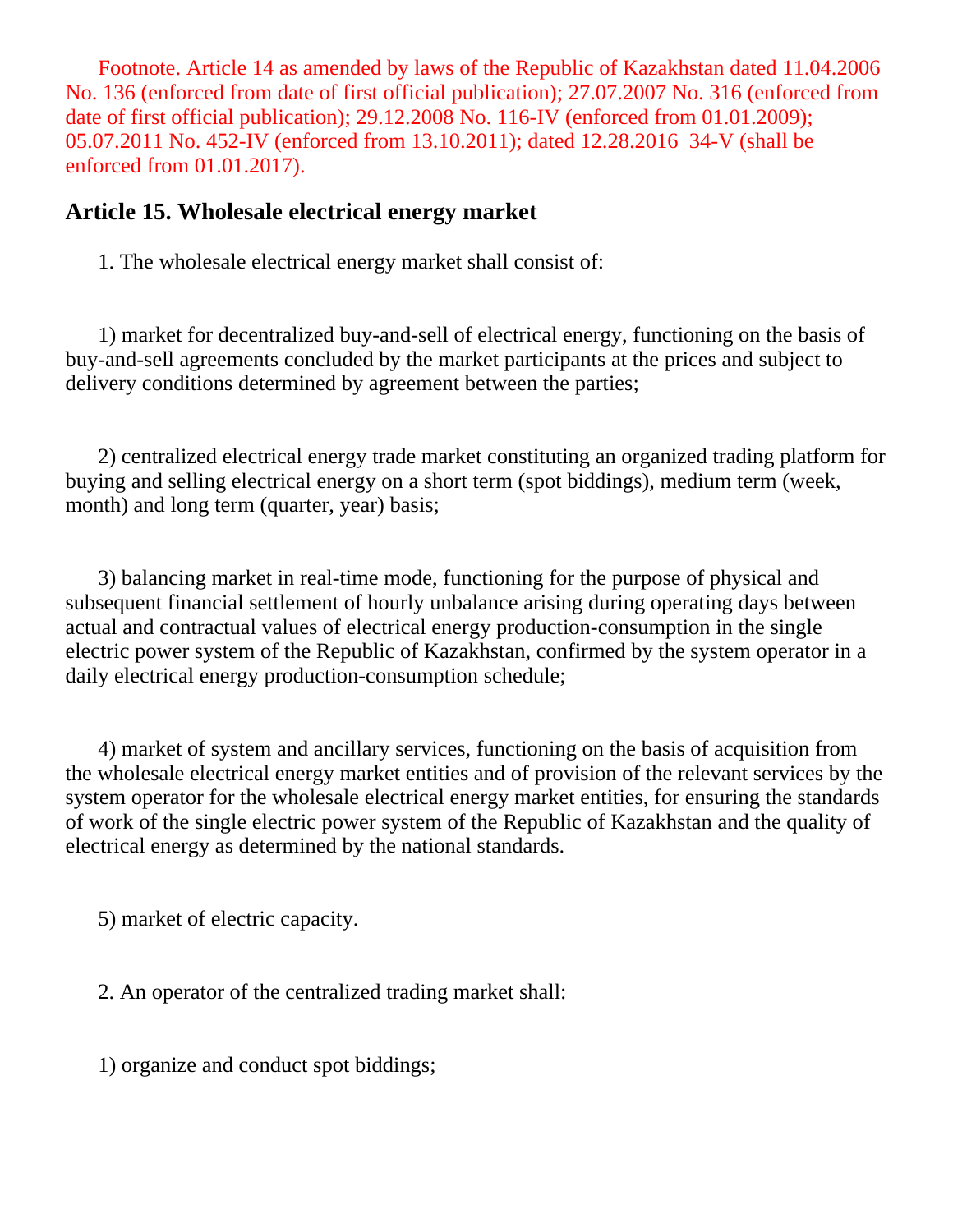Footnote. Article 14 as amended by laws of the Republic of Kazakhstan dated 11.04.2006 No. 136 (enforced from date of first official publication); 27.07.2007 No. 316 (enforced from date of first official publication); 29.12.2008 No. 116-IV (enforced from 01.01.2009); 05.07.2011 No. 452-IV (enforced from 13.10.2011); dated 12.28.2016 34-V (shall be enforced from 01.01.2017).

## Article 15. Wholesale electrical energy market

1. The wholesale electrical energy market shall consist of:

1) market for decentralized buy-and-sell of electrical energy, functioning on the basis of buy-and-sell agreements concluded by the market participants at the prices and subject to delivery conditions determined by agreement between the parties;

2) centralized electrical energy trade market constituting an organized trading platform for buying and selling electrical energy on a short term (spot biddings), medium term (week, month) and long term (quarter, year) basis;

3) balancing market in real-time mode, functioning for the purpose of physical and subsequent financial settlement of hourly unbalance arising during operating days between actual and contractual values of electrical energy production-consumption in the single electric power system of the Republic of Kazakhstan, confirmed by the system operator in a daily electrical energy production-consumption schedule;

4) market of system and ancillary services, functioning on the basis of acquisition from the wholesale electrical energy market entities and of provision of the relevant services by the system operator for the wholesale electrical energy market entities, for ensuring the standards of work of the single electric power system of the Republic of Kazakhstan and the quality of electrical energy as determined by the national standards.

5) market of electric capacity.

2. An operator of the centralized trading market shall:

1) organize and conduct spot biddings;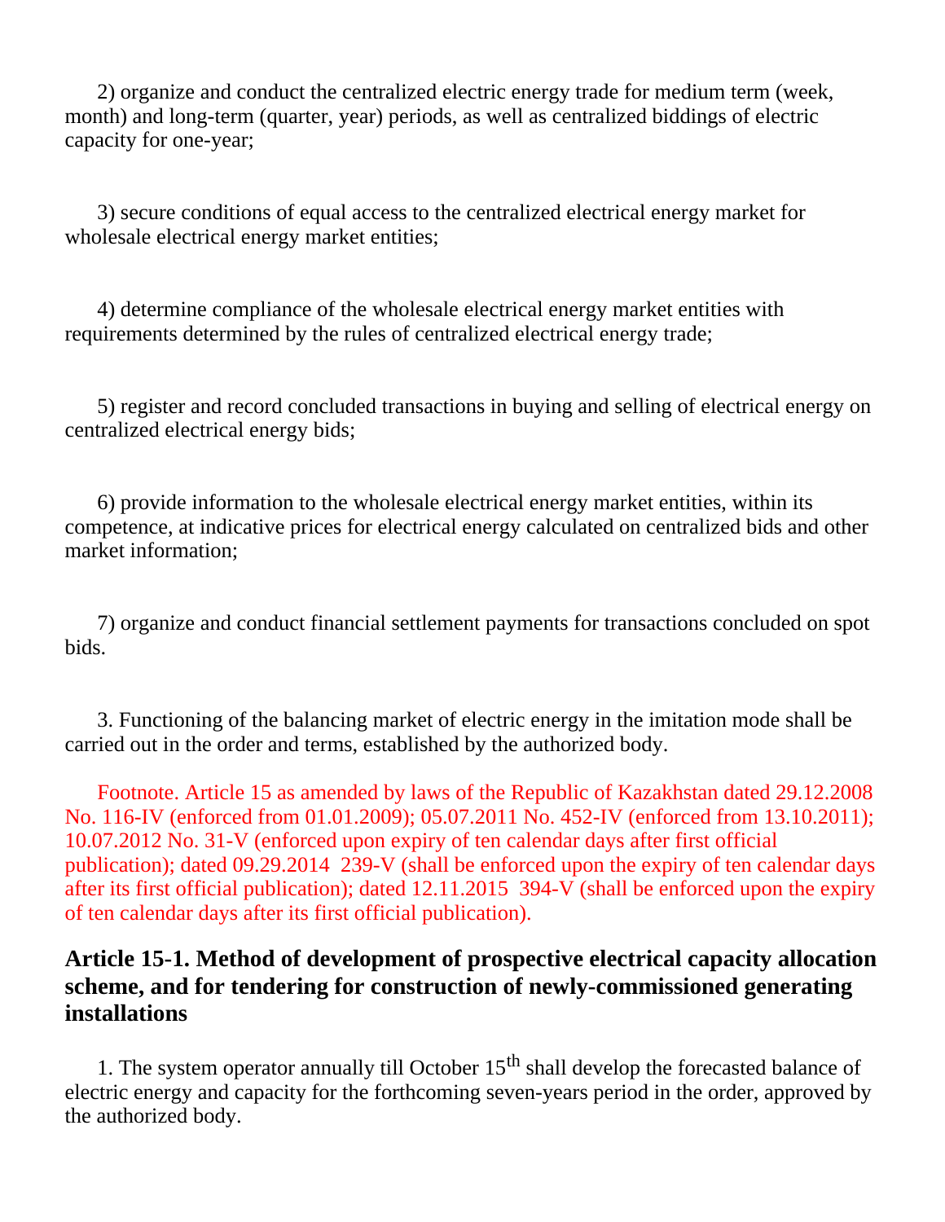2) organize and conduct the centralized electric energy trade for medium term (week, month) and long-term (quarter, year) periods, as well as centralized biddings of electric capacity for one-year;

3) secure conditions of equal access to the centralized electrical energy market for wholesale electrical energy market entities;

4) determine compliance of the wholesale electrical energy market entities with requirements determined by the rules of centralized electrical energy trade;

5) register and record concluded transactions in buying and selling of electrical energy on centralized electrical energy bids;

6) provide information to the wholesale electrical energy market entities, within its competence, at indicative prices for electrical energy calculated on centralized bids and other market information;

7) organize and conduct financial settlement payments for transactions concluded on spot bids.

3. Functioning of the balancing market of electric energy in the imitation mode shall be carried out in the order and terms, established by the authorized body.

Footnote. Article 15 as amended by laws of the Republic of Kazakhstan dated 29.12.2008 No. 116-IV (enforced from 01.01.2009); 05.07.2011 No. 452-IV (enforced from 13.10.2011); 10.07.2012 No. 31-V (enforced upon expiry of ten calendar days after first official publication); dated 09.29.2014 239-V (shall be enforced upon the expiry of ten calendar days after its first official publication); dated 12.11.2015 394-V (shall be enforced upon the expiry of ten calendar days after its first official publication).

## Article 15-1. Method of development of prospective electrical capacity allocation scheme, and for tendering for construction of newly-commissioned generating installations

1. The system operator annually till October 15th shall develop the forecasted balance of electric energy and capacity for the forthcoming seven-years period in the order, approved by the authorized body.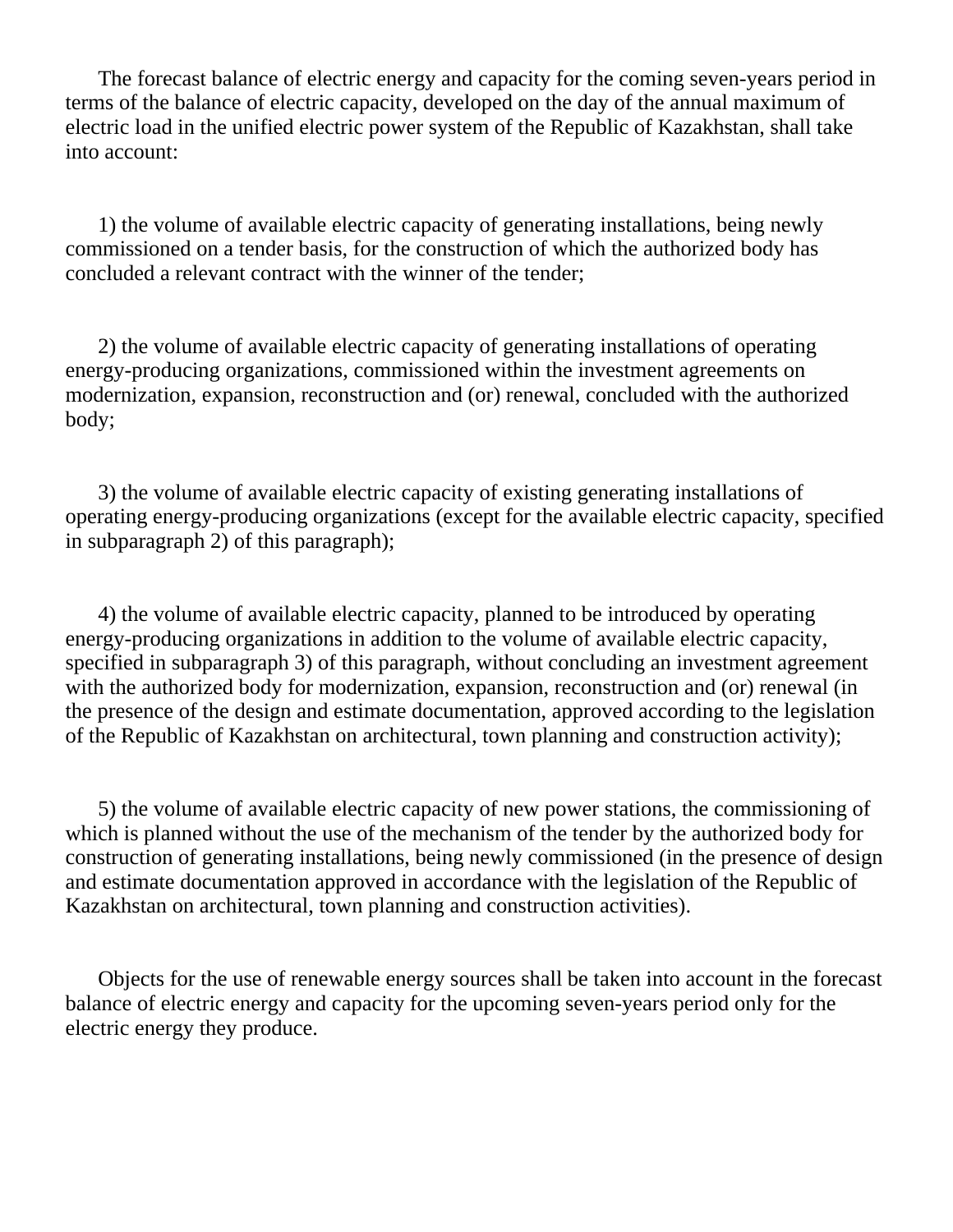The forecast balance of electric energy and capacity for the coming seven-years period in terms of the balance of electric capacity, developed on the day of the annual maximum of electric load in the unified electric power system of the Republic of Kazakhstan, shall take into account:

1) the volume of available electric capacity of generating installations, being newly commissioned on a tender basis, for the construction of which the authorized body has concluded a relevant contract with the winner of the tender;

2) the volume of available electric capacity of generating installations of operating energy-producing organizations, commissioned within the investment agreements on modernization, expansion, reconstruction and (or) renewal, concluded with the authorized body;

3) the volume of available electric capacity of existing generating installations of operating energy-producing organizations (except for the available electric capacity, specified in subparagraph 2) of this paragraph);

4) the volume of available electric capacity, planned to be introduced by operating energy-producing organizations in addition to the volume of available electric capacity, specified in subparagraph 3) of this paragraph, without concluding an investment agreement with the authorized body for modernization, expansion, reconstruction and (or) renewal (in the presence of the design and estimate documentation, approved according to the legislation of the Republic of Kazakhstan on architectural, town planning and construction activity);

5) the volume of available electric capacity of new power stations, the commissioning of which is planned without the use of the mechanism of the tender by the authorized body for construction of generating installations, being newly commissioned (in the presence of design and estimate documentation approved in accordance with the legislation of the Republic of Kazakhstan on architectural, town planning and construction activities).

Objects for the use of renewable energy sources shall be taken into account in the forecast balance of electric energy and capacity for the upcoming seven-years period only for the electric energy they produce.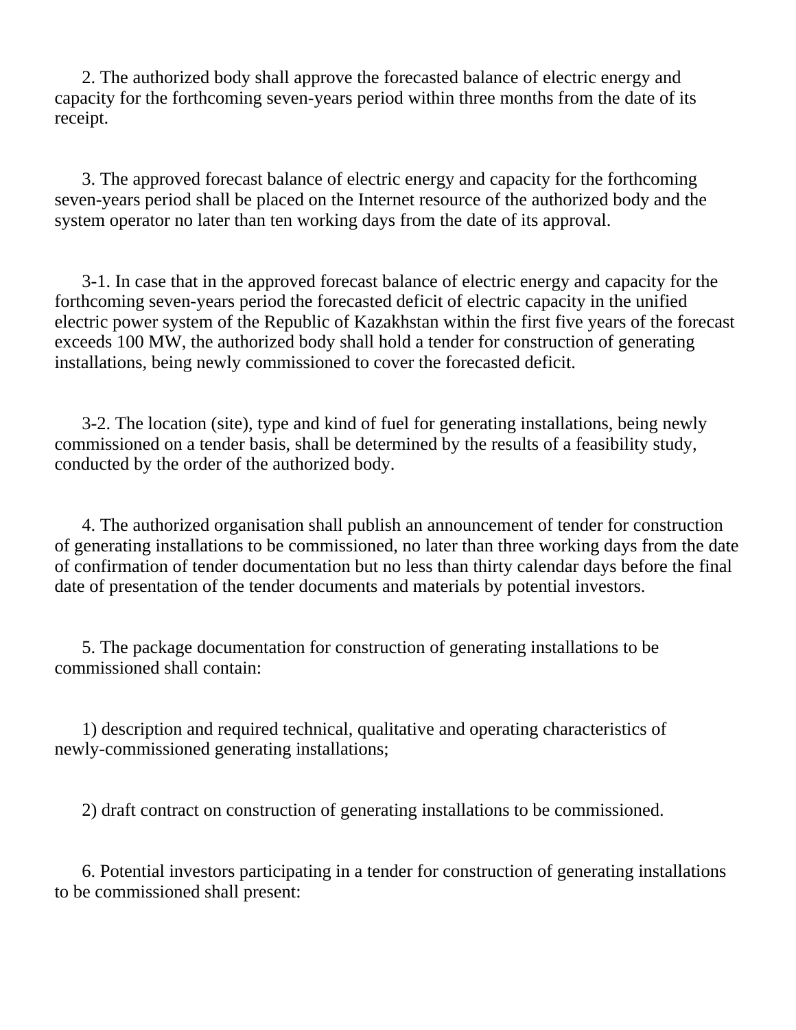2. The authorized body shall approve the forecasted balance of electric energy and capacity for the forthcoming seven-years period within three months from the date of its receipt.

3. The approved forecast balance of electric energy and capacity for the forthcoming seven-years period shall be placed on the Internet resource of the authorized body and the system operator no later than ten working days from the date of its approval.

3-1. In case that in the approved forecast balance of electric energy and capacity for the forthcoming seven-years period the forecasted deficit of electric capacity in the unified electric power system of the Republic of Kazakhstan within the first five years of the forecast exceeds 100 MW, the authorized body shall hold a tender for construction of generating installations, being newly commissioned to cover the forecasted deficit.

3-2. The location (site), type and kind of fuel for generating installations, being newly commissioned on a tender basis, shall be determined by the results of a feasibility study, conducted by the order of the authorized body.

4. The authorized organisation shall publish an announcement of tender for construction of generating installations to be commissioned, no later than three working days from the date of confirmation of tender documentation but no less than thirty calendar days before the final date of presentation of the tender documents and materials by potential investors.

5. The package documentation for construction of generating installations to be commissioned shall contain:

1) description and required technical, qualitative and operating characteristics of newly-commissioned generating installations;

2) draft contract on construction of generating installations to be commissioned.

6. Potential investors participating in a tender for construction of generating installations to be commissioned shall present: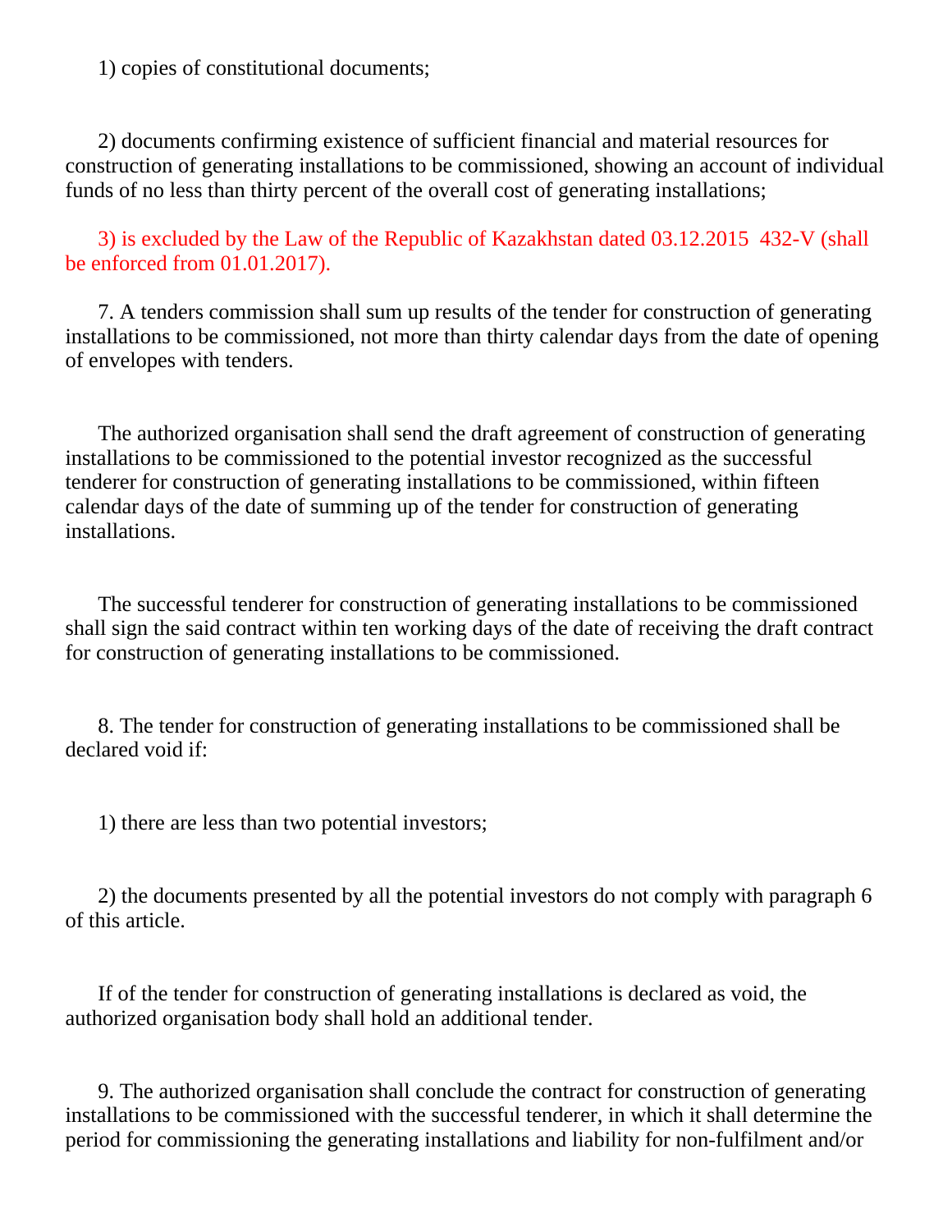1) copies of constitutional documents;

2) documents confirming existence of sufficient financial and material resources for construction of generating installations to be commissioned, showing an account of individual funds of no less than thirty percent of the overall cost of generating installations;

3) is excluded by the Law of the Republic of Kazakhstan dated 03.12.2015 432-V (shall be enforced from 01.01.2017).

7. A tenders commission shall sum up results of the tender for construction of generating installations to be commissioned, not more than thirty calendar days from the date of opening of envelopes with tenders.

The authorized organisation shall send the draft agreement of construction of generating installations to be commissioned to the potential investor recognized as the successful tenderer for construction of generating installations to be commissioned, within fifteen calendar days of the date of summing up of the tender for construction of generating installations.

The successful tenderer for construction of generating installations to be commissioned shall sign the said contract within ten working days of the date of receiving the draft contract for construction of generating installations to be commissioned.

8. The tender for construction of generating installations to be commissioned shall be declared void if:

1) there are less than two potential investors;

2) the documents presented by all the potential investors do not comply with paragraph 6 of this article.

If of the tender for construction of generating installations is declared as void, the authorized organisation body shall hold an additional tender.

9. The authorized organisation shall conclude the contract for construction of generating installations to be commissioned with the successful tenderer, in which it shall determine the period for commissioning the generating installations and liability for non-fulfilment and/or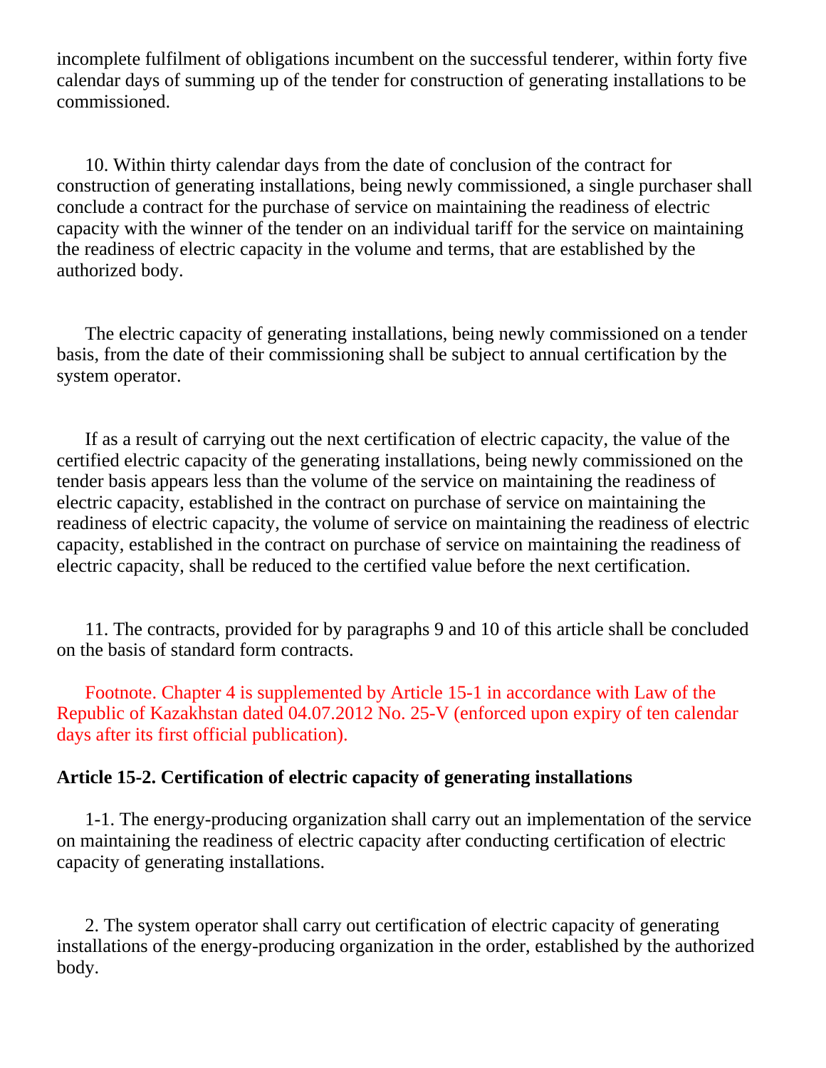incomplete fulfilment of obligations incumbent on the successful tenderer, within forty five calendar days of summing up of the tender for construction of generating installations to be commissioned.

10. Within thirty calendar days from the date of conclusion of the contract for construction of generating installations, being newly commissioned, a single purchaser shall conclude a contract for the purchase of service on maintaining the readiness of electric capacity with the winner of the tender on an individual tariff for the service on maintaining the readiness of electric capacity in the volume and terms, that are established by the authorized body.

The electric capacity of generating installations, being newly commissioned on a tender basis, from the date of their commissioning shall be subject to annual certification by the system operator.

If as a result of carrying out the next certification of electric capacity, the value of the certified electric capacity of the generating installations, being newly commissioned on the tender basis appears less than the volume of the service on maintaining the readiness of electric capacity, established in the contract on purchase of service on maintaining the readiness of electric capacity, the volume of service on maintaining the readiness of electric capacity, established in the contract on purchase of service on maintaining the readiness of electric capacity, shall be reduced to the certified value before the next certification.

11. The contracts, provided for by paragraphs 9 and 10 of this article shall be concluded on the basis of standard form contracts.

Footnote. Chapter 4 is supplemented by Article 15-1 in accordance with Law of the Republic of Kazakhstan dated 04.07.2012 No. 25-V (enforced upon expiry of ten calendar days after its first official publication).

**Article 15-2. Certification of electric capacity of generating installations**

1-1. The energy-producing organization shall carry out an implementation of the service on maintaining the readiness of electric capacity after conducting certification of electric capacity of generating installations.

2. The system operator shall carry out certification of electric capacity of generating installations of the energy-producing organization in the order, established by the authorized body.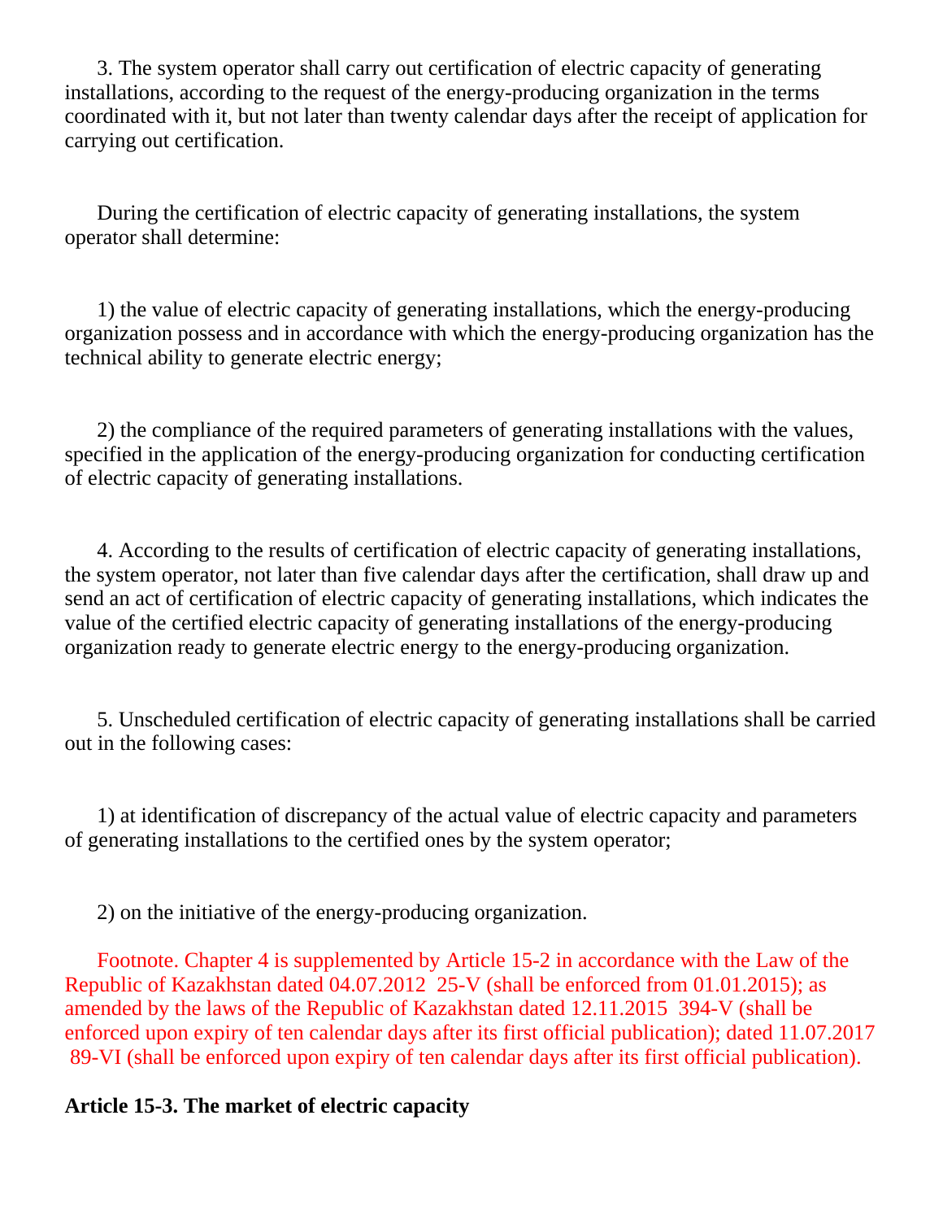3. The system operator shall carry out certification of electric capacity of generating installations, according to the request of the energy-producing organization in the terms coordinated with it, but not later than twenty calendar days after the receipt of application for carrying out certification.

During the certification of electric capacity of generating installations, the system operator shall determine:

1) the value of electric capacity of generating installations, which the energy-producing organization possess and in accordance with which the energy-producing organization has the technical ability to generate electric energy;

2) the compliance of the required parameters of generating installations with the values, specified in the application of the energy-producing organization for conducting certification of electric capacity of generating installations.

4. According to the results of certification of electric capacity of generating installations, the system operator, not later than five calendar days after the certification, shall draw up and send an act of certification of electric capacity of generating installations, which indicates the value of the certified electric capacity of generating installations of the energy-producing organization ready to generate electric energy to the energy-producing organization.

5. Unscheduled certification of electric capacity of generating installations shall be carried out in the following cases:

1) at identification of discrepancy of the actual value of electric capacity and parameters of generating installations to the certified ones by the system operator;

2) on the initiative of the energy-producing organization.

Footnote. Chapter 4 is supplemented by Article 15-2 in accordance with the Law of the Republic of Kazakhstan dated 04.07.2012 25-V (shall be enforced from 01.01.2015); as amended by the laws of the Republic of Kazakhstan dated 12.11.2015 394-V (shall be enforced upon expiry of ten calendar days after its first official publication); dated 11.07.2017 89-VI (shall be enforced upon expiry of ten calendar days after its first official publication).

**Article 15-3. The market of electric capacity**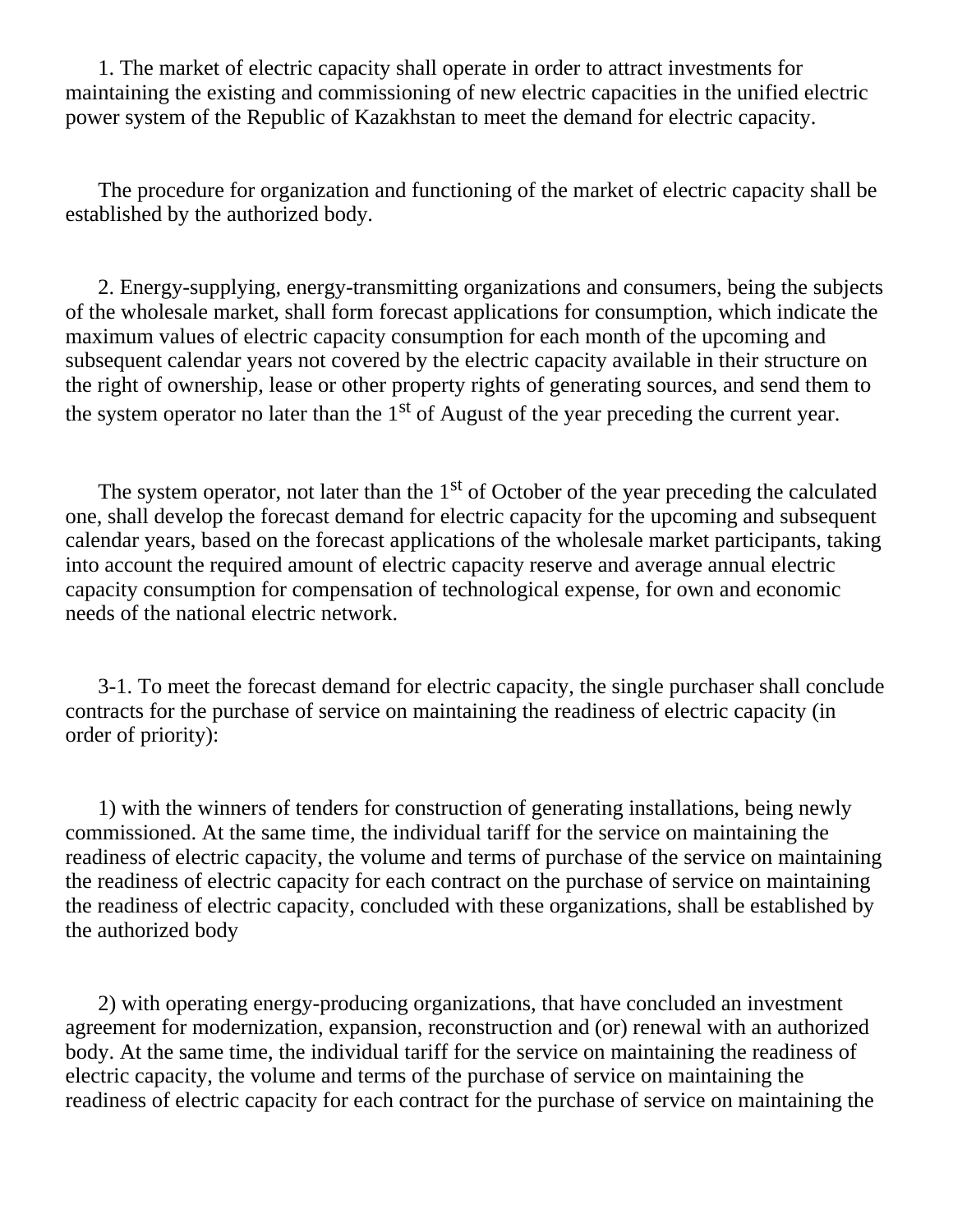1. The market of electric capacity shall operate in order to attract investments for maintaining the existing and commissioning of new electric capacities in the unified electric power system of the Republic of Kazakhstan to meet the demand for electric capacity.

The procedure for organization and functioning of the market of electric capacity shall be established by the authorized body.

2. Energy-supplying, energy-transmitting organizations and consumers, being the subjects of the wholesale market, shall form forecast applications for consumption, which indicate the maximum values of electric capacity consumption for each month of the upcoming and subsequent calendar years not covered by the electric capacity available in their structure on the right of ownership, lease or other property rights of generating sources, and send them to the system operator no later than the 1st of August of the year preceding the current year.

The system operator, not later than the 1st of October of the year preceding the calculated one, shall develop the forecast demand for electric capacity for the upcoming and subsequent calendar years, based on the forecast applications of the wholesale market participants, taking into account the required amount of electric capacity reserve and average annual electric capacity consumption for compensation of technological expense, for own and economic needs of the national electric network.

3-1. To meet the forecast demand for electric capacity, the single purchaser shall conclude contracts for the purchase of service on maintaining the readiness of electric capacity (in order of priority):

1) with the winners of tenders for construction of generating installations, being newly commissioned. At the same time, the individual tariff for the service on maintaining the readiness of electric capacity, the volume and terms of purchase of the service on maintaining the readiness of electric capacity for each contract on the purchase of service on maintaining the readiness of electric capacity, concluded with these organizations, shall be established by the authorized body

2) with operating energy-producing organizations, that have concluded an investment agreement for modernization, expansion, reconstruction and (or) renewal with an authorized body. At the same time, the individual tariff for the service on maintaining the readiness of electric capacity, the volume and terms of the purchase of service on maintaining the readiness of electric capacity for each contract for the purchase of service on maintaining the readiness of electric capacity for each contract for the purchase of service on maintaining the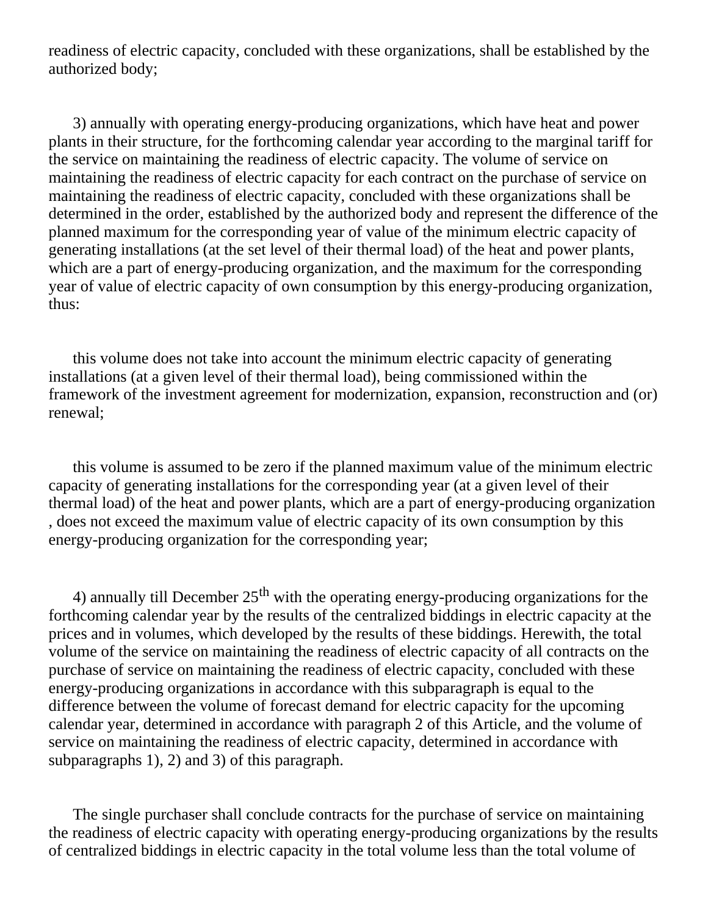readiness of electric capacity, concluded with these organizations, shall be established by the authorized body;

3) annually with operating energy-producing organizations, which have heat and power plants in their structure, for the forthcoming calendar year according to the marginal tariff for the service on maintaining the readiness of electric capacity. The volume of service on maintaining the readiness of electric capacity for each contract on the purchase of service on maintaining the readiness of electric capacity, concluded with these organizations shall be determined in the order, established by the authorized body and represent the difference of the planned maximum for the corresponding year of value of the minimum electric capacity of generating installations (at the set level of their thermal load) of the heat and power plants, which are a part of energy-producing organization, and the maximum for the corresponding year of value of electric capacity of own consumption by this energy-producing organization, thus:

this volume does not take into account the minimum electric capacity of generating installations (at a given level of their thermal load), being commissioned within the framework of the investment agreement for modernization, expansion, reconstruction and (or) renewal;

this volume is assumed to be zero if the planned maximum value of the minimum electric capacity of generating installations for the corresponding year (at a given level of their thermal load) of the heat and power plants, which are a part of energy-producing organization , does not exceed the maximum value of electric capacity of its own consumption by this energy-producing organization for the corresponding year;

4) annually till December 25th with the operating energy-producing organizations for the forthcoming calendar year by the results of the centralized biddings in electric capacity at the prices and in volumes, which developed by the results of these biddings. Herewith, the total volume of the service on maintaining the readiness of electric capacity of all contracts on the purchase of service on maintaining the readiness of electric capacity, concluded with these energy-producing organizations in accordance with this subparagraph is equal to the difference between the volume of forecast demand for electric capacity for the upcoming calendar year, determined in accordance with paragraph 2 of this Article, and the volume of service on maintaining the readiness of electric capacity, determined in accordance with subparagraphs 1), 2) and 3) of this paragraph.

The single purchaser shall conclude contracts for the purchase of service on maintaining the readiness of electric capacity with operating energy-producing organizations by the results of centralized biddings in electric capacity in the total volume less than the total volume of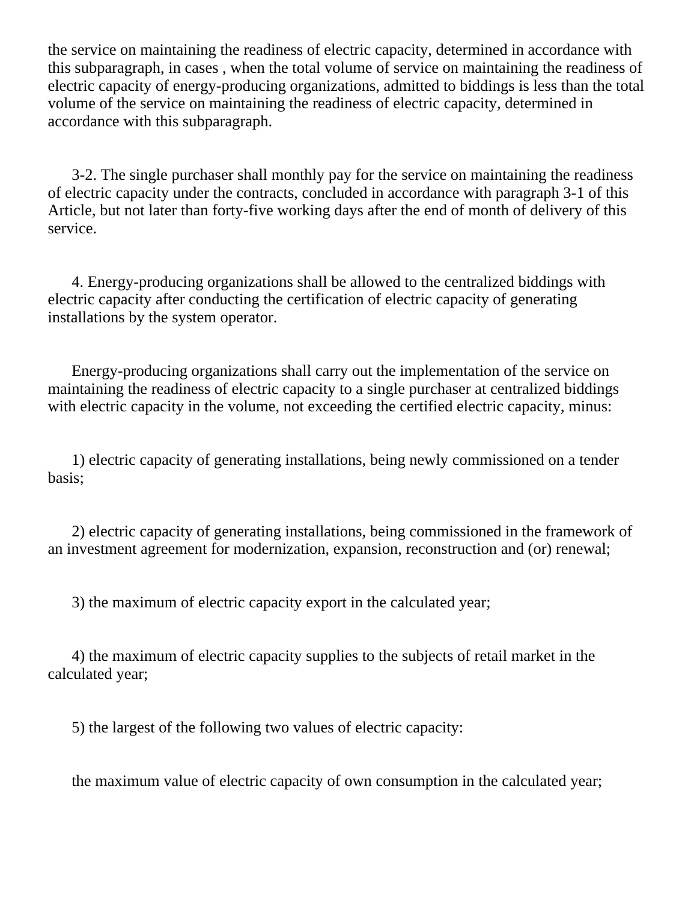the service on maintaining the readiness of electric capacity, determined in accordance with this subparagraph, in cases , when the total volume of service on maintaining the readiness of electric capacity of energy-producing organizations, admitted to biddings is less than the total volume of the service on maintaining the readiness of electric capacity, determined in accordance with this subparagraph.

3-2. The single purchaser shall monthly pay for the service on maintaining the readiness of electric capacity under the contracts, concluded in accordance with paragraph 3-1 of this Article, but not later than forty-five working days after the end of month of delivery of this service.

4. Energy-producing organizations shall be allowed to the centralized biddings with electric capacity after conducting the certification of electric capacity of generating installations by the system operator.

Energy-producing organizations shall carry out the implementation of the service on maintaining the readiness of electric capacity to a single purchaser at centralized biddings with electric capacity in the volume, not exceeding the certified electric capacity, minus:

1) electric capacity of generating installations, being newly commissioned on a tender basis;

2) electric capacity of generating installations, being commissioned in the framework of an investment agreement for modernization, expansion, reconstruction and (or) renewal;

3) the maximum of electric capacity export in the calculated year;

4) the maximum of electric capacity supplies to the subjects of retail market in the calculated year;

5) the largest of the following two values of electric capacity:

the maximum value of electric capacity of own consumption in the calculated year;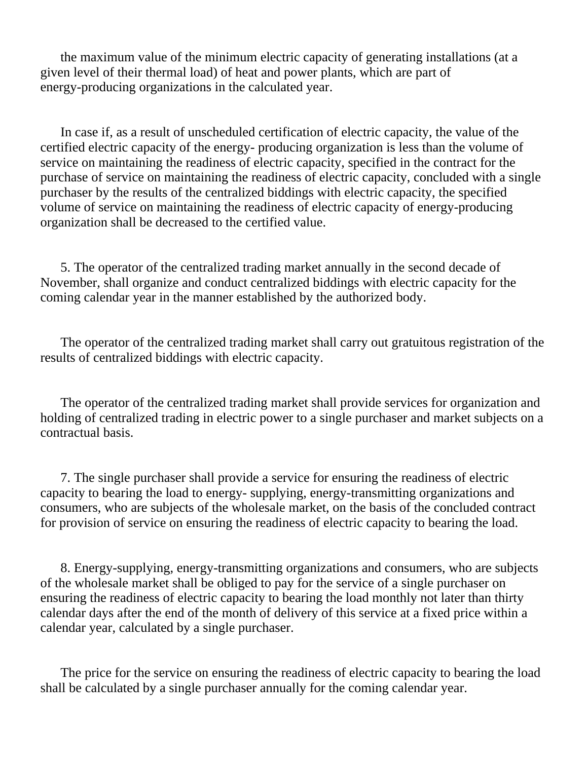the maximum value of the minimum electric capacity of generating installations (at a given level of their thermal load) of heat and power plants, which are part of energy-producing organizations in the calculated year.

In case if, as a result of unscheduled certification of electric capacity, the value of the certified electric capacity of the energy- producing organization is less than the volume of service on maintaining the readiness of electric capacity, specified in the contract for the purchase of service on maintaining the readiness of electric capacity, concluded with a single purchaser by the results of the centralized biddings with electric capacity, the specified volume of service on maintaining the readiness of electric capacity of energy-producing organization shall be decreased to the certified value.

5. The operator of the centralized trading market annually in the second decade of November, shall organize and conduct centralized biddings with electric capacity for the coming calendar year in the manner established by the authorized body.

The operator of the centralized trading market shall carry out gratuitous registration of the results of centralized biddings with electric capacity.

The operator of the centralized trading market shall provide services for organization and holding of centralized trading in electric power to a single purchaser and market subjects on a contractual basis.

7. The single purchaser shall provide a service for ensuring the readiness of electric capacity to bearing the load to energy- supplying, energy-transmitting organizations and consumers, who are subjects of the wholesale market, on the basis of the concluded contract for provision of service on ensuring the readiness of electric capacity to bearing the load.

8. Energy-supplying, energy-transmitting organizations and consumers, who are subjects of the wholesale market shall be obliged to pay for the service of a single purchaser on ensuring the readiness of electric capacity to bearing the load monthly not later than thirty calendar days after the end of the month of delivery of this service at a fixed price within a calendar year, calculated by a single purchaser.

The price for the service on ensuring the readiness of electric capacity to bearing the load shall be calculated by a single purchaser annually for the coming calendar year.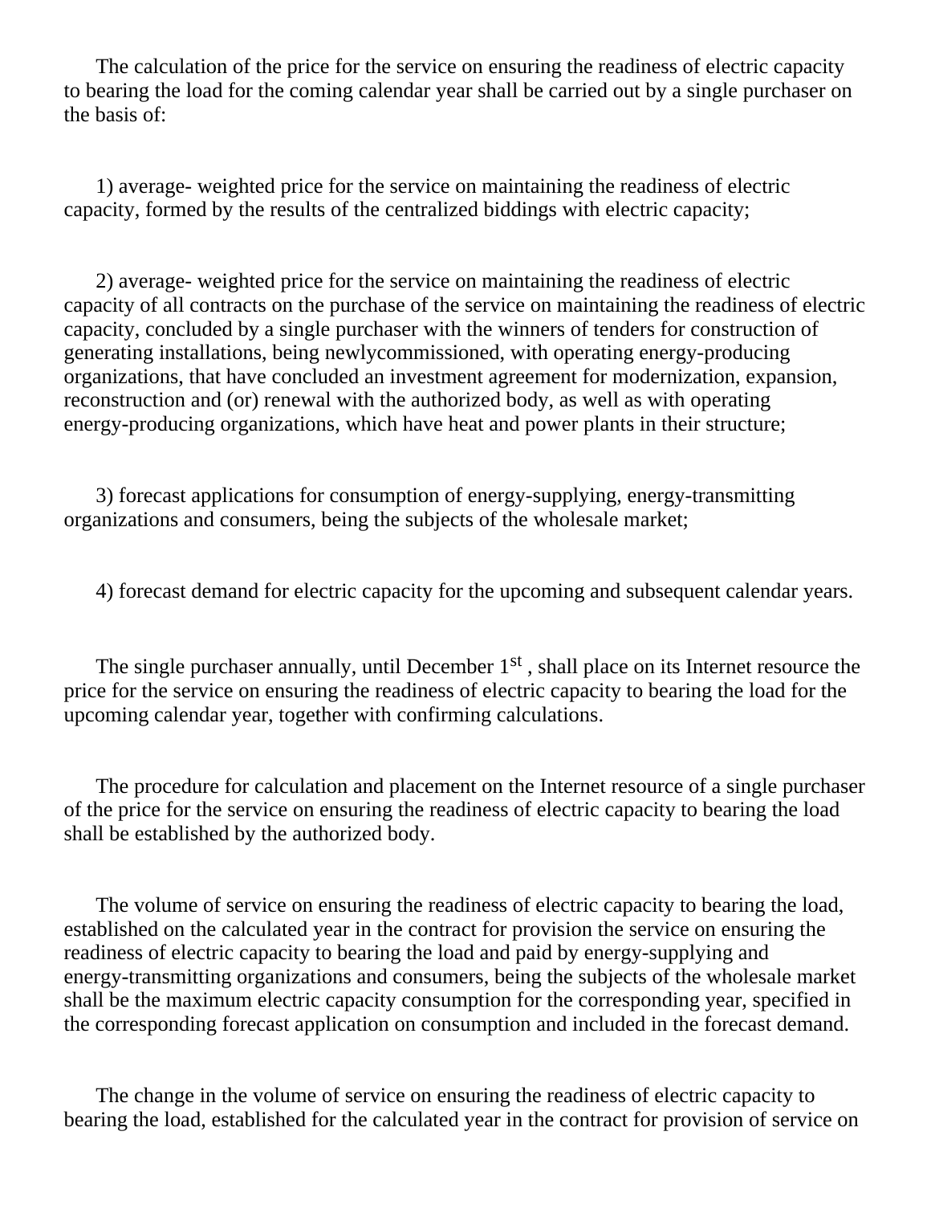The calculation of the price for the service on ensuring the readiness of electric capacity to bearing the load for the coming calendar year shall be carried out by a single purchaser on the basis of:

1) average- weighted price for the service on maintaining the readiness of electric capacity, formed by the results of the centralized biddings with electric capacity;

2) average- weighted price for the service on maintaining the readiness of electric capacity of all contracts on the purchase of the service on maintaining the readiness of electric capacity, concluded by a single purchaser with the winners of tenders for construction of generating installations, being newlycommissioned, with operating energy-producing organizations, that have concluded an investment agreement for modernization, expansion, reconstruction and (or) renewal with the authorized body, as well as with operating energy-producing organizations, which have heat and power plants in their structure;

3) forecast applications for consumption of energy-supplying, energy-transmitting organizations and consumers, being the subjects of the wholesale market;

4) forecast demand for electric capacity for the upcoming and subsequent calendar years.

The single purchaser annually, until December 1st , shall place on its Internet resource the price for the service on ensuring the readiness of electric capacity to bearing the load for the upcoming calendar year, together with confirming calculations.

The procedure for calculation and placement on the Internet resource of a single purchaser of the price for the service on ensuring the readiness of electric capacity to bearing the load shall be established by the authorized body.

The volume of service on ensuring the readiness of electric capacity to bearing the load, established on the calculated year in the contract for provision the service on ensuring the readiness of electric capacity to bearing the load and paid by energy-supplying and energy-transmitting organizations and consumers, being the subjects of the wholesale market shall be the maximum electric capacity consumption for the corresponding year, specified in the corresponding forecast application on consumption and included in the forecast demand.

The change in the volume of service on ensuring the readiness of electric capacity to bearing the load, established for the calculated year in the contract for provision of service on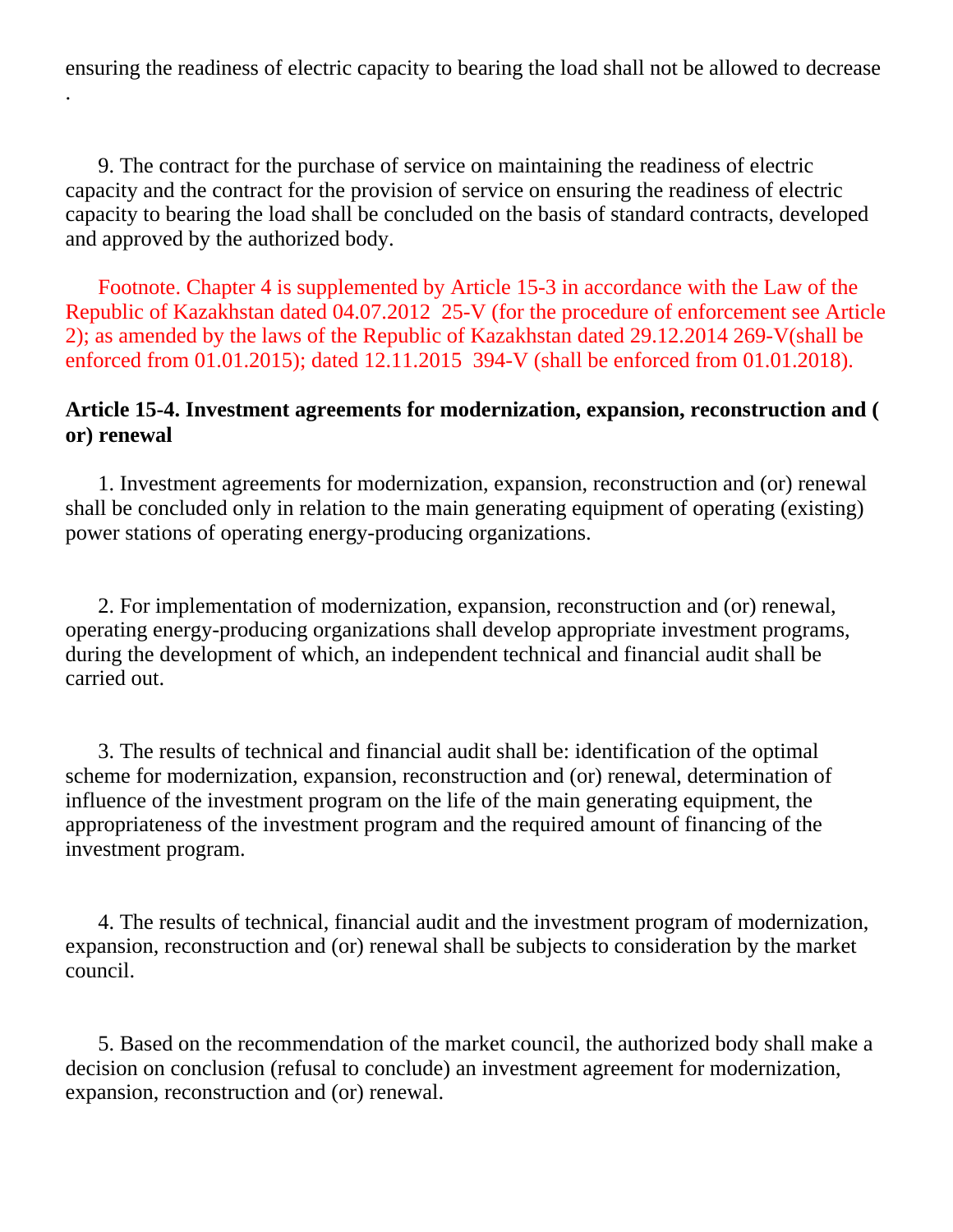ensuring the readiness of electric capacity to bearing the load shall not be allowed to decrease .

9. The contract for the purchase of service on maintaining the readiness of electric capacity and the contract for the provision of service on ensuring the readiness of electric capacity to bearing the load shall be concluded on the basis of standard contracts, developed and approved by the authorized body.

Footnote. Chapter 4 is supplemented by Article 15-3 in accordance with the Law of the Republic of Kazakhstan dated 04.07.2012 25-V (for the procedure of enforcement see Article 2); as amended by the laws of the Republic of Kazakhstan dated 29.12.2014 269-V(shall be enforced from 01.01.2015); dated 12.11.2015 394-V (shall be enforced from 01.01.2018).

**Article 15-4. Investment agreements for modernization, expansion, reconstruction and (or) renewal**

1. Investment agreements for modernization, expansion, reconstruction and (or) renewal shall be concluded only in relation to the main generating equipment of operating (existing) power stations of operating energy-producing organizations.

2. For implementation of modernization, expansion, reconstruction and (or) renewal, operating energy-producing organizations shall develop appropriate investment programs, during the development of which, an independent technical and financial audit shall be carried out.

3. The results of technical and financial audit shall be: identification of the optimal scheme for modernization, expansion, reconstruction and (or) renewal, determination of influence of the investment program on the life of the main generating equipment, the appropriateness of the investment program and the required amount of financing of the investment program.

4. The results of technical, financial audit and the investment program of modernization, expansion, reconstruction and (or) renewal shall be subjects to consideration by the market council.

5. Based on the recommendation of the market council, the authorized body shall make a decision on conclusion (refusal to conclude) an investment agreement for modernization, expansion, reconstruction and (or) renewal.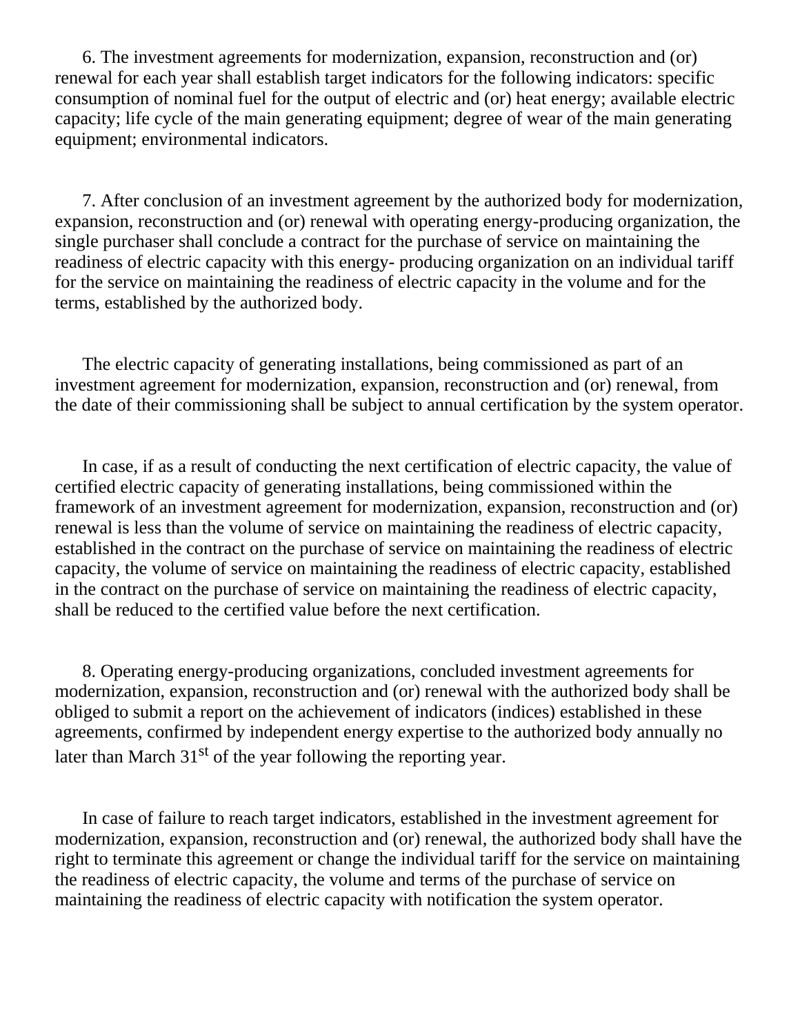6. The investment agreements for modernization, expansion, reconstruction and (or) renewal for each year shall establish target indicators for the following indicators: specific consumption of nominal fuel for the output of electric and (or) heat energy; available electric capacity; life cycle of the main generating equipment; degree of wear of the main generating equipment; environmental indicators.

7. After conclusion of an investment agreement by the authorized body for modernization, expansion, reconstruction and (or) renewal with operating energy-producing organization, the single purchaser shall conclude a contract for the purchase of service on maintaining the readiness of electric capacity with this energy- producing organization on an individual tariff for the service on maintaining the readiness of electric capacity in the volume and for the terms, established by the authorized body.

The electric capacity of generating installations, being commissioned as part of an investment agreement for modernization, expansion, reconstruction and (or) renewal, from the date of their commissioning shall be subject to annual certification by the system operator.

In case, if as a result of conducting the next certification of electric capacity, the value of certified electric capacity of generating installations, being commissioned within the framework of an investment agreement for modernization, expansion, reconstruction and (or) renewal is less than the volume of service on maintaining the readiness of electric capacity, established in the contract on the purchase of service on maintaining the readiness of electric capacity, the volume of service on maintaining the readiness of electric capacity, established in the contract on the purchase of service on maintaining the readiness of electric capacity, shall be reduced to the certified value before the next certification.

8. Operating energy-producing organizations, concluded investment agreements for modernization, expansion, reconstruction and (or) renewal with the authorized body shall be obliged to submit a report on the achievement of indicators (indices) established in these agreements, confirmed by independent energy expertise to the authorized body annually no later than March 31st of the year following the reporting year.

In case of failure to reach target indicators, established in the investment agreement for modernization, expansion, reconstruction and (or) renewal, the authorized body shall have the right to terminate this agreement or change the individual tariff for the service on maintaining the readiness of electric capacity, the volume and terms of the purchase of service on maintaining the readiness of electric capacity with notification the system operator.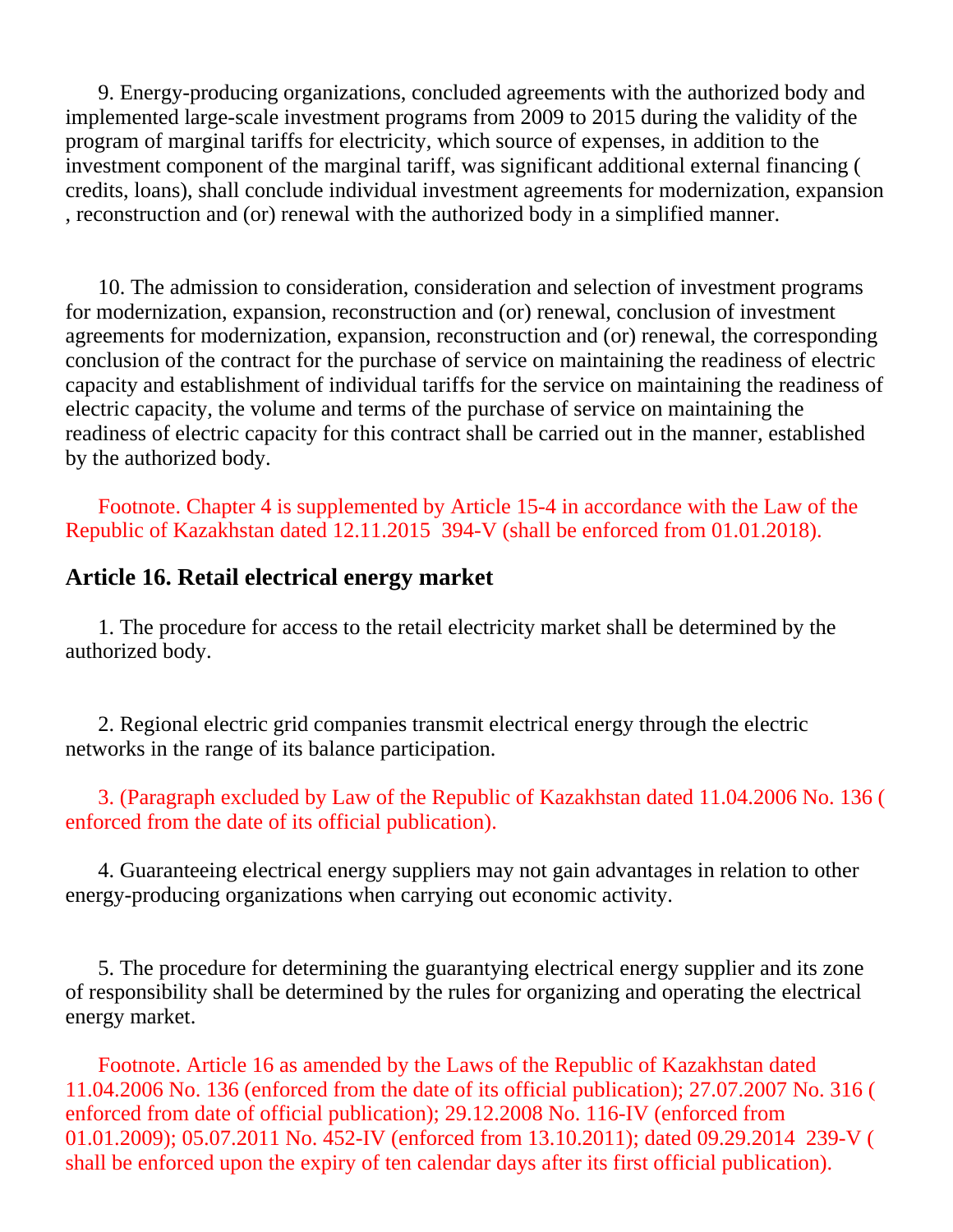9. Energy-producing organizations, concluded agreements with the authorized body and implemented large-scale investment programs from 2009 to 2015 during the validity of the program of marginal tariffs for electricity, which source of expenses, in addition to the investment component of the marginal tariff, was significant additional external financing ( credits, loans), shall conclude individual investment agreements for modernization, expansion , reconstruction and (or) renewal with the authorized body in a simplified manner.

10. The admission to consideration, consideration and selection of investment programs for modernization, expansion, reconstruction and (or) renewal, conclusion of investment agreements for modernization, expansion, reconstruction and (or) renewal, the corresponding conclusion of the contract for the purchase of service on maintaining the readiness of electric capacity and establishment of individual tariffs for the service on maintaining the readiness of electric capacity, the volume and terms of the purchase of service on maintaining the readiness of electric capacity for this contract shall be carried out in the manner, established by the authorized body.

Footnote. Chapter 4 is supplemented by Article 15-4 in accordance with the Law of the Republic of Kazakhstan dated 12.11.2015 394-V (shall be enforced from 01.01.2018).

### Article 16. Retail electrical energy market

1. The procedure for access to the retail electricity market shall be determined by the authorized body.

2. Regional electric grid companies transmit electrical energy through the electric networks in the range of its balance participation.

3. (Paragraph excluded by Law of the Republic of Kazakhstan dated 11.04.2006 No. 136 ( enforced from the date of its official publication).

4. Guaranteeing electrical energy suppliers may not gain advantages in relation to other energy-producing organizations when carrying out economic activity.

5. The procedure for determining the guarantying electrical energy supplier and its zone of responsibility shall be determined by the rules for organizing and operating the electrical energy market.

Footnote. Article 16 as amended by the Laws of the Republic of Kazakhstan dated 11.04.2006 No. 136 (enforced from the date of its official publication); 27.07.2007 No. 316 ( enforced from date of official publication); 29.12.2008 No. 116-IV (enforced from 01.01.2009); 05.07.2011 No. 452-IV (enforced from 13.10.2011); dated 09.29.2014 239-V ( shall be enforced upon the expiry of ten calendar days after its first official publication).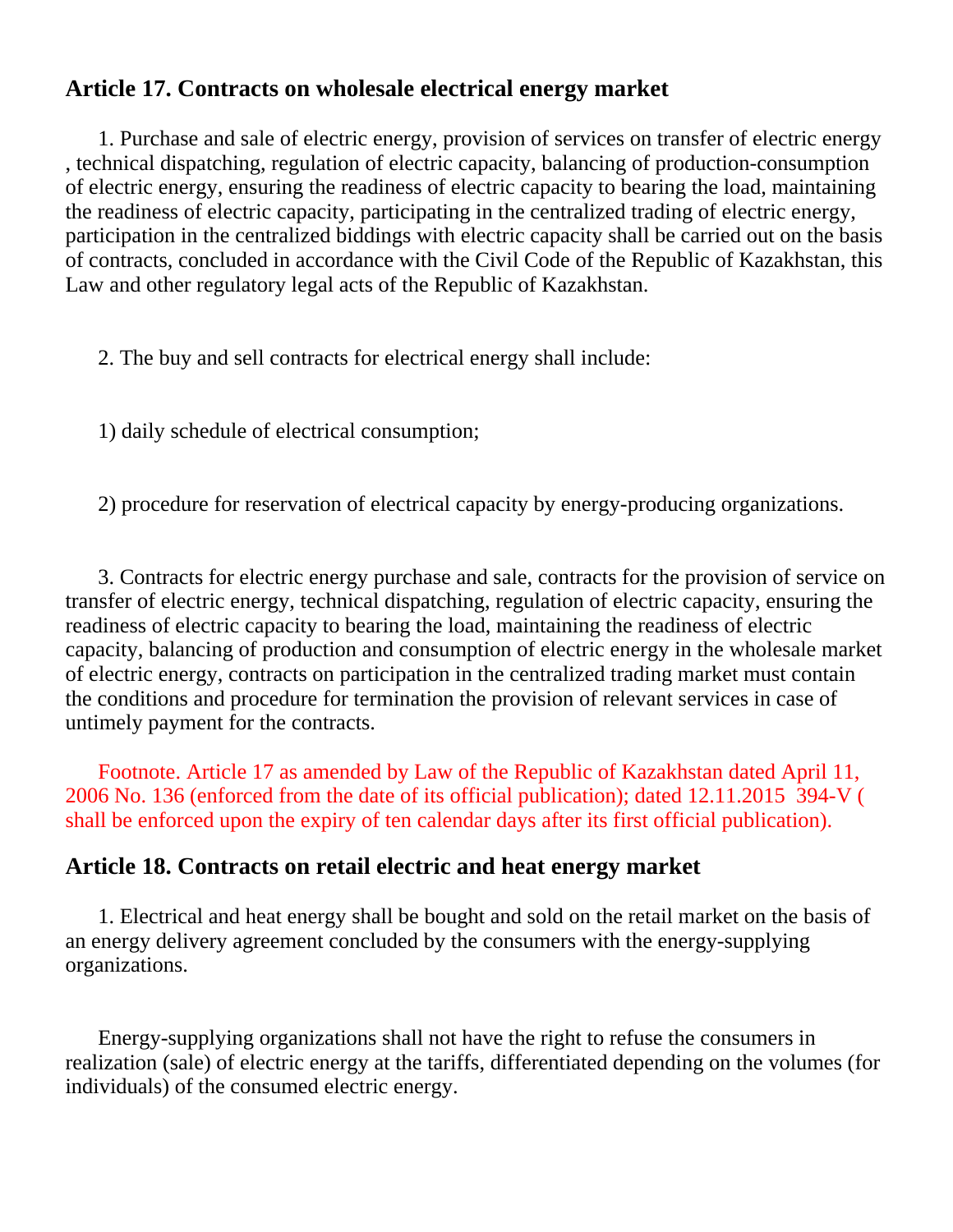## Article 17. Contracts on wholesale electrical energy market

1. Purchase and sale of electric energy, provision of services on transfer of electric energy , technical dispatching, regulation of electric capacity, balancing of production-consumption of electric energy, ensuring the readiness of electric capacity to bearing the load, maintaining the readiness of electric capacity, participating in the centralized trading of electric energy, participation in the centralized biddings with electric capacity shall be carried out on the basis of contracts, concluded in accordance with the Civil Code of the Republic of Kazakhstan, this Law and other regulatory legal acts of the Republic of Kazakhstan.

2. The buy and sell contracts for electrical energy shall include:

1) daily schedule of electrical consumption;

2) procedure for reservation of electrical capacity by energy-producing organizations.

3. Contracts for electric energy purchase and sale, contracts for the provision of service on transfer of electric energy, technical dispatching, regulation of electric capacity, ensuring the readiness of electric capacity to bearing the load, maintaining the readiness of electric capacity, balancing of production and consumption of electric energy in the wholesale market of electric energy, contracts on participation in the centralized trading market must contain the conditions and procedure for termination the provision of relevant services in case of untimely payment for the contracts.

Footnote. Article 17 as amended by Law of the Republic of Kazakhstan dated April 11, 2006 No. 136 (enforced from the date of its official publication); dated 12.11.2015 394-V ( shall be enforced upon the expiry of ten calendar days after its first official publication).

## Article 18. Contracts on retail electric and heat energy market

1. Electrical and heat energy shall be bought and sold on the retail market on the basis of an energy delivery agreement concluded by the consumers with the energy-supplying organizations.

Energy-supplying organizations shall not have the right to refuse the consumers in realization (sale) of electric energy at the tariffs, differentiated depending on the volumes (for individuals) of the consumed electric energy.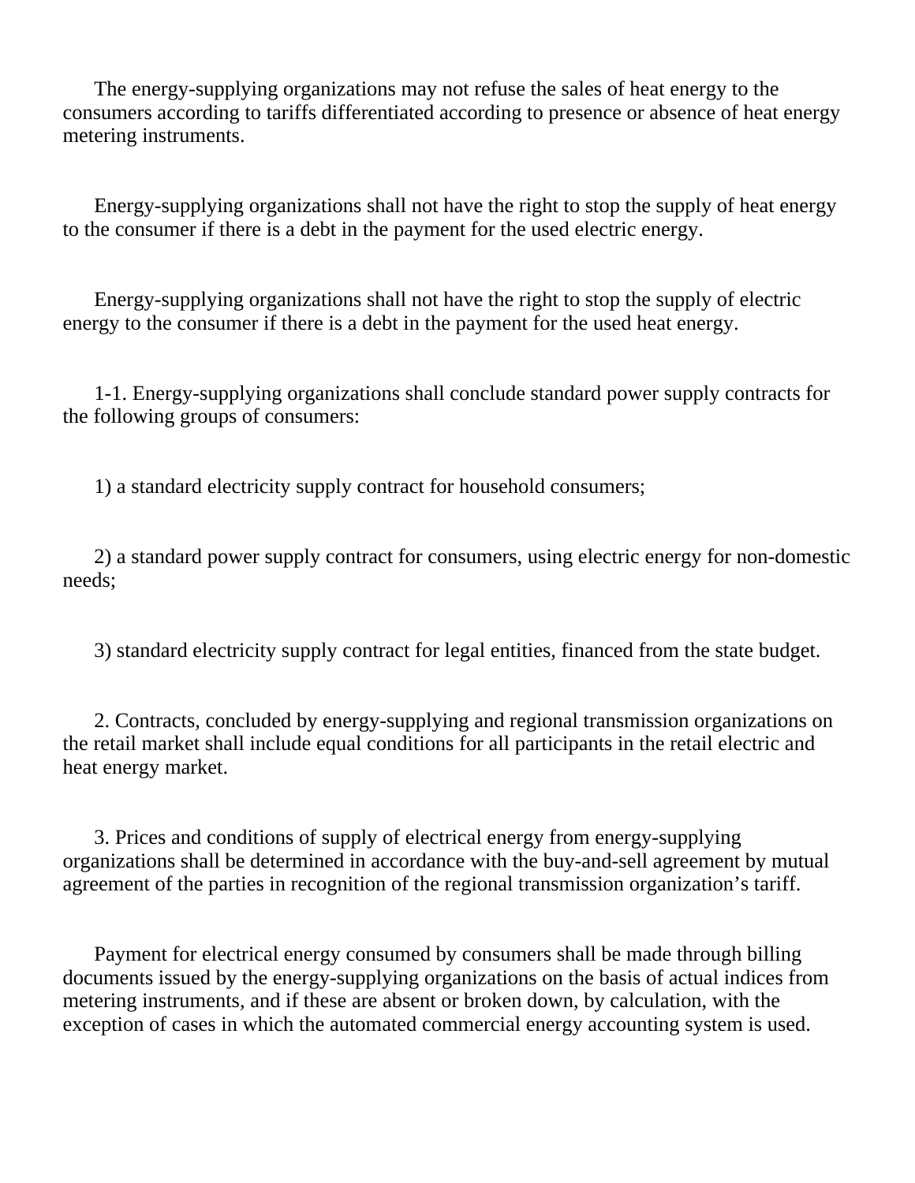The energy-supplying organizations may not refuse the sales of heat energy to the consumers according to tariffs differentiated according to presence or absence of heat energy metering instruments.

Energy-supplying organizations shall not have the right to stop the supply of heat energy to the consumer if there is a debt in the payment for the used electric energy.

Energy-supplying organizations shall not have the right to stop the supply of electric energy to the consumer if there is a debt in the payment for the used heat energy.

1-1. Energy-supplying organizations shall conclude standard power supply contracts for the following groups of consumers:

1) a standard electricity supply contract for household consumers;

2) a standard power supply contract for consumers, using electric energy for non-domestic needs;

3) standard electricity supply contract for legal entities, financed from the state budget.

2. Contracts, concluded by energy-supplying and regional transmission organizations on the retail market shall include equal conditions for all participants in the retail electric and heat energy market.

3. Prices and conditions of supply of electrical energy from energy-supplying organizations shall be determined in accordance with the buy-and-sell agreement by mutual agreement of the parties in recognition of the regional transmission organization's tariff.

Payment for electrical energy consumed by consumers shall be made through billing documents issued by the energy-supplying organizations on the basis of actual indices from metering instruments, and if these are absent or broken down, by calculation, with the exception of cases in which the automated commercial energy accounting system is used.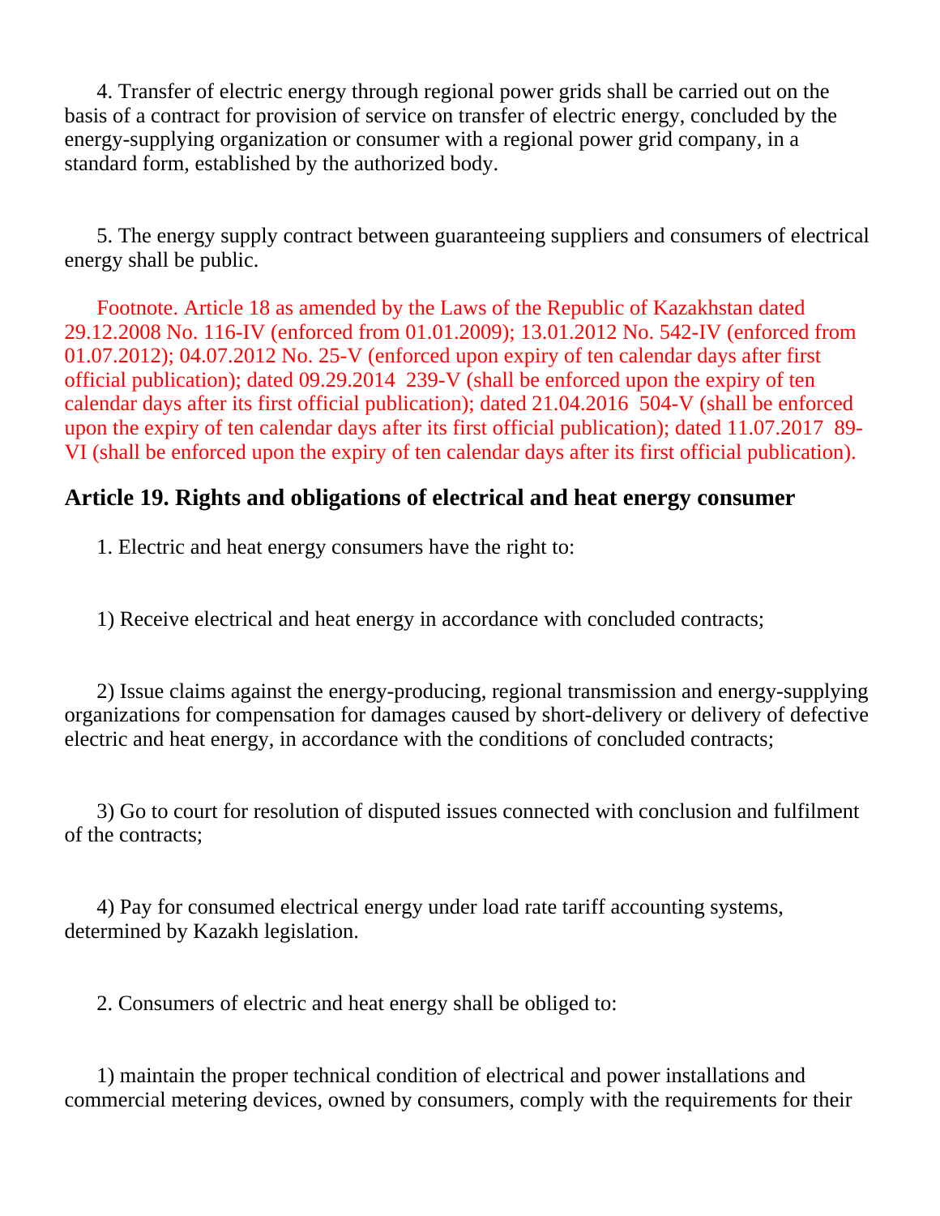4. Transfer of electric energy through regional power grids shall be carried out on the basis of a contract for provision of service on transfer of electric energy, concluded by the energy-supplying organization or consumer with a regional power grid company, in a standard form, established by the authorized body.

5. The energy supply contract between guaranteeing suppliers and consumers of electrical energy shall be public.

Footnote. Article 18 as amended by the Laws of the Republic of Kazakhstan dated 29.12.2008 No. 116-IV (enforced from 01.01.2009); 13.01.2012 No. 542-IV (enforced from 01.07.2012); 04.07.2012 No. 25-V (enforced upon expiry of ten calendar days after first official publication); dated 09.29.2014 239-V (shall be enforced upon the expiry of ten calendar days after its first official publication); dated 21.04.2016 504-V (shall be enforced upon the expiry of ten calendar days after its first official publication); dated 11.07.2017 89-VI (shall be enforced upon the expiry of ten calendar days after its first official publication).

### Article 19. Rights and obligations of electrical and heat energy consumer

1. Electric and heat energy consumers have the right to:

1) Receive electrical and heat energy in accordance with concluded contracts;

2) Issue claims against the energy-producing, regional transmission and energy-supplying organizations for compensation for damages caused by short-delivery or delivery of defective electric and heat energy, in accordance with the conditions of concluded contracts;

3) Go to court for resolution of disputed issues connected with conclusion and fulfilment of the contracts;

4) Pay for consumed electrical energy under load rate tariff accounting systems, determined by Kazakh legislation.

2. Consumers of electric and heat energy shall be obliged to:

1) maintain the proper technical condition of electrical and power installations and commercial metering devices, owned by consumers, comply with the requirements for their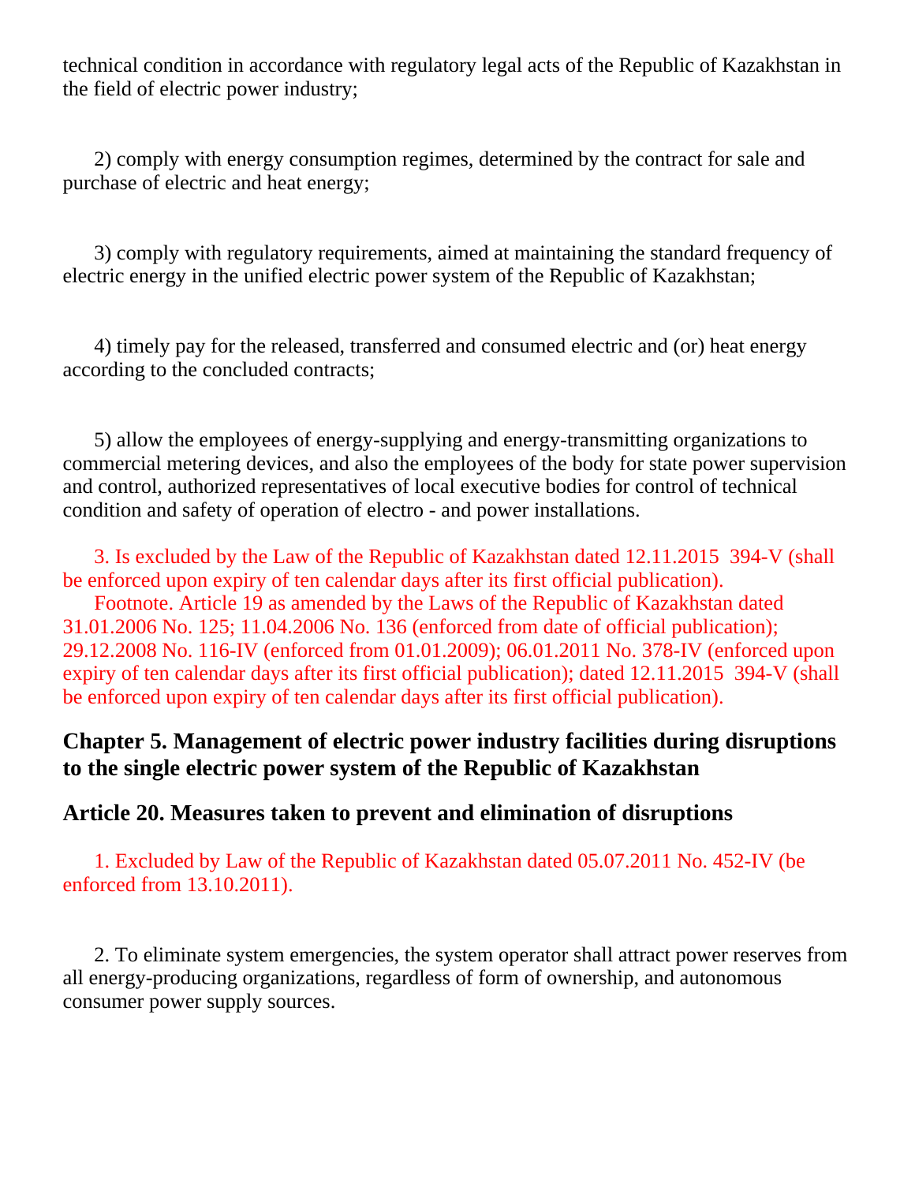technical condition in accordance with regulatory legal acts of the Republic of Kazakhstan in the field of electric power industry;

2) comply with energy consumption regimes, determined by the contract for sale and purchase of electric and heat energy;

3) comply with regulatory requirements, aimed at maintaining the standard frequency of electric energy in the unified electric power system of the Republic of Kazakhstan;

4) timely pay for the released, transferred and consumed electric and (or) heat energy according to the concluded contracts;

5) allow the employees of energy-supplying and energy-transmitting organizations to commercial metering devices, and also the employees of the body for state power supervision and control, authorized representatives of local executive bodies for control of technical condition and safety of operation of electro - and power installations.

3. Is excluded by the Law of the Republic of Kazakhstan dated 12.11.2015 394-V (shall be enforced upon expiry of ten calendar days after its first official publication).

Footnote. Article 19 as amended by the Laws of the Republic of Kazakhstan dated 31.01.2006 No. 125; 11.04.2006 No. 136 (enforced from date of official publication); 29.12.2008 No. 116-IV (enforced from 01.01.2009); 06.01.2011 No. 378-IV (enforced upon expiry of ten calendar days after its first official publication); dated 12.11.2015 394-V (shall be enforced upon expiry of ten calendar days after its first official publication).

## Chapter 5. Management of electric power industry facilities during disruptions to the single electric power system of the Republic of Kazakhstan

### Article 20. Measures taken to prevent and elimination of disruptions

1. Excluded by Law of the Republic of Kazakhstan dated 05.07.2011 No. 452-IV (be enforced from 13.10.2011).

2. To eliminate system emergencies, the system operator shall attract power reserves from all energy-producing organizations, regardless of form of ownership, and autonomous consumer power supply sources.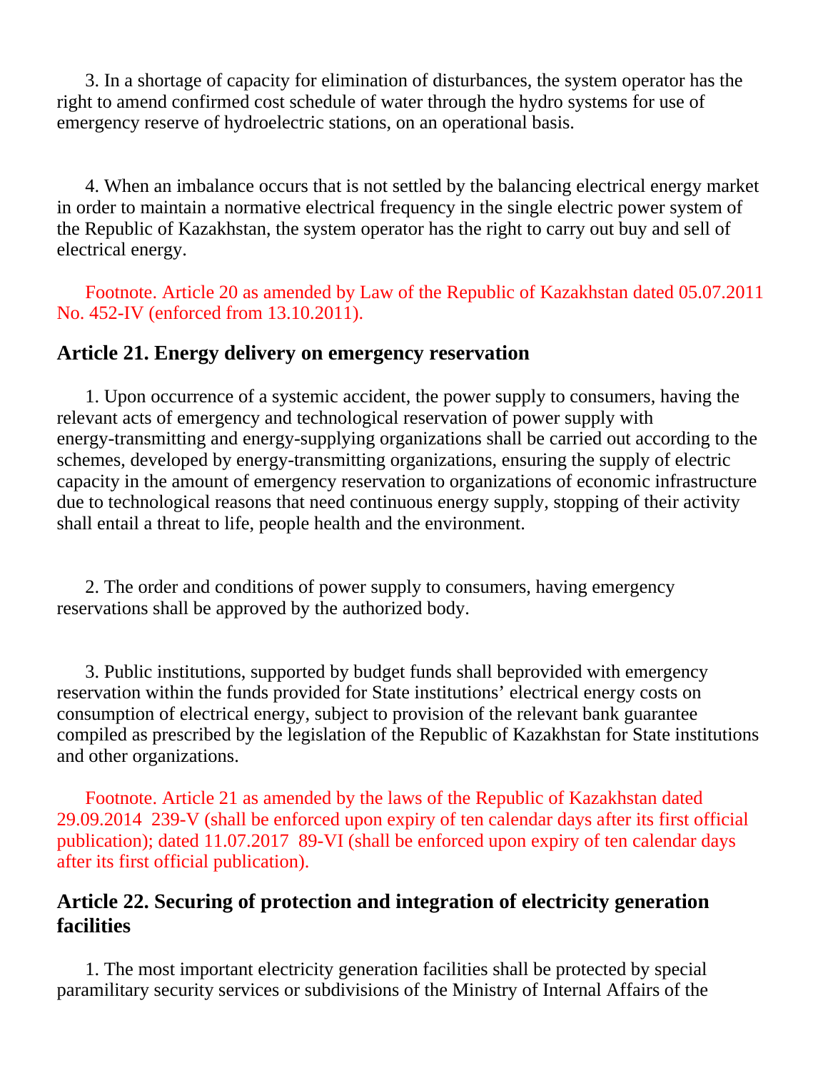3. In a shortage of capacity for elimination of disturbances, the system operator has the right to amend confirmed cost schedule of water through the hydro systems for use of emergency reserve of hydroelectric stations, on an operational basis.

4. When an imbalance occurs that is not settled by the balancing electrical energy market in order to maintain a normative electrical frequency in the single electric power system of the Republic of Kazakhstan, the system operator has the right to carry out buy and sell of electrical energy.

Footnote. Article 20 as amended by Law of the Republic of Kazakhstan dated 05.07.2011 No. 452-IV (enforced from 13.10.2011).

## Article 21. Energy delivery on emergency reservation

1. Upon occurrence of a systemic accident, the power supply to consumers, having the relevant acts of emergency and technological reservation of power supply with energy-transmitting and energy-supplying organizations shall be carried out according to the schemes, developed by energy-transmitting organizations, ensuring the supply of electric capacity in the amount of emergency reservation to organizations of economic infrastructure due to technological reasons that need continuous energy supply, stopping of their activity shall entail a threat to life, people health and the environment.

2. The order and conditions of power supply to consumers, having emergency reservations shall be approved by the authorized body.

3. Public institutions, supported by budget funds shall beprovided with emergency reservation within the funds provided for State institutions' electrical energy costs on consumption of electrical energy, subject to provision of the relevant bank guarantee compiled as prescribed by the legislation of the Republic of Kazakhstan for State institutions and other organizations.

Footnote. Article 21 as amended by the laws of the Republic of Kazakhstan dated 29.09.2014 239-V (shall be enforced upon expiry of ten calendar days after its first official publication); dated 11.07.2017 89-VI (shall be enforced upon expiry of ten calendar days after its first official publication).

## Article 22. Securing of protection and integration of electricity generation facilities

1. The most important electricity generation facilities shall be protected by special paramilitary security services or subdivisions of the Ministry of Internal Affairs of the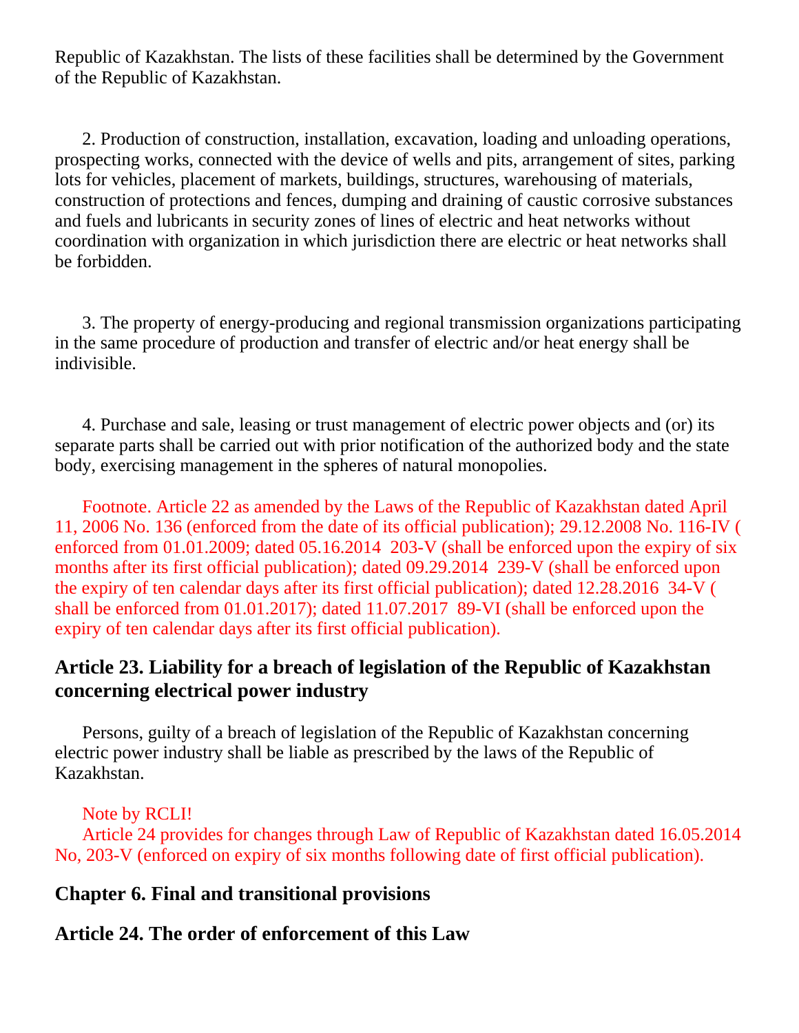Republic of Kazakhstan. The lists of these facilities shall be determined by the Government of the Republic of Kazakhstan.

2. Production of construction, installation, excavation, loading and unloading operations, prospecting works, connected with the device of wells and pits, arrangement of sites, parking lots for vehicles, placement of markets, buildings, structures, warehousing of materials, construction of protections and fences, dumping and draining of caustic corrosive substances and fuels and lubricants in security zones of lines of electric and heat networks without coordination with organization in which jurisdiction there are electric or heat networks shall be forbidden.

3. The property of energy-producing and regional transmission organizations participating in the same procedure of production and transfer of electric and/or heat energy shall be indivisible.

4. Purchase and sale, leasing or trust management of electric power objects and (or) its separate parts shall be carried out with prior notification of the authorized body and the state body, exercising management in the spheres of natural monopolies.

Footnote. Article 22 as amended by the Laws of the Republic of Kazakhstan dated April 11, 2006 No. 136 (enforced from the date of its official publication); 29.12.2008 No. 116-IV ( enforced from 01.01.2009; dated 05.16.2014 203-V (shall be enforced upon the expiry of six months after its first official publication); dated 09.29.2014 239-V (shall be enforced upon the expiry of ten calendar days after its first official publication); dated 12.28.2016 34-V ( shall be enforced from 01.01.2017); dated 11.07.2017 89-VI (shall be enforced upon the expiry of ten calendar days after its first official publication).

## Article 23. Liability for a breach of legislation of the Republic of Kazakhstan concerning electrical power industry

Persons, guilty of a breach of legislation of the Republic of Kazakhstan concerning electric power industry shall be liable as prescribed by the laws of the Republic of Kazakhstan.

Note by RCLI!
Article 24 provides for changes through Law of Republic of Kazakhstan dated 16.05.2014 No, 203-V (enforced on expiry of six months following date of first official publication).

## Chapter 6. Final and transitional provisions

## Article 24. The order of enforcement of this Law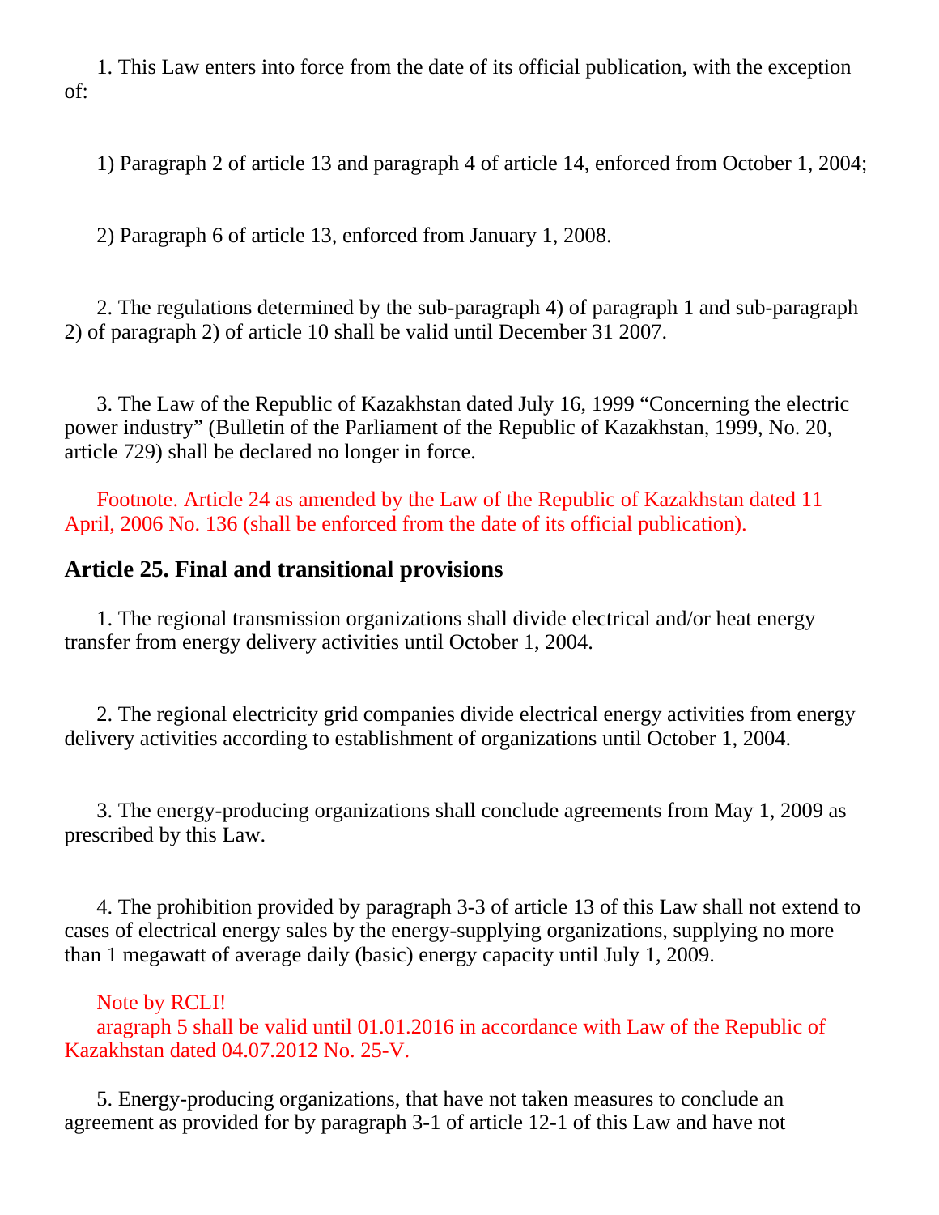1. This Law enters into force from the date of its official publication, with the exception of:

1) Paragraph 2 of article 13 and paragraph 4 of article 14, enforced from October 1, 2004;

2) Paragraph 6 of article 13, enforced from January 1, 2008.

2. The regulations determined by the sub-paragraph 4) of paragraph 1 and sub-paragraph 2) of paragraph 2) of article 10 shall be valid until December 31 2007.

3. The Law of the Republic of Kazakhstan dated July 16, 1999 "Concerning the electric power industry" (Bulletin of the Parliament of the Republic of Kazakhstan, 1999, No. 20, article 729) shall be declared no longer in force.

Footnote. Article 24 as amended by the Law of the Republic of Kazakhstan dated 11 April, 2006 No. 136 (shall be enforced from the date of its official publication).

### Article 25. Final and transitional provisions

1. The regional transmission organizations shall divide electrical and/or heat energy transfer from energy delivery activities until October 1, 2004.

2. The regional electricity grid companies divide electrical energy activities from energy delivery activities according to establishment of organizations until October 1, 2004.

3. The energy-producing organizations shall conclude agreements from May 1, 2009 as prescribed by this Law.

4. The prohibition provided by paragraph 3-3 of article 13 of this Law shall not extend to cases of electrical energy sales by the energy-supplying organizations, supplying no more than 1 megawatt of average daily (basic) energy capacity until July 1, 2009.

Note by RCLI!
aragraph 5 shall be valid until 01.01.2016 in accordance with Law of the Republic of Kazakhstan dated 04.07.2012 No. 25-V.

5. Energy-producing organizations, that have not taken measures to conclude an agreement as provided for by paragraph 3-1 of article 12-1 of this Law and have not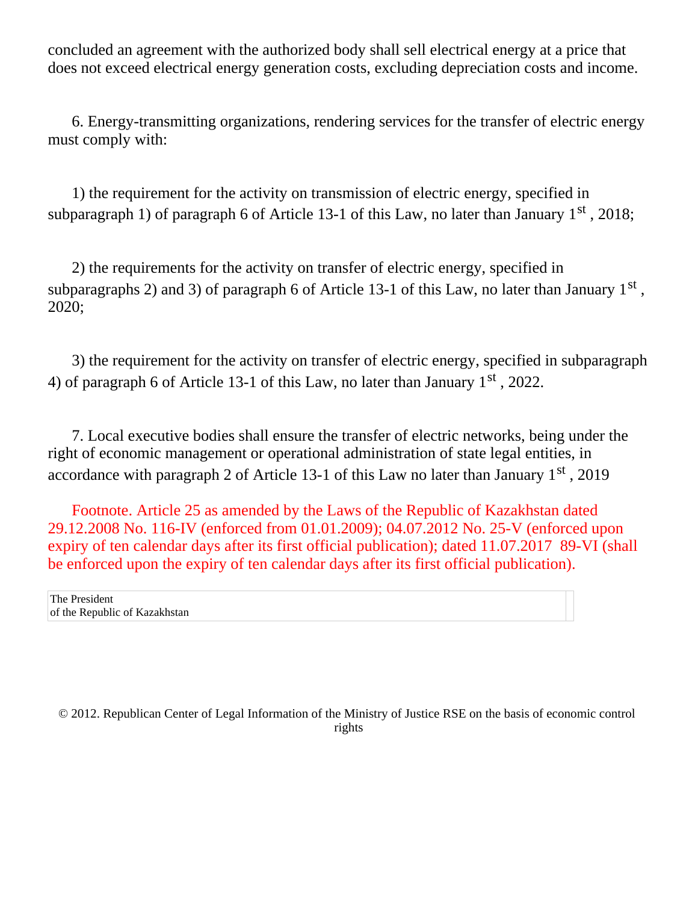concluded an agreement with the authorized body shall sell electrical energy at a price that does not exceed electrical energy generation costs, excluding depreciation costs and income.

6. Energy-transmitting organizations, rendering services for the transfer of electric energy must comply with:

1) the requirement for the activity on transmission of electric energy, specified in subparagraph 1) of paragraph 6 of Article 13-1 of this Law, no later than January 1st , 2018;

2) the requirements for the activity on transfer of electric energy, specified in subparagraphs 2) and 3) of paragraph 6 of Article 13-1 of this Law, no later than January 1st , 2020;

3) the requirement for the activity on transfer of electric energy, specified in subparagraph 4) of paragraph 6 of Article 13-1 of this Law, no later than January 1st , 2022.

7. Local executive bodies shall ensure the transfer of electric networks, being under the right of economic management or operational administration of state legal entities, in accordance with paragraph 2 of Article 13-1 of this Law no later than January 1st , 2019

Footnote. Article 25 as amended by the Laws of the Republic of Kazakhstan dated 29.12.2008 No. 116-IV (enforced from 01.01.2009); 04.07.2012 No. 25-V (enforced upon expiry of ten calendar days after its first official publication); dated 11.07.2017 89-VI (shall be enforced upon the expiry of ten calendar days after its first official publication).

| | |
|---|---|
| The President<br>of the Republic of Kazakhstan | |

© 2012. Republican Center of Legal Information of the Ministry of Justice RSE on the basis of economic control rights